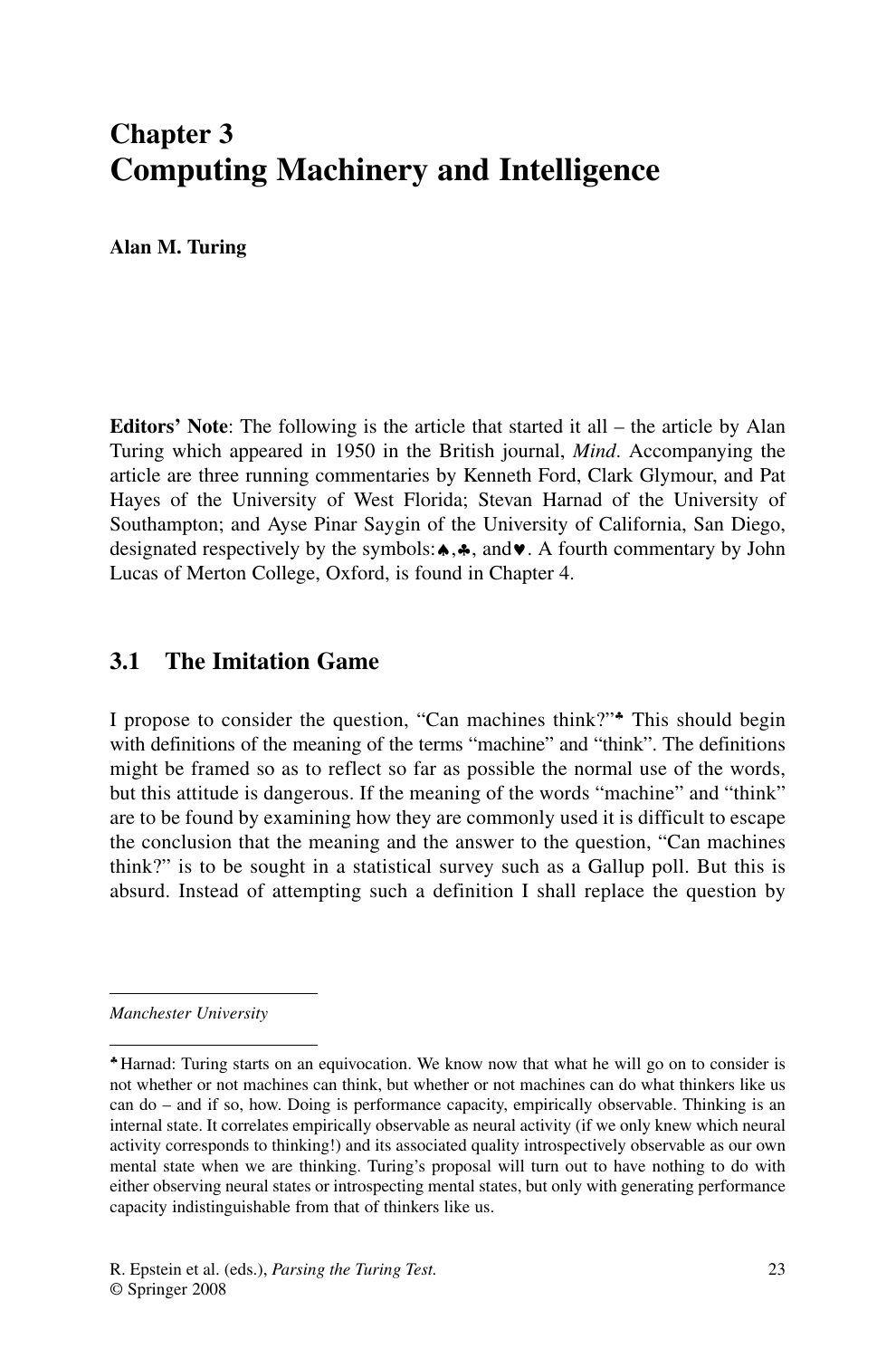# Chapter 3
# Computing Machinery and Intelligence

**Alan M. Turing**

**Editors' Note**: The following is the article that started it all – the article by Alan Turing which appeared in 1950 in the British journal, *Mind*. Accompanying the article are three running commentaries by Kenneth Ford, Clark Glymour, and Pat Hayes of the University of West Florida; Stevan Harnad of the University of Southampton; and Ayse Pinar Saygin of the University of California, San Diego, designated respectively by the symbols: ♠, ♣, and ♥. A fourth commentary by John Lucas of Merton College, Oxford, is found in Chapter 4.

## 3.1 The Imitation Game

I propose to consider the question, "Can machines think?"♣ This should begin with definitions of the meaning of the terms "machine" and "think". The definitions might be framed so as to reflect so far as possible the normal use of the words, but this attitude is dangerous. If the meaning of the words "machine" and "think" are to be found by examining how they are commonly used it is difficult to escape the conclusion that the meaning and the answer to the question, "Can machines think?" is to be sought in a statistical survey such as a Gallup poll. But this is absurd. Instead of attempting such a definition I shall replace the question by

---

*Manchester University*

---

♣ Harnad: Turing starts on an equivocation. We know now that what he will go on to consider is not whether or not machines can think, but whether or not machines can do what thinkers like us can do – and if so, how. Doing is performance capacity, empirically observable. Thinking is an internal state. It correlates empirically observable as neural activity (if we only knew which neural activity corresponds to thinking!) and its associated quality introspectively observable as our own mental state when we are thinking. Turing's proposal will turn out to have nothing to do with either observing neural states or introspecting mental states, but only with generating performance capacity indistinguishable from that of thinkers like us.

R. Epstein et al. (eds.), *Parsing the Turing Test.*
© Springer 2008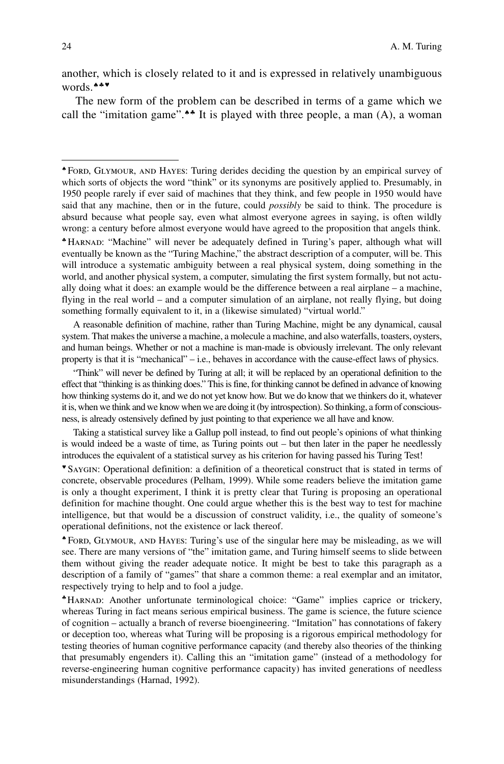another, which is closely related to it and is expressed in relatively unambiguous words.♠♣♥

The new form of the problem can be described in terms of a game which we call the "imitation game".♠♣ It is played with three people, a man (A), a woman

---

♠ Ford, Glymour, and Hayes: Turing derides deciding the question by an empirical survey of which sorts of objects the word "think" or its synonyms are positively applied to. Presumably, in 1950 people rarely if ever said of machines that they think, and few people in 1950 would have said that any machine, then or in the future, could *possibly* be said to think. The procedure is absurd because what people say, even what almost everyone agrees in saying, is often wildly wrong: a century before almost everyone would have agreed to the proposition that angels think.

♣ Harnad: "Machine" will never be adequately defined in Turing's paper, although what will eventually be known as the "Turing Machine," the abstract description of a computer, will be. This will introduce a systematic ambiguity between a real physical system, doing something in the world, and another physical system, a computer, simulating the first system formally, but not actually doing what it does: an example would be the difference between a real airplane – a machine, flying in the real world – and a computer simulation of an airplane, not really flying, but doing something formally equivalent to it, in a (likewise simulated) "virtual world."

A reasonable definition of machine, rather than Turing Machine, might be any dynamical, causal system. That makes the universe a machine, a molecule a machine, and also waterfalls, toasters, oysters, and human beings. Whether or not a machine is man-made is obviously irrelevant. The only relevant property is that it is "mechanical" – i.e., behaves in accordance with the cause-effect laws of physics.

"Think" will never be defined by Turing at all; it will be replaced by an operational definition to the effect that "thinking is as thinking does." This is fine, for thinking cannot be defined in advance of knowing how thinking systems do it, and we do not yet know how. But we do know that we thinkers do it, whatever it is, when we think and we know when we are doing it (by introspection). So thinking, a form of consciousness, is already ostensively defined by just pointing to that experience we all have and know.

Taking a statistical survey like a Gallup poll instead, to find out people's opinions of what thinking is would indeed be a waste of time, as Turing points out – but then later in the paper he needlessly introduces the equivalent of a statistical survey as his criterion for having passed his Turing Test!

♥ Saygin: Operational definition: a definition of a theoretical construct that is stated in terms of concrete, observable procedures (Pelham, 1999). While some readers believe the imitation game is only a thought experiment, I think it is pretty clear that Turing is proposing an operational definition for machine thought. One could argue whether this is the best way to test for machine intelligence, but that would be a discussion of construct validity, i.e., the quality of someone's operational definitions, not the existence or lack thereof.

♠ Ford, Glymour, and Hayes: Turing's use of the singular here may be misleading, as we will see. There are many versions of "the" imitation game, and Turing himself seems to slide between them without giving the reader adequate notice. It might be best to take this paragraph as a description of a family of "games" that share a common theme: a real exemplar and an imitator, respectively trying to help and to fool a judge.

♣ Harnad: Another unfortunate terminological choice: "Game" implies caprice or trickery, whereas Turing in fact means serious empirical business. The game is science, the future science of cognition – actually a branch of reverse bioengineering. "Imitation" has connotations of fakery or deception too, whereas what Turing will be proposing is a rigorous empirical methodology for testing theories of human cognitive performance capacity (and thereby also theories of the thinking that presumably engenders it). Calling this an "imitation game" (instead of a methodology for reverse-engineering human cognitive performance capacity) has invited generations of needless misunderstandings (Harnad, 1992).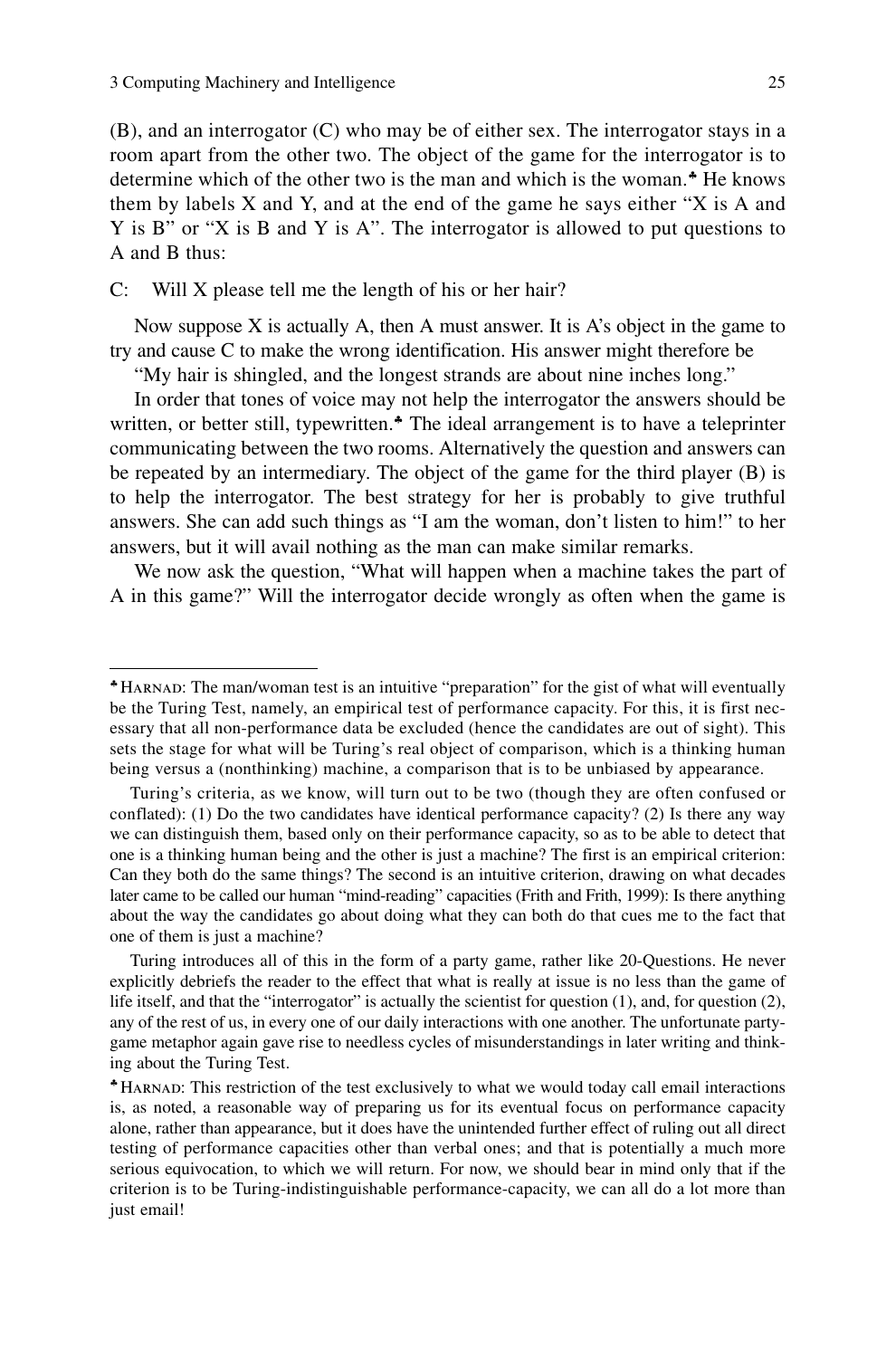(B), and an interrogator (C) who may be of either sex. The interrogator stays in a room apart from the other two. The object of the game for the interrogator is to determine which of the other two is the man and which is the woman.♣ He knows them by labels X and Y, and at the end of the game he says either "X is A and Y is B" or "X is B and Y is A". The interrogator is allowed to put questions to A and B thus:

C: Will X please tell me the length of his or her hair?

Now suppose X is actually A, then A must answer. It is A's object in the game to try and cause C to make the wrong identification. His answer might therefore be

"My hair is shingled, and the longest strands are about nine inches long."

In order that tones of voice may not help the interrogator the answers should be written, or better still, typewritten.♣ The ideal arrangement is to have a teleprinter communicating between the two rooms. Alternatively the question and answers can be repeated by an intermediary. The object of the game for the third player (B) is to help the interrogator. The best strategy for her is probably to give truthful answers. She can add such things as "I am the woman, don't listen to him!" to her answers, but it will avail nothing as the man can make similar remarks.

We now ask the question, "What will happen when a machine takes the part of A in this game?" Will the interrogator decide wrongly as often when the game is

---

♣ HARNAD: The man/woman test is an intuitive "preparation" for the gist of what will eventually be the Turing Test, namely, an empirical test of performance capacity. For this, it is first necessary that all non-performance data be excluded (hence the candidates are out of sight). This sets the stage for what will be Turing's real object of comparison, which is a thinking human being versus a (nonthinking) machine, a comparison that is to be unbiased by appearance.

Turing's criteria, as we know, will turn out to be two (though they are often confused or conflated): (1) Do the two candidates have identical performance capacity? (2) Is there any way we can distinguish them, based only on their performance capacity, so as to be able to detect that one is a thinking human being and the other is just a machine? The first is an empirical criterion: Can they both do the same things? The second is an intuitive criterion, drawing on what decades later came to be called our human "mind-reading" capacities (Frith and Frith, 1999): Is there anything about the way the candidates go about doing what they can both do that cues me to the fact that one of them is just a machine?

Turing introduces all of this in the form of a party game, rather like 20-Questions. He never explicitly debriefs the reader to the effect that what is really at issue is no less than the game of life itself, and that the "interrogator" is actually the scientist for question (1), and, for question (2), any of the rest of us, in every one of our daily interactions with one another. The unfortunate party-game metaphor again gave rise to needless cycles of misunderstandings in later writing and thinking about the Turing Test.

♣ HARNAD: This restriction of the test exclusively to what we would today call email interactions is, as noted, a reasonable way of preparing us for its eventual focus on performance capacity alone, rather than appearance, but it does have the unintended further effect of ruling out all direct testing of performance capacities other than verbal ones; and that is potentially a much more serious equivocation, to which we will return. For now, we should bear in mind only that if the criterion is to be Turing-indistinguishable performance-capacity, we can all do a lot more than just email!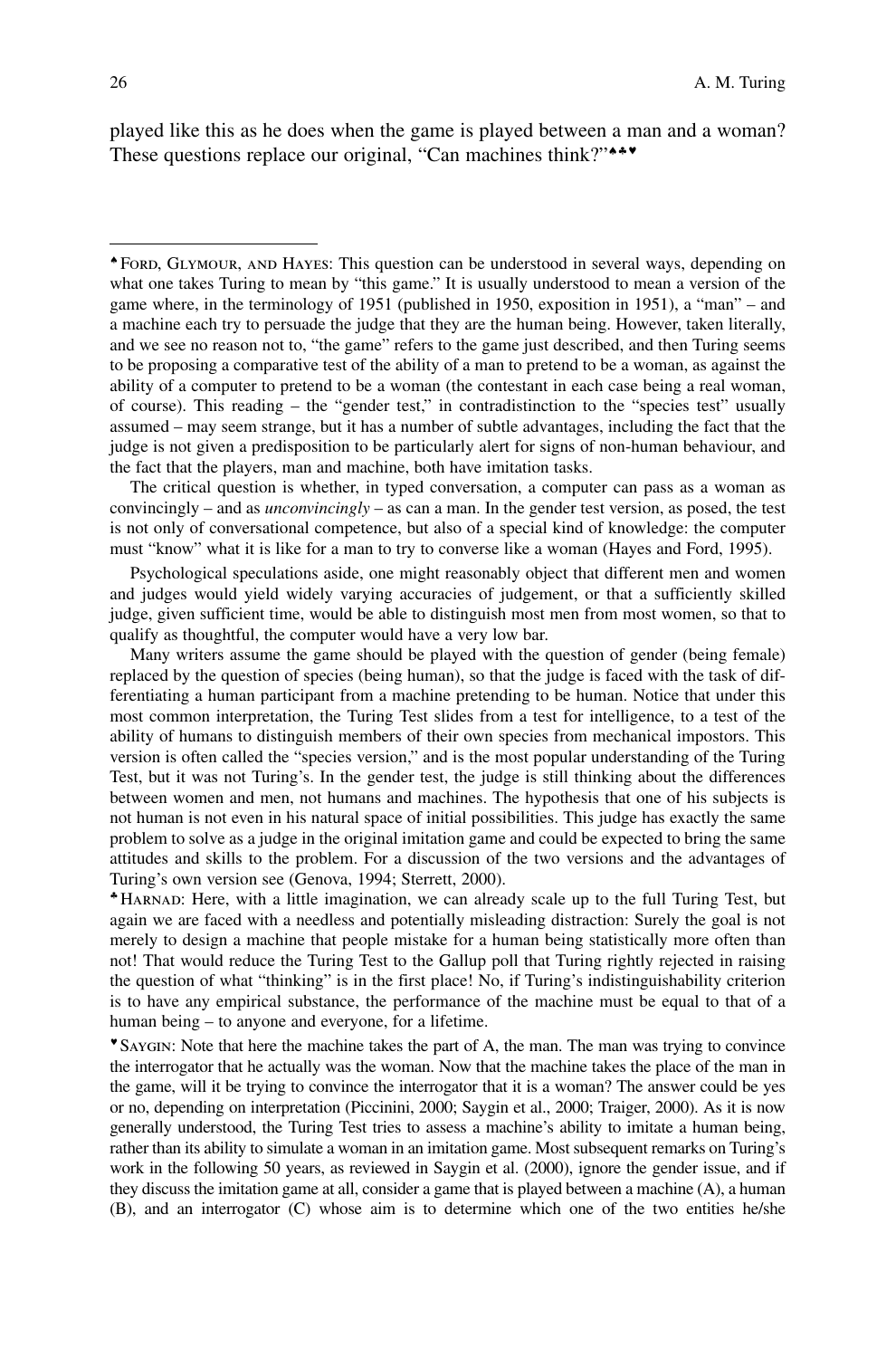played like this as he does when the game is played between a man and a woman? These questions replace our original, "Can machines think?"♠♣♥

---

♠ Ford, Glymour, and Hayes: This question can be understood in several ways, depending on what one takes Turing to mean by "this game." It is usually understood to mean a version of the game where, in the terminology of 1951 (published in 1950, exposition in 1951), a "man" – and a machine each try to persuade the judge that they are the human being. However, taken literally, and we see no reason not to, "the game" refers to the game just described, and then Turing seems to be proposing a comparative test of the ability of a man to pretend to be a woman, as against the ability of a computer to pretend to be a woman (the contestant in each case being a real woman, of course). This reading – the "gender test," in contradistinction to the "species test" usually assumed – may seem strange, but it has a number of subtle advantages, including the fact that the judge is not given a predisposition to be particularly alert for signs of non-human behaviour, and the fact that the players, man and machine, both have imitation tasks.

The critical question is whether, in typed conversation, a computer can pass as a woman as convincingly – and as *unconvincingly* – as can a man. In the gender test version, as posed, the test is not only of conversational competence, but also of a special kind of knowledge: the computer must "know" what it is like for a man to try to converse like a woman (Hayes and Ford, 1995).

Psychological speculations aside, one might reasonably object that different men and women and judges would yield widely varying accuracies of judgement, or that a sufficiently skilled judge, given sufficient time, would be able to distinguish most men from most women, so that to qualify as thoughtful, the computer would have a very low bar.

Many writers assume the game should be played with the question of gender (being female) replaced by the question of species (being human), so that the judge is faced with the task of differentiating a human participant from a machine pretending to be human. Notice that under this most common interpretation, the Turing Test slides from a test for intelligence, to a test of the ability of humans to distinguish members of their own species from mechanical impostors. This version is often called the "species version," and is the most popular understanding of the Turing Test, but it was not Turing's. In the gender test, the judge is still thinking about the differences between women and men, not humans and machines. The hypothesis that one of his subjects is not human is not even in his natural space of initial possibilities. This judge has exactly the same problem to solve as a judge in the original imitation game and could be expected to bring the same attitudes and skills to the problem. For a discussion of the two versions and the advantages of Turing's own version see (Genova, 1994; Sterrett, 2000).

♣ Harnad: Here, with a little imagination, we can already scale up to the full Turing Test, but again we are faced with a needless and potentially misleading distraction: Surely the goal is not merely to design a machine that people mistake for a human being statistically more often than not! That would reduce the Turing Test to the Gallup poll that Turing rightly rejected in raising the question of what "thinking" is in the first place! No, if Turing's indistinguishability criterion is to have any empirical substance, the performance of the machine must be equal to that of a human being – to anyone and everyone, for a lifetime.

♥ Saygin: Note that here the machine takes the part of A, the man. The man was trying to convince the interrogator that he actually was the woman. Now that the machine takes the place of the man in the game, will it be trying to convince the interrogator that it is a woman? The answer could be yes or no, depending on interpretation (Piccinini, 2000; Saygin et al., 2000; Traiger, 2000). As it is now generally understood, the Turing Test tries to assess a machine's ability to imitate a human being, rather than its ability to simulate a woman in an imitation game. Most subsequent remarks on Turing's work in the following 50 years, as reviewed in Saygin et al. (2000), ignore the gender issue, and if they discuss the imitation game at all, consider a game that is played between a machine (A), a human (B), and an interrogator (C) whose aim is to determine which one of the two entities he/she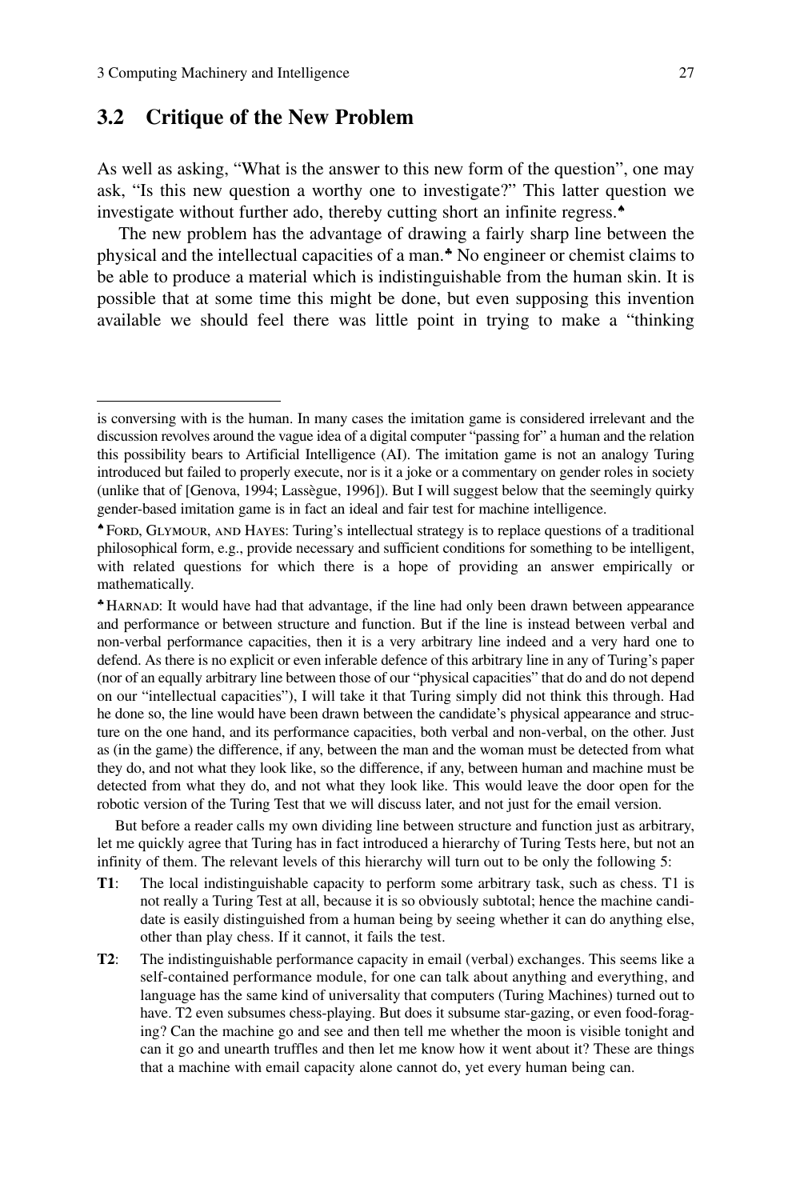## 3.2 Critique of the New Problem

As well as asking, "What is the answer to this new form of the question", one may ask, "Is this new question a worthy one to investigate?" This latter question we investigate without further ado, thereby cutting short an infinite regress.♠

The new problem has the advantage of drawing a fairly sharp line between the physical and the intellectual capacities of a man.♣ No engineer or chemist claims to be able to produce a material which is indistinguishable from the human skin. It is possible that at some time this might be done, but even supposing this invention available we should feel there was little point in trying to make a "thinking

---

is conversing with is the human. In many cases the imitation game is considered irrelevant and the discussion revolves around the vague idea of a digital computer "passing for" a human and the relation this possibility bears to Artificial Intelligence (AI). The imitation game is not an analogy Turing introduced but failed to properly execute, nor is it a joke or a commentary on gender roles in society (unlike that of [Genova, 1994; Lassègue, 1996]). But I will suggest below that the seemingly quirky gender-based imitation game is in fact an ideal and fair test for machine intelligence.

♠ Ford, Glymour, and Hayes: Turing's intellectual strategy is to replace questions of a traditional philosophical form, e.g., provide necessary and sufficient conditions for something to be intelligent, with related questions for which there is a hope of providing an answer empirically or mathematically.

♣ Harnad: It would have had that advantage, if the line had only been drawn between appearance and performance or between structure and function. But if the line is instead between verbal and non-verbal performance capacities, then it is a very arbitrary line indeed and a very hard one to defend. As there is no explicit or even inferable defence of this arbitrary line in any of Turing's paper (nor of an equally arbitrary line between those of our "physical capacities" that do and do not depend on our "intellectual capacities"), I will take it that Turing simply did not think this through. Had he done so, the line would have been drawn between the candidate's physical appearance and structure on the one hand, and its performance capacities, both verbal and non-verbal, on the other. Just as (in the game) the difference, if any, between the man and the woman must be detected from what they do, and not what they look like, so the difference, if any, between human and machine must be detected from what they do, and not what they look like. This would leave the door open for the robotic version of the Turing Test that we will discuss later, and not just for the email version.

But before a reader calls my own dividing line between structure and function just as arbitrary, let me quickly agree that Turing has in fact introduced a hierarchy of Turing Tests here, but not an infinity of them. The relevant levels of this hierarchy will turn out to be only the following 5:

**T1**: The local indistinguishable capacity to perform some arbitrary task, such as chess. T1 is not really a Turing Test at all, because it is so obviously subtotal; hence the machine candidate is easily distinguished from a human being by seeing whether it can do anything else, other than play chess. If it cannot, it fails the test.

**T2**: The indistinguishable performance capacity in email (verbal) exchanges. This seems like a self-contained performance module, for one can talk about anything and everything, and language has the same kind of universality that computers (Turing Machines) turned out to have. T2 even subsumes chess-playing. But does it subsume star-gazing, or even food-foraging? Can the machine go and see and then tell me whether the moon is visible tonight and can it go and unearth truffles and then let me know how it went about it? These are things that a machine with email capacity alone cannot do, yet every human being can.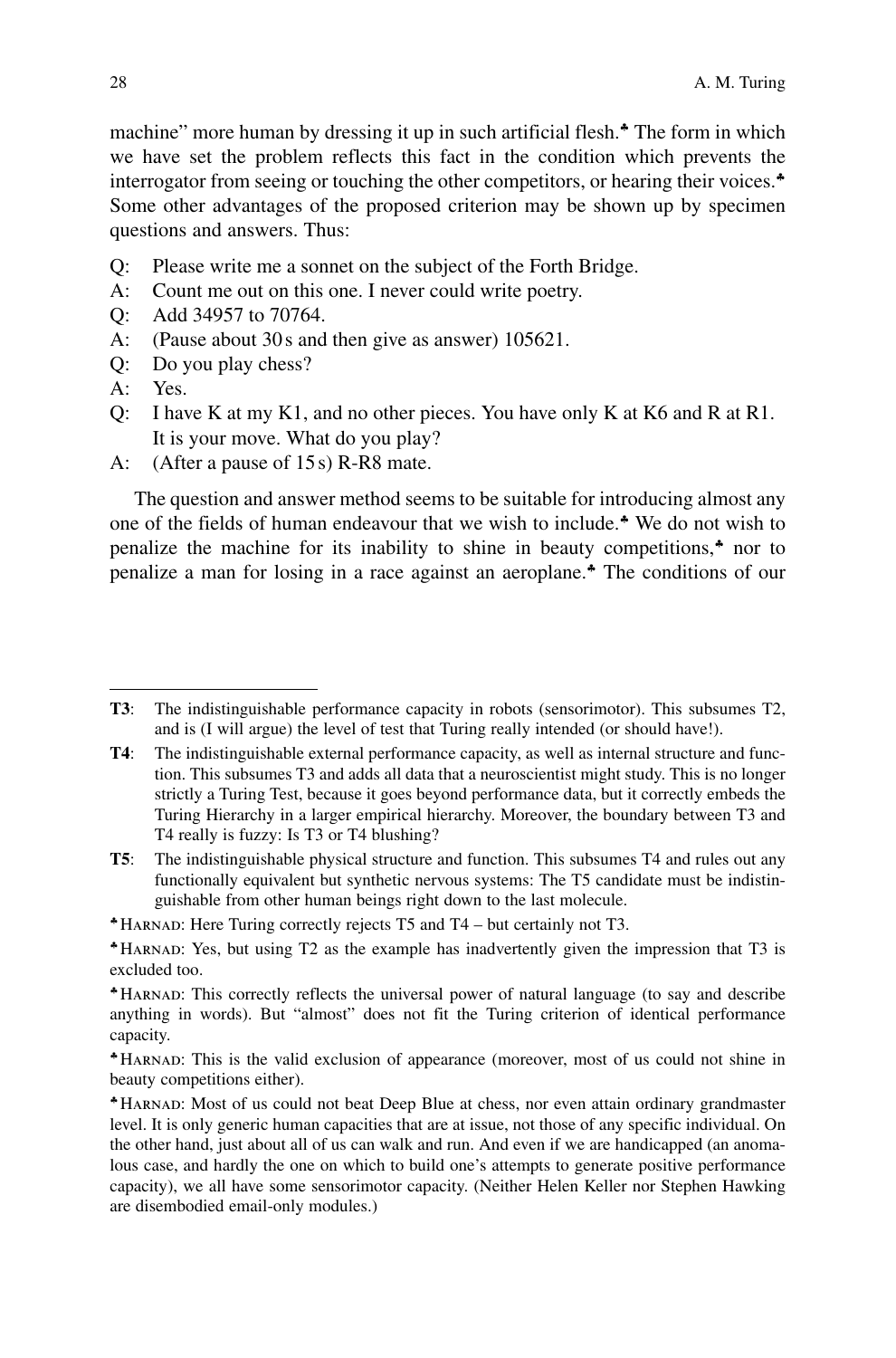machine" more human by dressing it up in such artificial flesh.♣ The form in which we have set the problem reflects this fact in the condition which prevents the interrogator from seeing or touching the other competitors, or hearing their voices.♣ Some other advantages of the proposed criterion may be shown up by specimen questions and answers. Thus:

Q: Please write me a sonnet on the subject of the Forth Bridge.
A: Count me out on this one. I never could write poetry.
Q: Add 34957 to 70764.
A: (Pause about 30 s and then give as answer) 105621.
Q: Do you play chess?
A: Yes.
Q: I have K at my K1, and no other pieces. You have only K at K6 and R at R1. It is your move. What do you play?
A: (After a pause of 15 s) R-R8 mate.

The question and answer method seems to be suitable for introducing almost any one of the fields of human endeavour that we wish to include.♣ We do not wish to penalize the machine for its inability to shine in beauty competitions,♣ nor to penalize a man for losing in a race against an aeroplane.♣ The conditions of our

---

**T3**: The indistinguishable performance capacity in robots (sensorimotor). This subsumes T2, and is (I will argue) the level of test that Turing really intended (or should have!).

**T4**: The indistinguishable external performance capacity, as well as internal structure and function. This subsumes T3 and adds all data that a neuroscientist might study. This is no longer strictly a Turing Test, because it goes beyond performance data, but it correctly embeds the Turing Hierarchy in a larger empirical hierarchy. Moreover, the boundary between T3 and T4 really is fuzzy: Is T3 or T4 blushing?

**T5**: The indistinguishable physical structure and function. This subsumes T4 and rules out any functionally equivalent but synthetic nervous systems: The T5 candidate must be indistinguishable from other human beings right down to the last molecule.

♣HARNAD: Here Turing correctly rejects T5 and T4 – but certainly not T3.

♣HARNAD: Yes, but using T2 as the example has inadvertently given the impression that T3 is excluded too.

♣HARNAD: This correctly reflects the universal power of natural language (to say and describe anything in words). But "almost" does not fit the Turing criterion of identical performance capacity.

♣HARNAD: This is the valid exclusion of appearance (moreover, most of us could not shine in beauty competitions either).

♣HARNAD: Most of us could not beat Deep Blue at chess, nor even attain ordinary grandmaster level. It is only generic human capacities that are at issue, not those of any specific individual. On the other hand, just about all of us can walk and run. And even if we are handicapped (an anomalous case, and hardly the one on which to build one's attempts to generate positive performance capacity), we all have some sensorimotor capacity. (Neither Helen Keller nor Stephen Hawking are disembodied email-only modules.)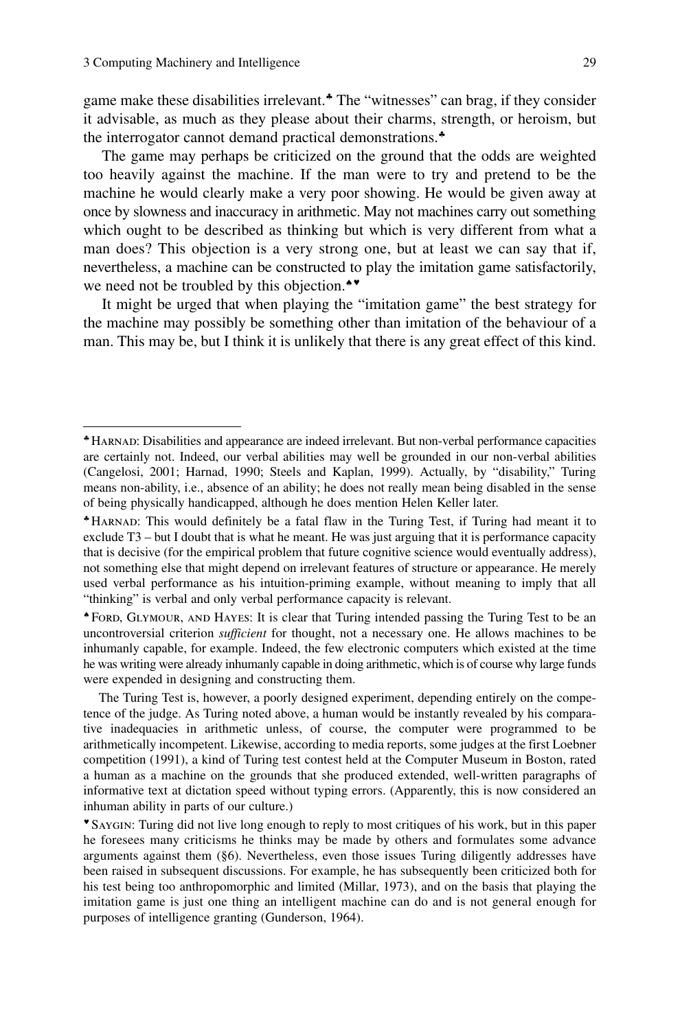game make these disabilities irrelevant.♣ The "witnesses" can brag, if they consider it advisable, as much as they please about their charms, strength, or heroism, but the interrogator cannot demand practical demonstrations.♣

The game may perhaps be criticized on the ground that the odds are weighted too heavily against the machine. If the man were to try and pretend to be the machine he would clearly make a very poor showing. He would be given away at once by slowness and inaccuracy in arithmetic. May not machines carry out something which ought to be described as thinking but which is very different from what a man does? This objection is a very strong one, but at least we can say that if, nevertheless, a machine can be constructed to play the imitation game satisfactorily, we need not be troubled by this objection.♠♥

It might be urged that when playing the "imitation game" the best strategy for the machine may possibly be something other than imitation of the behaviour of a man. This may be, but I think it is unlikely that there is any great effect of this kind.

---

♣ HARNAD: Disabilities and appearance are indeed irrelevant. But non-verbal performance capacities are certainly not. Indeed, our verbal abilities may well be grounded in our non-verbal abilities (Cangelosi, 2001; Harnad, 1990; Steels and Kaplan, 1999). Actually, by "disability," Turing means non-ability, i.e., absence of an ability; he does not really mean being disabled in the sense of being physically handicapped, although he does mention Helen Keller later.

♣ HARNAD: This would definitely be a fatal flaw in the Turing Test, if Turing had meant it to exclude T3 – but I doubt that is what he meant. He was just arguing that it is performance capacity that is decisive (for the empirical problem that future cognitive science would eventually address), not something else that might depend on irrelevant features of structure or appearance. He merely used verbal performance as his intuition-priming example, without meaning to imply that all "thinking" is verbal and only verbal performance capacity is relevant.

♠ FORD, GLYMOUR, AND HAYES: It is clear that Turing intended passing the Turing Test to be an uncontroversial criterion *sufficient* for thought, not a necessary one. He allows machines to be inhumanly capable, for example. Indeed, the few electronic computers which existed at the time he was writing were already inhumanly capable in doing arithmetic, which is of course why large funds were expended in designing and constructing them.

The Turing Test is, however, a poorly designed experiment, depending entirely on the competence of the judge. As Turing noted above, a human would be instantly revealed by his comparative inadequacies in arithmetic unless, of course, the computer were programmed to be arithmetically incompetent. Likewise, according to media reports, some judges at the first Loebner competition (1991), a kind of Turing test contest held at the Computer Museum in Boston, rated a human as a machine on the grounds that she produced extended, well-written paragraphs of informative text at dictation speed without typing errors. (Apparently, this is now considered an inhuman ability in parts of our culture.)

♥ SAYGIN: Turing did not live long enough to reply to most critiques of his work, but in this paper he foresees many criticisms he thinks may be made by others and formulates some advance arguments against them (§6). Nevertheless, even those issues Turing diligently addresses have been raised in subsequent discussions. For example, he has subsequently been criticized both for his test being too anthropomorphic and limited (Millar, 1973), and on the basis that playing the imitation game is just one thing an intelligent machine can do and is not general enough for purposes of intelligence granting (Gunderson, 1964).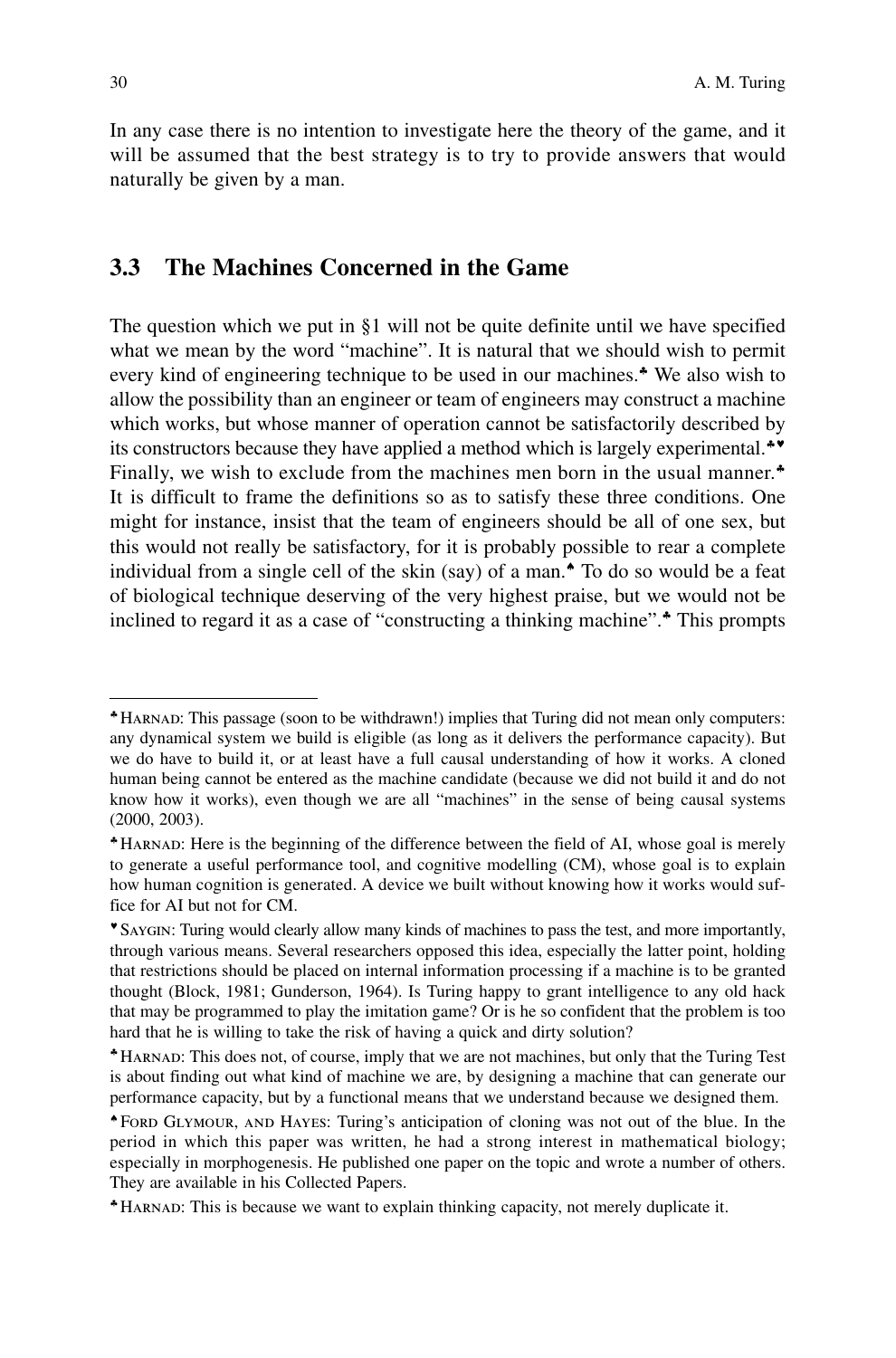In any case there is no intention to investigate here the theory of the game, and it will be assumed that the best strategy is to try to provide answers that would naturally be given by a man.

## 3.3 The Machines Concerned in the Game

The question which we put in §1 will not be quite definite until we have specified what we mean by the word "machine". It is natural that we should wish to permit every kind of engineering technique to be used in our machines.♣ We also wish to allow the possibility than an engineer or team of engineers may construct a machine which works, but whose manner of operation cannot be satisfactorily described by its constructors because they have applied a method which is largely experimental.♣♥ Finally, we wish to exclude from the machines men born in the usual manner.♣ It is difficult to frame the definitions so as to satisfy these three conditions. One might for instance, insist that the team of engineers should be all of one sex, but this would not really be satisfactory, for it is probably possible to rear a complete individual from a single cell of the skin (say) of a man.♠ To do so would be a feat of biological technique deserving of the very highest praise, but we would not be inclined to regard it as a case of "constructing a thinking machine".♣ This prompts

---

♣ Harnad: This passage (soon to be withdrawn!) implies that Turing did not mean only computers: any dynamical system we build is eligible (as long as it delivers the performance capacity). But we do have to build it, or at least have a full causal understanding of how it works. A cloned human being cannot be entered as the machine candidate (because we did not build it and do not know how it works), even though we are all "machines" in the sense of being causal systems (2000, 2003).

♣ Harnad: Here is the beginning of the difference between the field of AI, whose goal is merely to generate a useful performance tool, and cognitive modelling (CM), whose goal is to explain how human cognition is generated. A device we built without knowing how it works would suffice for AI but not for CM.

♥ Saygin: Turing would clearly allow many kinds of machines to pass the test, and more importantly, through various means. Several researchers opposed this idea, especially the latter point, holding that restrictions should be placed on internal information processing if a machine is to be granted thought (Block, 1981; Gunderson, 1964). Is Turing happy to grant intelligence to any old hack that may be programmed to play the imitation game? Or is he so confident that the problem is too hard that he is willing to take the risk of having a quick and dirty solution?

♣ Harnad: This does not, of course, imply that we are not machines, but only that the Turing Test is about finding out what kind of machine we are, by designing a machine that can generate our performance capacity, but by a functional means that we understand because we designed them.

♠ Ford Glymour, and Hayes: Turing's anticipation of cloning was not out of the blue. In the period in which this paper was written, he had a strong interest in mathematical biology; especially in morphogenesis. He published one paper on the topic and wrote a number of others. They are available in his Collected Papers.

♣ Harnad: This is because we want to explain thinking capacity, not merely duplicate it.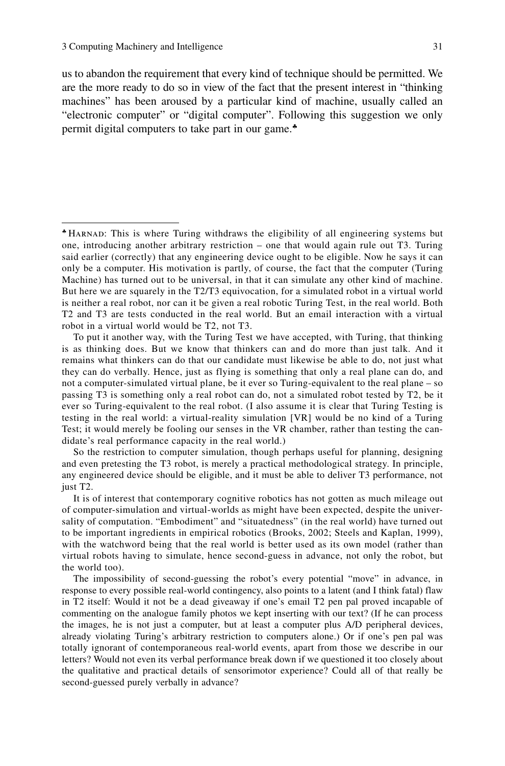us to abandon the requirement that every kind of technique should be permitted. We are the more ready to do so in view of the fact that the present interest in "thinking machines" has been aroused by a particular kind of machine, usually called an "electronic computer" or "digital computer". Following this suggestion we only permit digital computers to take part in our game.♣

---

♣ HARNAD: This is where Turing withdraws the eligibility of all engineering systems but one, introducing another arbitrary restriction – one that would again rule out T3. Turing said earlier (correctly) that any engineering device ought to be eligible. Now he says it can only be a computer. His motivation is partly, of course, the fact that the computer (Turing Machine) has turned out to be universal, in that it can simulate any other kind of machine. But here we are squarely in the T2/T3 equivocation, for a simulated robot in a virtual world is neither a real robot, nor can it be given a real robotic Turing Test, in the real world. Both T2 and T3 are tests conducted in the real world. But an email interaction with a virtual robot in a virtual world would be T2, not T3.

To put it another way, with the Turing Test we have accepted, with Turing, that thinking is as thinking does. But we know that thinkers can and do more than just talk. And it remains what thinkers can do that our candidate must likewise be able to do, not just what they can do verbally. Hence, just as flying is something that only a real plane can do, and not a computer-simulated virtual plane, be it ever so Turing-equivalent to the real plane – so passing T3 is something only a real robot can do, not a simulated robot tested by T2, be it ever so Turing-equivalent to the real robot. (I also assume it is clear that Turing Testing is testing in the real world: a virtual-reality simulation [VR] would be no kind of a Turing Test; it would merely be fooling our senses in the VR chamber, rather than testing the candidate's real performance capacity in the real world.)

So the restriction to computer simulation, though perhaps useful for planning, designing and even pretesting the T3 robot, is merely a practical methodological strategy. In principle, any engineered device should be eligible, and it must be able to deliver T3 performance, not just T2.

It is of interest that contemporary cognitive robotics has not gotten as much mileage out of computer-simulation and virtual-worlds as might have been expected, despite the universality of computation. "Embodiment" and "situatedness" (in the real world) have turned out to be important ingredients in empirical robotics (Brooks, 2002; Steels and Kaplan, 1999), with the watchword being that the real world is better used as its own model (rather than virtual robots having to simulate, hence second-guess in advance, not only the robot, but the world too).

The impossibility of second-guessing the robot's every potential "move" in advance, in response to every possible real-world contingency, also points to a latent (and I think fatal) flaw in T2 itself: Would it not be a dead giveaway if one's email T2 pen pal proved incapable of commenting on the analogue family photos we kept inserting with our text? (If he can process the images, he is not just a computer, but at least a computer plus A/D peripheral devices, already violating Turing's arbitrary restriction to computers alone.) Or if one's pen pal was totally ignorant of contemporaneous real-world events, apart from those we describe in our letters? Would not even its verbal performance break down if we questioned it too closely about the qualitative and practical details of sensorimotor experience? Could all of that really be second-guessed purely verbally in advance?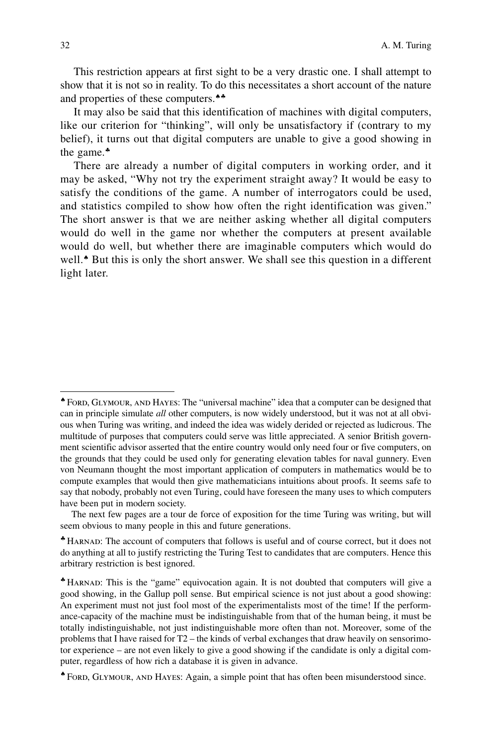This restriction appears at first sight to be a very drastic one. I shall attempt to show that it is not so in reality. To do this necessitates a short account of the nature and properties of these computers.♠♣

It may also be said that this identification of machines with digital computers, like our criterion for "thinking", will only be unsatisfactory if (contrary to my belief), it turns out that digital computers are unable to give a good showing in the game.♣

There are already a number of digital computers in working order, and it may be asked, "Why not try the experiment straight away? It would be easy to satisfy the conditions of the game. A number of interrogators could be used, and statistics compiled to show how often the right identification was given." The short answer is that we are neither asking whether all digital computers would do well in the game nor whether the computers at present available would do well, but whether there are imaginable computers which would do well.♠ But this is only the short answer. We shall see this question in a different light later.

---

♠ Ford, Glymour, and Hayes: The "universal machine" idea that a computer can be designed that can in principle simulate *all* other computers, is now widely understood, but it was not at all obvious when Turing was writing, and indeed the idea was widely derided or rejected as ludicrous. The multitude of purposes that computers could serve was little appreciated. A senior British government scientific advisor asserted that the entire country would only need four or five computers, on the grounds that they could be used only for generating elevation tables for naval gunnery. Even von Neumann thought the most important application of computers in mathematics would be to compute examples that would then give mathematicians intuitions about proofs. It seems safe to say that nobody, probably not even Turing, could have foreseen the many uses to which computers have been put in modern society.

The next few pages are a tour de force of exposition for the time Turing was writing, but will seem obvious to many people in this and future generations.

♣ Harnad: The account of computers that follows is useful and of course correct, but it does not do anything at all to justify restricting the Turing Test to candidates that are computers. Hence this arbitrary restriction is best ignored.

♣ Harnad: This is the "game" equivocation again. It is not doubted that computers will give a good showing, in the Gallup poll sense. But empirical science is not just about a good showing: An experiment must not just fool most of the experimentalists most of the time! If the performance-capacity of the machine must be indistinguishable from that of the human being, it must be totally indistinguishable, not just indistinguishable more often than not. Moreover, some of the problems that I have raised for T2 – the kinds of verbal exchanges that draw heavily on sensorimotor experience – are not even likely to give a good showing if the candidate is only a digital computer, regardless of how rich a database it is given in advance.

♠ Ford, Glymour, and Hayes: Again, a simple point that has often been misunderstood since.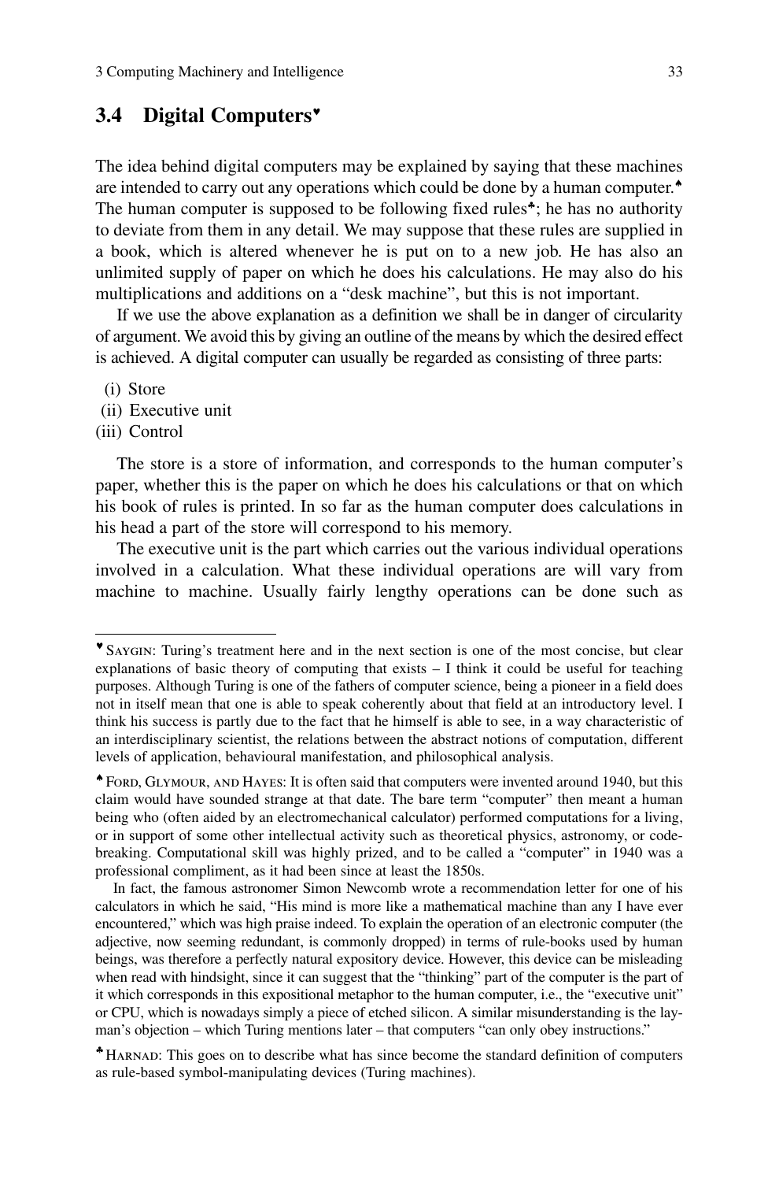## 3.4 Digital Computers♥

The idea behind digital computers may be explained by saying that these machines are intended to carry out any operations which could be done by a human computer.♠ The human computer is supposed to be following fixed rules♣; he has no authority to deviate from them in any detail. We may suppose that these rules are supplied in a book, which is altered whenever he is put on to a new job. He has also an unlimited supply of paper on which he does his calculations. He may also do his multiplications and additions on a "desk machine", but this is not important.

If we use the above explanation as a definition we shall be in danger of circularity of argument. We avoid this by giving an outline of the means by which the desired effect is achieved. A digital computer can usually be regarded as consisting of three parts:

(i) Store
(ii) Executive unit
(iii) Control

The store is a store of information, and corresponds to the human computer's paper, whether this is the paper on which he does his calculations or that on which his book of rules is printed. In so far as the human computer does calculations in his head a part of the store will correspond to his memory.

The executive unit is the part which carries out the various individual operations involved in a calculation. What these individual operations are will vary from machine to machine. Usually fairly lengthy operations can be done such as

---

♥ SAYGIN: Turing's treatment here and in the next section is one of the most concise, but clear explanations of basic theory of computing that exists – I think it could be useful for teaching purposes. Although Turing is one of the fathers of computer science, being a pioneer in a field does not in itself mean that one is able to speak coherently about that field at an introductory level. I think his success is partly due to the fact that he himself is able to see, in a way characteristic of an interdisciplinary scientist, the relations between the abstract notions of computation, different levels of application, behavioural manifestation, and philosophical analysis.

♠ FORD, GLYMOUR, AND HAYES: It is often said that computers were invented around 1940, but this claim would have sounded strange at that date. The bare term "computer" then meant a human being who (often aided by an electromechanical calculator) performed computations for a living, or in support of some other intellectual activity such as theoretical physics, astronomy, or code-breaking. Computational skill was highly prized, and to be called a "computer" in 1940 was a professional compliment, as it had been since at least the 1850s.

In fact, the famous astronomer Simon Newcomb wrote a recommendation letter for one of his calculators in which he said, "His mind is more like a mathematical machine than any I have ever encountered," which was high praise indeed. To explain the operation of an electronic computer (the adjective, now seeming redundant, is commonly dropped) in terms of rule-books used by human beings, was therefore a perfectly natural expository device. However, this device can be misleading when read with hindsight, since it can suggest that the "thinking" part of the computer is the part of it which corresponds in this expositional metaphor to the human computer, i.e., the "executive unit" or CPU, which is nowadays simply a piece of etched silicon. A similar misunderstanding is the layman's objection – which Turing mentions later – that computers "can only obey instructions."

♣ HARNAD: This goes on to describe what has since become the standard definition of computers as rule-based symbol-manipulating devices (Turing machines).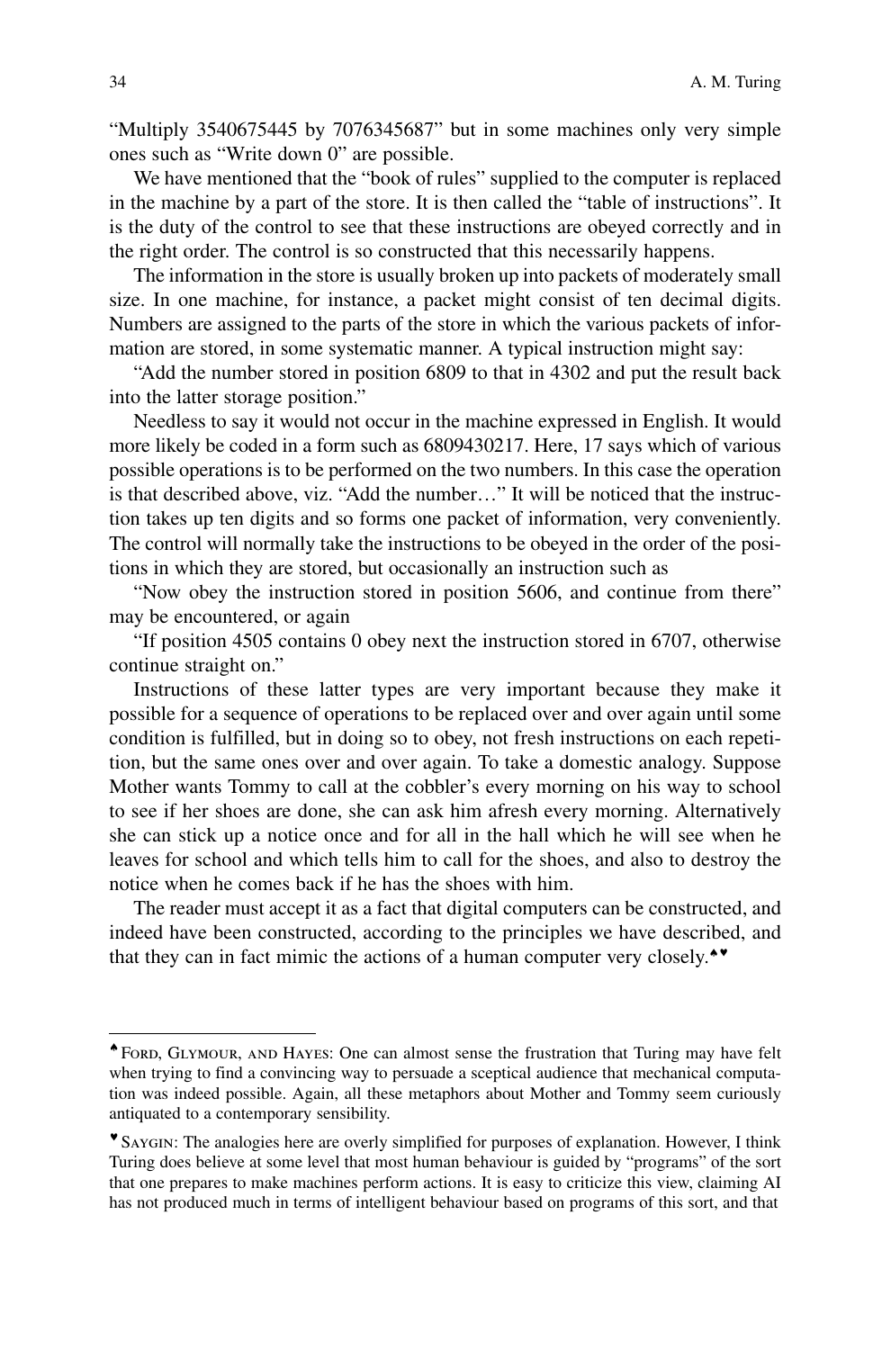"Multiply 3540675445 by 7076345687" but in some machines only very simple ones such as "Write down 0" are possible.

We have mentioned that the "book of rules" supplied to the computer is replaced in the machine by a part of the store. It is then called the "table of instructions". It is the duty of the control to see that these instructions are obeyed correctly and in the right order. The control is so constructed that this necessarily happens.

The information in the store is usually broken up into packets of moderately small size. In one machine, for instance, a packet might consist of ten decimal digits. Numbers are assigned to the parts of the store in which the various packets of information are stored, in some systematic manner. A typical instruction might say:

"Add the number stored in position 6809 to that in 4302 and put the result back into the latter storage position."

Needless to say it would not occur in the machine expressed in English. It would more likely be coded in a form such as 6809430217. Here, 17 says which of various possible operations is to be performed on the two numbers. In this case the operation is that described above, viz. "Add the number…" It will be noticed that the instruction takes up ten digits and so forms one packet of information, very conveniently. The control will normally take the instructions to be obeyed in the order of the positions in which they are stored, but occasionally an instruction such as

"Now obey the instruction stored in position 5606, and continue from there" may be encountered, or again

"If position 4505 contains 0 obey next the instruction stored in 6707, otherwise continue straight on."

Instructions of these latter types are very important because they make it possible for a sequence of operations to be replaced over and over again until some condition is fulfilled, but in doing so to obey, not fresh instructions on each repetition, but the same ones over and over again. To take a domestic analogy. Suppose Mother wants Tommy to call at the cobbler's every morning on his way to school to see if her shoes are done, she can ask him afresh every morning. Alternatively she can stick up a notice once and for all in the hall which he will see when he leaves for school and which tells him to call for the shoes, and also to destroy the notice when he comes back if he has the shoes with him.

The reader must accept it as a fact that digital computers can be constructed, and indeed have been constructed, according to the principles we have described, and that they can in fact mimic the actions of a human computer very closely.♠♥

---

♠ Ford, Glymour, and Hayes: One can almost sense the frustration that Turing may have felt when trying to find a convincing way to persuade a sceptical audience that mechanical computation was indeed possible. Again, all these metaphors about Mother and Tommy seem curiously antiquated to a contemporary sensibility.

♥ Saygin: The analogies here are overly simplified for purposes of explanation. However, I think Turing does believe at some level that most human behaviour is guided by "programs" of the sort that one prepares to make machines perform actions. It is easy to criticize this view, claiming AI has not produced much in terms of intelligent behaviour based on programs of this sort, and that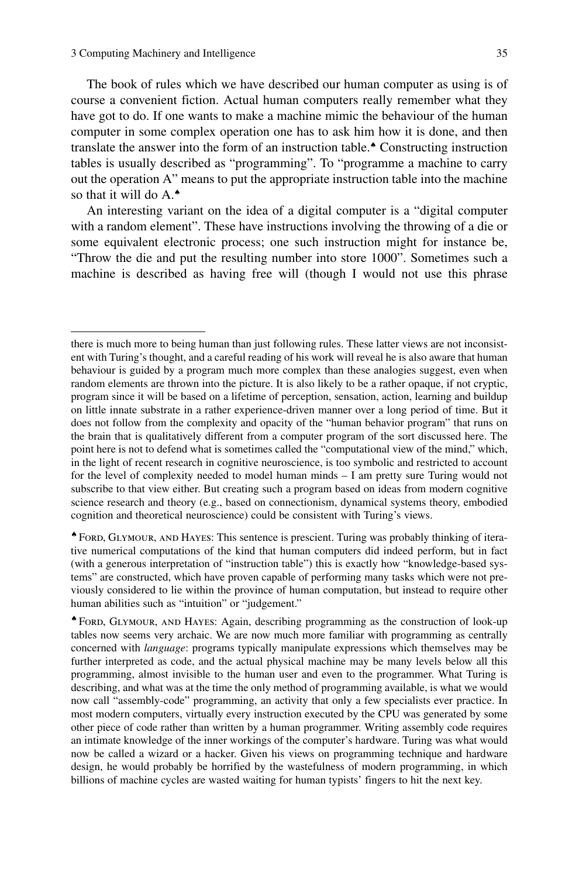The book of rules which we have described our human computer as using is of course a convenient fiction. Actual human computers really remember what they have got to do. If one wants to make a machine mimic the behaviour of the human computer in some complex operation one has to ask him how it is done, and then translate the answer into the form of an instruction table.♠ Constructing instruction tables is usually described as "programming". To "programme a machine to carry out the operation A" means to put the appropriate instruction table into the machine so that it will do A.♠

An interesting variant on the idea of a digital computer is a "digital computer with a random element". These have instructions involving the throwing of a die or some equivalent electronic process; one such instruction might for instance be, "Throw the die and put the resulting number into store 1000". Sometimes such a machine is described as having free will (though I would not use this phrase

---

there is much more to being human than just following rules. These latter views are not inconsistent with Turing's thought, and a careful reading of his work will reveal he is also aware that human behaviour is guided by a program much more complex than these analogies suggest, even when random elements are thrown into the picture. It is also likely to be a rather opaque, if not cryptic, program since it will be based on a lifetime of perception, sensation, action, learning and buildup on little innate substrate in a rather experience-driven manner over a long period of time. But it does not follow from the complexity and opacity of the "human behavior program" that runs on the brain that is qualitatively different from a computer program of the sort discussed here. The point here is not to defend what is sometimes called the "computational view of the mind," which, in the light of recent research in cognitive neuroscience, is too symbolic and restricted to account for the level of complexity needed to model human minds – I am pretty sure Turing would not subscribe to that view either. But creating such a program based on ideas from modern cognitive science research and theory (e.g., based on connectionism, dynamical systems theory, embodied cognition and theoretical neuroscience) could be consistent with Turing's views.

♠ FORD, GLYMOUR, AND HAYES: This sentence is prescient. Turing was probably thinking of iterative numerical computations of the kind that human computers did indeed perform, but in fact (with a generous interpretation of "instruction table") this is exactly how "knowledge-based systems" are constructed, which have proven capable of performing many tasks which were not previously considered to lie within the province of human computation, but instead to require other human abilities such as "intuition" or "judgement."

♠ FORD, GLYMOUR, AND HAYES: Again, describing programming as the construction of look-up tables now seems very archaic. We are now much more familiar with programming as centrally concerned with *language*: programs typically manipulate expressions which themselves may be further interpreted as code, and the actual physical machine may be many levels below all this programming, almost invisible to the human user and even to the programmer. What Turing is describing, and what was at the time the only method of programming available, is what we would now call "assembly-code" programming, an activity that only a few specialists ever practice. In most modern computers, virtually every instruction executed by the CPU was generated by some other piece of code rather than written by a human programmer. Writing assembly code requires an intimate knowledge of the inner workings of the computer's hardware. Turing was what would now be called a wizard or a hacker. Given his views on programming technique and hardware design, he would probably be horrified by the wastefulness of modern programming, in which billions of machine cycles are wasted waiting for human typists' fingers to hit the next key.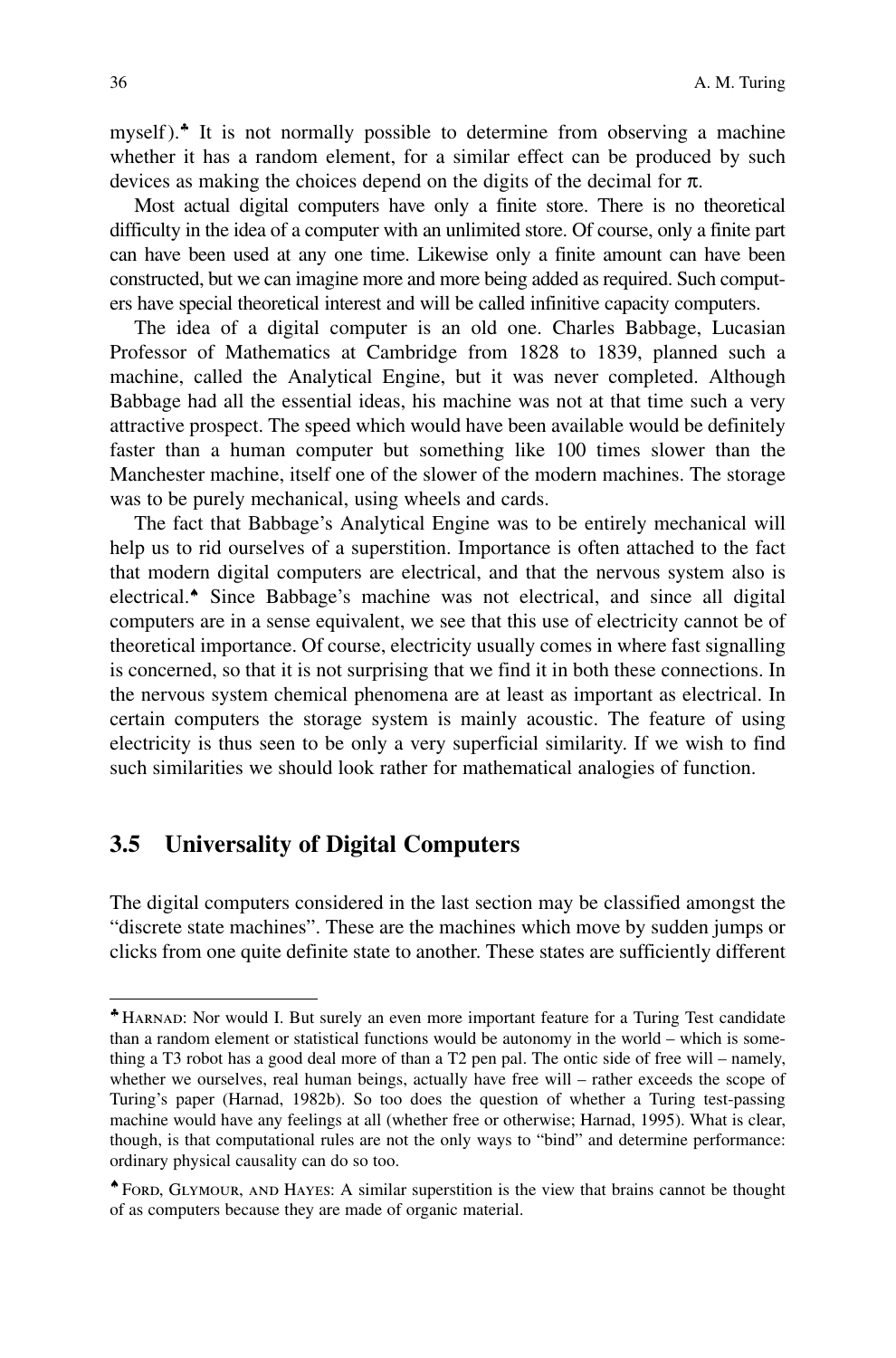myself).[♣] It is not normally possible to determine from observing a machine whether it has a random element, for a similar effect can be produced by such devices as making the choices depend on the digits of the decimal for $\pi$.

Most actual digital computers have only a finite store. There is no theoretical difficulty in the idea of a computer with an unlimited store. Of course, only a finite part can have been used at any one time. Likewise only a finite amount can have been constructed, but we can imagine more and more being added as required. Such computers have special theoretical interest and will be called infinitive capacity computers.

The idea of a digital computer is an old one. Charles Babbage, Lucasian Professor of Mathematics at Cambridge from 1828 to 1839, planned such a machine, called the Analytical Engine, but it was never completed. Although Babbage had all the essential ideas, his machine was not at that time such a very attractive prospect. The speed which would have been available would be definitely faster than a human computer but something like 100 times slower than the Manchester machine, itself one of the slower of the modern machines. The storage was to be purely mechanical, using wheels and cards.

The fact that Babbage's Analytical Engine was to be entirely mechanical will help us to rid ourselves of a superstition. Importance is often attached to the fact that modern digital computers are electrical, and that the nervous system also is electrical.[♠] Since Babbage's machine was not electrical, and since all digital computers are in a sense equivalent, we see that this use of electricity cannot be of theoretical importance. Of course, electricity usually comes in where fast signalling is concerned, so that it is not surprising that we find it in both these connections. In the nervous system chemical phenomena are at least as important as electrical. In certain computers the storage system is mainly acoustic. The feature of using electricity is thus seen to be only a very superficial similarity. If we wish to find such similarities we should look rather for mathematical analogies of function.

## 3.5 Universality of Digital Computers

The digital computers considered in the last section may be classified amongst the "discrete state machines". These are the machines which move by sudden jumps or clicks from one quite definite state to another. These states are sufficiently different

---

[♣] HARNAD: Nor would I. But surely an even more important feature for a Turing Test candidate than a random element or statistical functions would be autonomy in the world – which is something a T3 robot has a good deal more of than a T2 pen pal. The ontic side of free will – namely, whether we ourselves, real human beings, actually have free will – rather exceeds the scope of Turing's paper (Harnad, 1982b). So too does the question of whether a Turing test-passing machine would have any feelings at all (whether free or otherwise; Harnad, 1995). What is clear, though, is that computational rules are not the only ways to "bind" and determine performance: ordinary physical causality can do so too.

[♠] FORD, GLYMOUR, AND HAYES: A similar superstition is the view that brains cannot be thought of as computers because they are made of organic material.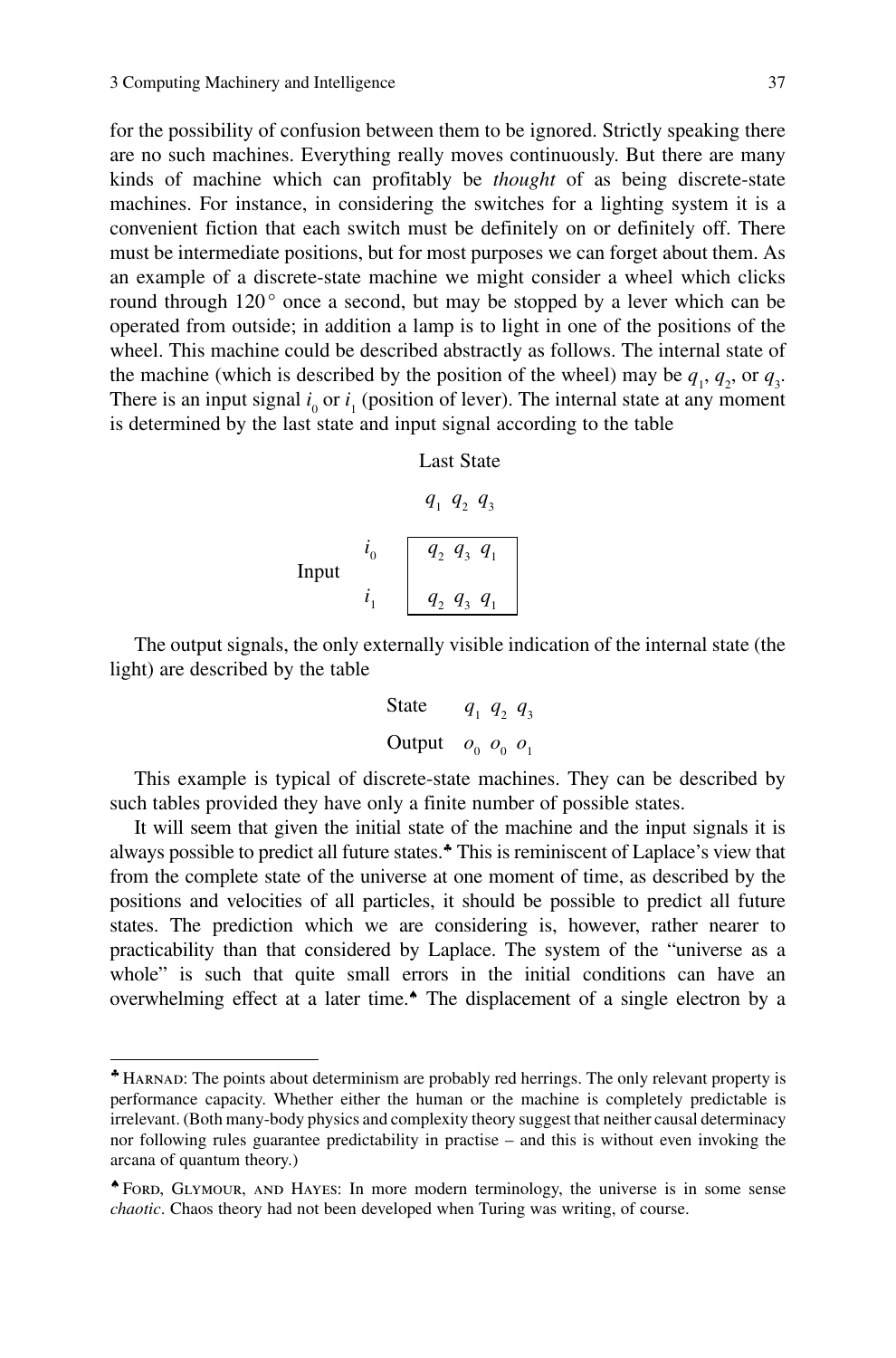for the possibility of confusion between them to be ignored. Strictly speaking there are no such machines. Everything really moves continuously. But there are many kinds of machine which can profitably be *thought* of as being discrete-state machines. For instance, in considering the switches for a lighting system it is a convenient fiction that each switch must be definitely on or definitely off. There must be intermediate positions, but for most purposes we can forget about them. As an example of a discrete-state machine we might consider a wheel which clicks round through 120° once a second, but may be stopped by a lever which can be operated from outside; in addition a lamp is to light in one of the positions of the wheel. This machine could be described abstractly as follows. The internal state of the machine (which is described by the position of the wheel) may be $q_1$, $q_2$, or $q_3$. There is an input signal $i_0$ or $i_1$ (position of lever). The internal state at any moment is determined by the last state and input signal according to the table

| | | Last State | | |
|---|---|---|---|---|
| | | $q_1$ | $q_2$ | $q_3$ |
| Input | $i_0$ | $q_2$ | $q_3$ | $q_1$ |
| | $i_1$ | $q_2$ | $q_3$ | $q_1$ |

The output signals, the only externally visible indication of the internal state (the light) are described by the table

| State | $q_1$ | $q_2$ | $q_3$ |
|---|---|---|---|
| Output | $o_0$ | $o_0$ | $o_1$ |

This example is typical of discrete-state machines. They can be described by such tables provided they have only a finite number of possible states.

It will seem that given the initial state of the machine and the input signals it is always possible to predict all future states.♣ This is reminiscent of Laplace's view that from the complete state of the universe at one moment of time, as described by the positions and velocities of all particles, it should be possible to predict all future states. The prediction which we are considering is, however, rather nearer to practicability than that considered by Laplace. The system of the "universe as a whole" is such that quite small errors in the initial conditions can have an overwhelming effect at a later time.♠ The displacement of a single electron by a

---

♣ HARNAD: The points about determinism are probably red herrings. The only relevant property is performance capacity. Whether either the human or the machine is completely predictable is irrelevant. (Both many-body physics and complexity theory suggest that neither causal determinacy nor following rules guarantee predictability in practise – and this is without even invoking the arcana of quantum theory.)

♠ FORD, GLYMOUR, AND HAYES: In more modern terminology, the universe is in some sense *chaotic*. Chaos theory had not been developed when Turing was writing, of course.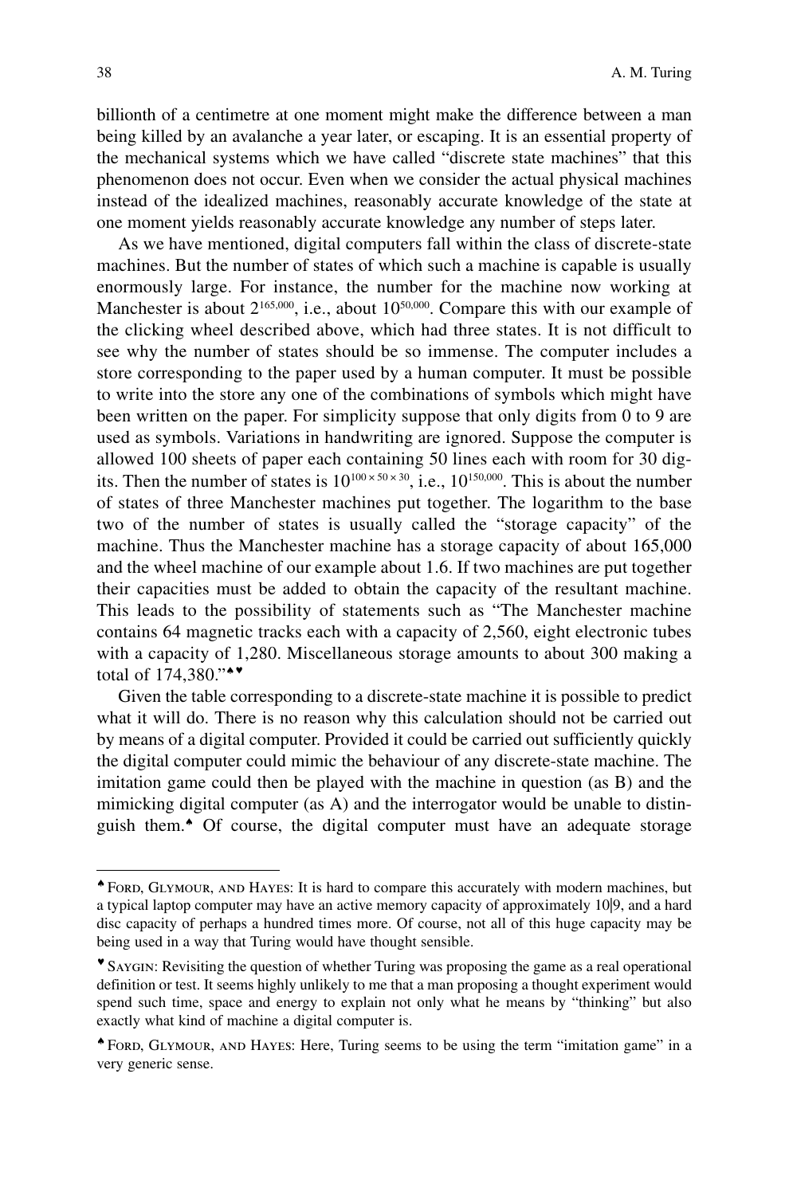billionth of a centimetre at one moment might make the difference between a man being killed by an avalanche a year later, or escaping. It is an essential property of the mechanical systems which we have called "discrete state machines" that this phenomenon does not occur. Even when we consider the actual physical machines instead of the idealized machines, reasonably accurate knowledge of the state at one moment yields reasonably accurate knowledge any number of steps later.

As we have mentioned, digital computers fall within the class of discrete-state machines. But the number of states of which such a machine is capable is usually enormously large. For instance, the number for the machine now working at Manchester is about $2^{165,000}$, i.e., about $10^{50,000}$. Compare this with our example of the clicking wheel described above, which had three states. It is not difficult to see why the number of states should be so immense. The computer includes a store corresponding to the paper used by a human computer. It must be possible to write into the store any one of the combinations of symbols which might have been written on the paper. For simplicity suppose that only digits from 0 to 9 are used as symbols. Variations in handwriting are ignored. Suppose the computer is allowed 100 sheets of paper each containing 50 lines each with room for 30 digits. Then the number of states is $10^{100 \times 50 \times 30}$, i.e., $10^{150,000}$. This is about the number of states of three Manchester machines put together. The logarithm to the base two of the number of states is usually called the "storage capacity" of the machine. Thus the Manchester machine has a storage capacity of about 165,000 and the wheel machine of our example about 1.6. If two machines are put together their capacities must be added to obtain the capacity of the resultant machine. This leads to the possibility of statements such as "The Manchester machine contains 64 magnetic tracks each with a capacity of 2,560, eight electronic tubes with a capacity of 1,280. Miscellaneous storage amounts to about 300 making a total of 174,380."♠♥

Given the table corresponding to a discrete-state machine it is possible to predict what it will do. There is no reason why this calculation should not be carried out by means of a digital computer. Provided it could be carried out sufficiently quickly the digital computer could mimic the behaviour of any discrete-state machine. The imitation game could then be played with the machine in question (as B) and the mimicking digital computer (as A) and the interrogator would be unable to distinguish them.♠ Of course, the digital computer must have an adequate storage

---

♠ Ford, Glymour, and Hayes: It is hard to compare this accurately with modern machines, but a typical laptop computer may have an active memory capacity of approximately 10|9, and a hard disc capacity of perhaps a hundred times more. Of course, not all of this huge capacity may be being used in a way that Turing would have thought sensible.

♥ Saygin: Revisiting the question of whether Turing was proposing the game as a real operational definition or test. It seems highly unlikely to me that a man proposing a thought experiment would spend such time, space and energy to explain not only what he means by "thinking" but also exactly what kind of machine a digital computer is.

♠ Ford, Glymour, and Hayes: Here, Turing seems to be using the term "imitation game" in a very generic sense.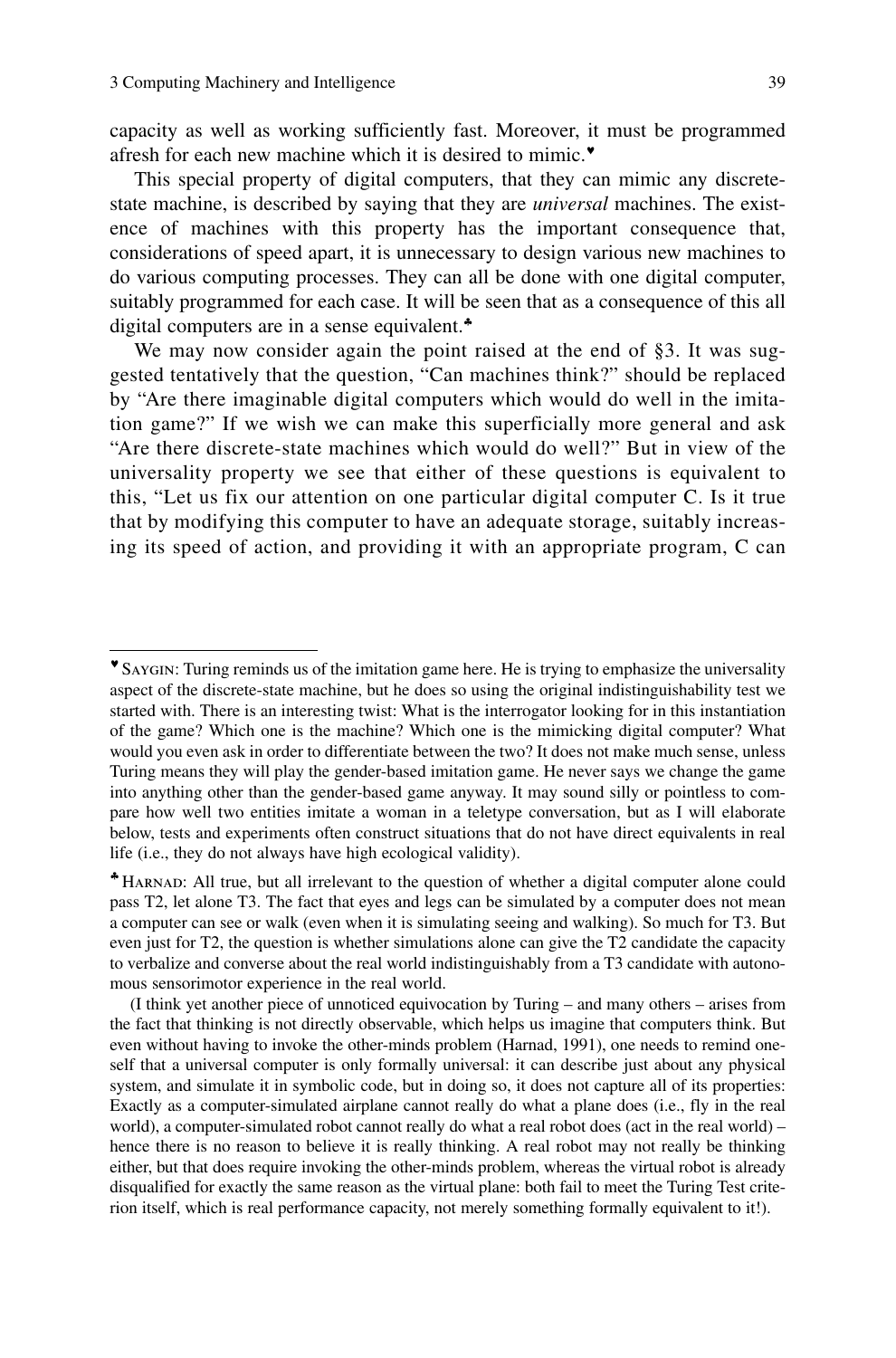capacity as well as working sufficiently fast. Moreover, it must be programmed afresh for each new machine which it is desired to mimic.♥

This special property of digital computers, that they can mimic any discrete-state machine, is described by saying that they are *universal* machines. The existence of machines with this property has the important consequence that, considerations of speed apart, it is unnecessary to design various new machines to do various computing processes. They can all be done with one digital computer, suitably programmed for each case. It will be seen that as a consequence of this all digital computers are in a sense equivalent.♣

We may now consider again the point raised at the end of §3. It was suggested tentatively that the question, "Can machines think?" should be replaced by "Are there imaginable digital computers which would do well in the imitation game?" If we wish we can make this superficially more general and ask "Are there discrete-state machines which would do well?" But in view of the universality property we see that either of these questions is equivalent to this, "Let us fix our attention on one particular digital computer C. Is it true that by modifying this computer to have an adequate storage, suitably increasing its speed of action, and providing it with an appropriate program, C can

---

♥ SAYGIN: Turing reminds us of the imitation game here. He is trying to emphasize the universality aspect of the discrete-state machine, but he does so using the original indistinguishability test we started with. There is an interesting twist: What is the interrogator looking for in this instantiation of the game? Which one is the machine? Which one is the mimicking digital computer? What would you even ask in order to differentiate between the two? It does not make much sense, unless Turing means they will play the gender-based imitation game. He never says we change the game into anything other than the gender-based game anyway. It may sound silly or pointless to compare how well two entities imitate a woman in a teletype conversation, but as I will elaborate below, tests and experiments often construct situations that do not have direct equivalents in real life (i.e., they do not always have high ecological validity).

♣ HARNAD: All true, but all irrelevant to the question of whether a digital computer alone could pass T2, let alone T3. The fact that eyes and legs can be simulated by a computer does not mean a computer can see or walk (even when it is simulating seeing and walking). So much for T3. But even just for T2, the question is whether simulations alone can give the T2 candidate the capacity to verbalize and converse about the real world indistinguishably from a T3 candidate with autonomous sensorimotor experience in the real world.

(I think yet another piece of unnoticed equivocation by Turing – and many others – arises from the fact that thinking is not directly observable, which helps us imagine that computers think. But even without having to invoke the other-minds problem (Harnad, 1991), one needs to remind oneself that a universal computer is only formally universal: it can describe just about any physical system, and simulate it in symbolic code, but in doing so, it does not capture all of its properties: Exactly as a computer-simulated airplane cannot really do what a plane does (i.e., fly in the real world), a computer-simulated robot cannot really do what a real robot does (act in the real world) – hence there is no reason to believe it is really thinking. A real robot may not really be thinking either, but that does require invoking the other-minds problem, whereas the virtual robot is already disqualified for exactly the same reason as the virtual plane: both fail to meet the Turing Test criterion itself, which is real performance capacity, not merely something formally equivalent to it!).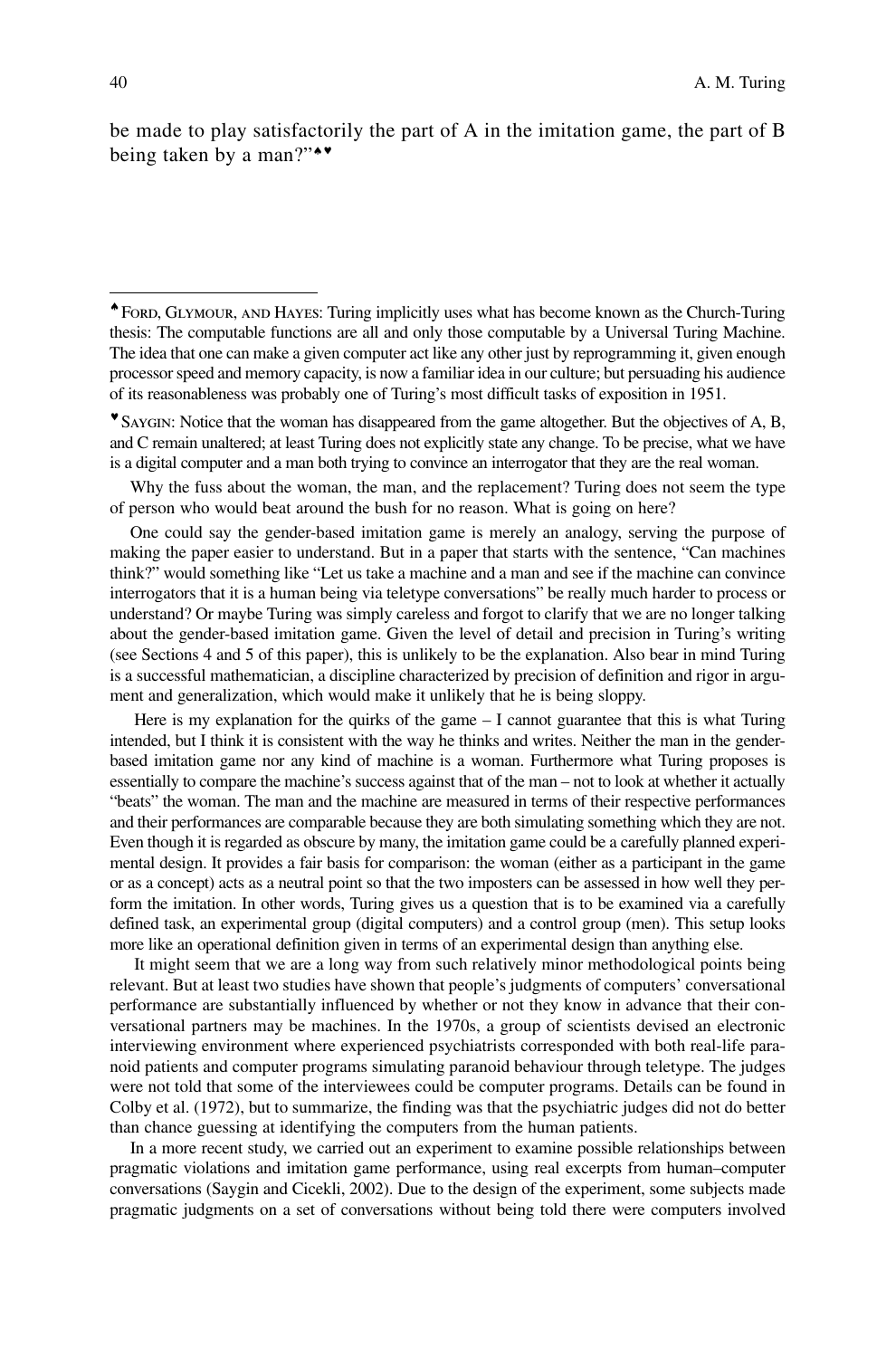be made to play satisfactorily the part of A in the imitation game, the part of B being taken by a man?"♠♥

---

♠ FORD, GLYMOUR, AND HAYES: Turing implicitly uses what has become known as the Church-Turing thesis: The computable functions are all and only those computable by a Universal Turing Machine. The idea that one can make a given computer act like any other just by reprogramming it, given enough processor speed and memory capacity, is now a familiar idea in our culture; but persuading his audience of its reasonableness was probably one of Turing's most difficult tasks of exposition in 1951.

♥ SAYGIN: Notice that the woman has disappeared from the game altogether. But the objectives of A, B, and C remain unaltered; at least Turing does not explicitly state any change. To be precise, what we have is a digital computer and a man both trying to convince an interrogator that they are the real woman.

Why the fuss about the woman, the man, and the replacement? Turing does not seem the type of person who would beat around the bush for no reason. What is going on here?

One could say the gender-based imitation game is merely an analogy, serving the purpose of making the paper easier to understand. But in a paper that starts with the sentence, "Can machines think?" would something like "Let us take a machine and a man and see if the machine can convince interrogators that it is a human being via teletype conversations" be really much harder to process or understand? Or maybe Turing was simply careless and forgot to clarify that we are no longer talking about the gender-based imitation game. Given the level of detail and precision in Turing's writing (see Sections 4 and 5 of this paper), this is unlikely to be the explanation. Also bear in mind Turing is a successful mathematician, a discipline characterized by precision of definition and rigor in argument and generalization, which would make it unlikely that he is being sloppy.

Here is my explanation for the quirks of the game – I cannot guarantee that this is what Turing intended, but I think it is consistent with the way he thinks and writes. Neither the man in the gender-based imitation game nor any kind of machine is a woman. Furthermore what Turing proposes is essentially to compare the machine's success against that of the man – not to look at whether it actually "beats" the woman. The man and the machine are measured in terms of their respective performances and their performances are comparable because they are both simulating something which they are not. Even though it is regarded as obscure by many, the imitation game could be a carefully planned experimental design. It provides a fair basis for comparison: the woman (either as a participant in the game or as a concept) acts as a neutral point so that the two imposters can be assessed in how well they perform the imitation. In other words, Turing gives us a question that is to be examined via a carefully defined task, an experimental group (digital computers) and a control group (men). This setup looks more like an operational definition given in terms of an experimental design than anything else.

It might seem that we are a long way from such relatively minor methodological points being relevant. But at least two studies have shown that people's judgments of computers' conversational performance are substantially influenced by whether or not they know in advance that their conversational partners may be machines. In the 1970s, a group of scientists devised an electronic interviewing environment where experienced psychiatrists corresponded with both real-life paranoid patients and computer programs simulating paranoid behaviour through teletype. The judges were not told that some of the interviewees could be computer programs. Details can be found in Colby et al. (1972), but to summarize, the finding was that the psychiatric judges did not do better than chance guessing at identifying the computers from the human patients.

In a more recent study, we carried out an experiment to examine possible relationships between pragmatic violations and imitation game performance, using real excerpts from human–computer conversations (Saygin and Cicekli, 2002). Due to the design of the experiment, some subjects made pragmatic judgments on a set of conversations without being told there were computers involved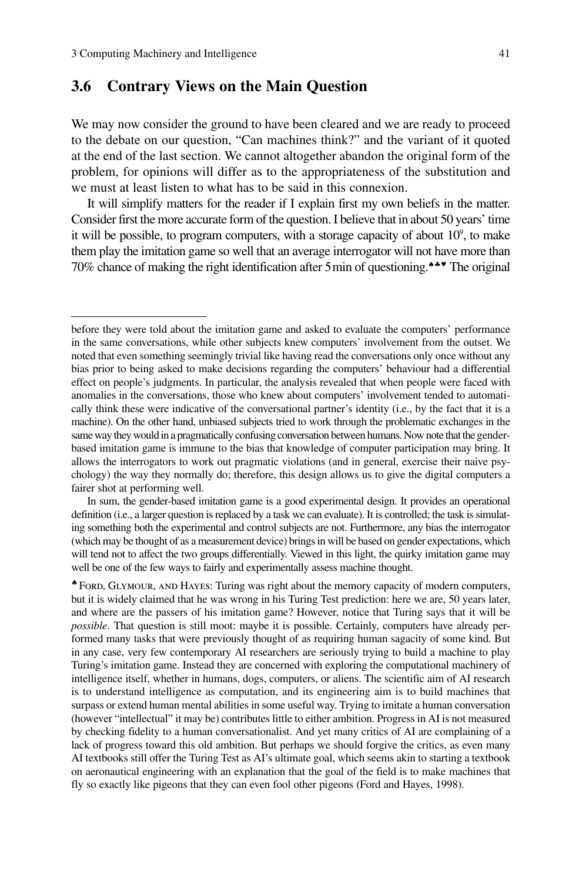## 3.6 Contrary Views on the Main Question

We may now consider the ground to have been cleared and we are ready to proceed to the debate on our question, "Can machines think?" and the variant of it quoted at the end of the last section. We cannot altogether abandon the original form of the problem, for opinions will differ as to the appropriateness of the substitution and we must at least listen to what has to be said in this connexion.

It will simplify matters for the reader if I explain first my own beliefs in the matter. Consider first the more accurate form of the question. I believe that in about 50 years' time it will be possible, to program computers, with a storage capacity of about $10^9$, to make them play the imitation game so well that an average interrogator will not have more than 70% chance of making the right identification after 5 min of questioning.♠♣♥ The original

---

before they were told about the imitation game and asked to evaluate the computers' performance in the same conversations, while other subjects knew computers' involvement from the outset. We noted that even something seemingly trivial like having read the conversations only once without any bias prior to being asked to make decisions regarding the computers' behaviour had a differential effect on people's judgments. In particular, the analysis revealed that when people were faced with anomalies in the conversations, those who knew about computers' involvement tended to automatically think these were indicative of the conversational partner's identity (i.e., by the fact that it is a machine). On the other hand, unbiased subjects tried to work through the problematic exchanges in the same way they would in a pragmatically confusing conversation between humans. Now note that the gender-based imitation game is immune to the bias that knowledge of computer participation may bring. It allows the interrogators to work out pragmatic violations (and in general, exercise their naive psychology) the way they normally do; therefore, this design allows us to give the digital computers a fairer shot at performing well.

In sum, the gender-based imitation game is a good experimental design. It provides an operational definition (i.e., a larger question is replaced by a task we can evaluate). It is controlled; the task is simulating something both the experimental and control subjects are not. Furthermore, any bias the interrogator (which may be thought of as a measurement device) brings in will be based on gender expectations, which will tend not to affect the two groups differentially. Viewed in this light, the quirky imitation game may well be one of the few ways to fairly and experimentally assess machine thought.

♠ Ford, Glymour, and Hayes: Turing was right about the memory capacity of modern computers, but it is widely claimed that he was wrong in his Turing Test prediction: here we are, 50 years later, and where are the passers of his imitation game? However, notice that Turing says that it will be *possible*. That question is still moot: maybe it is possible. Certainly, computers have already performed many tasks that were previously thought of as requiring human sagacity of some kind. But in any case, very few contemporary AI researchers are seriously trying to build a machine to play Turing's imitation game. Instead they are concerned with exploring the computational machinery of intelligence itself, whether in humans, dogs, computers, or aliens. The scientific aim of AI research is to understand intelligence as computation, and its engineering aim is to build machines that surpass or extend human mental abilities in some useful way. Trying to imitate a human conversation (however "intellectual" it may be) contributes little to either ambition. Progress in AI is not measured by checking fidelity to a human conversationalist. And yet many critics of AI are complaining of a lack of progress toward this old ambition. But perhaps we should forgive the critics, as even many AI textbooks still offer the Turing Test as AI's ultimate goal, which seems akin to starting a textbook on aeronautical engineering with an explanation that the goal of the field is to make machines that fly so exactly like pigeons that they can even fool other pigeons (Ford and Hayes, 1998).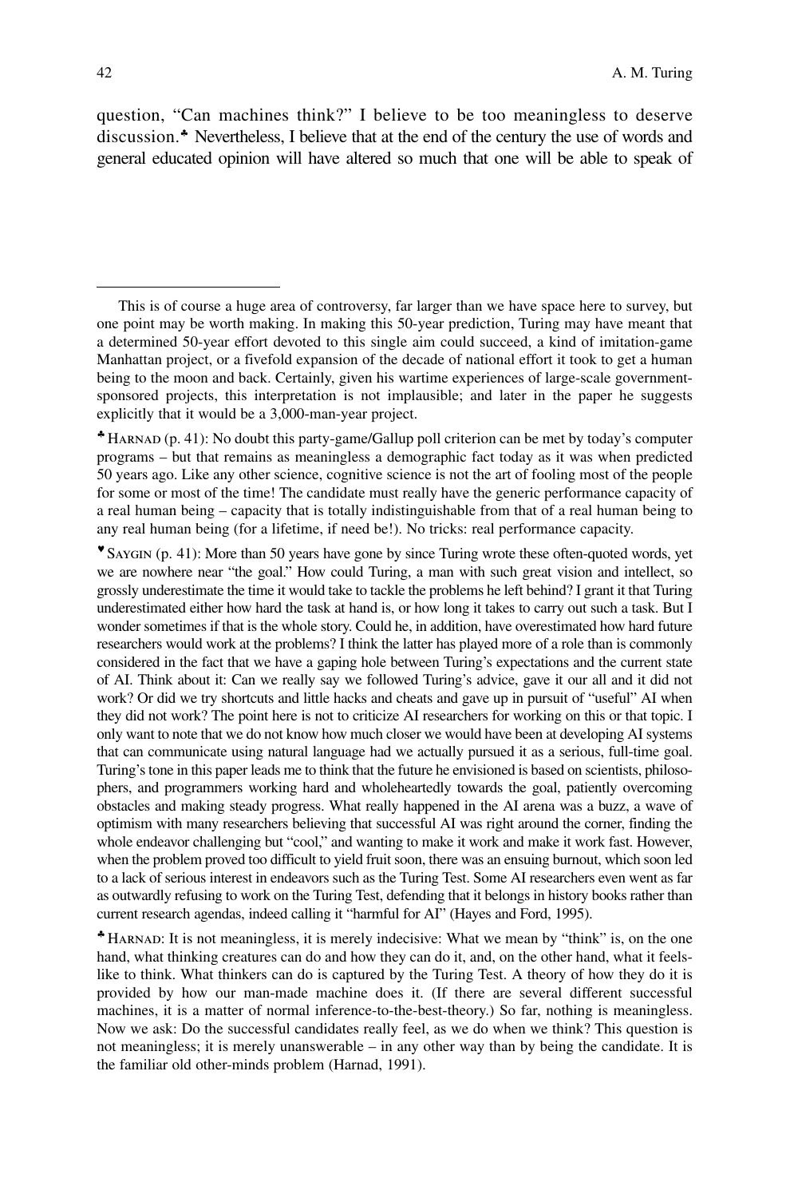question, "Can machines think?" I believe to be too meaningless to deserve discussion.♣ Nevertheless, I believe that at the end of the century the use of words and general educated opinion will have altered so much that one will be able to speak of

---

This is of course a huge area of controversy, far larger than we have space here to survey, but one point may be worth making. In making this 50-year prediction, Turing may have meant that a determined 50-year effort devoted to this single aim could succeed, a kind of imitation-game Manhattan project, or a fivefold expansion of the decade of national effort it took to get a human being to the moon and back. Certainly, given his wartime experiences of large-scale government-sponsored projects, this interpretation is not implausible; and later in the paper he suggests explicitly that it would be a 3,000-man-year project.

♣ HARNAD (p. 41): No doubt this party-game/Gallup poll criterion can be met by today's computer programs – but that remains as meaningless a demographic fact today as it was when predicted 50 years ago. Like any other science, cognitive science is not the art of fooling most of the people for some or most of the time! The candidate must really have the generic performance capacity of a real human being – capacity that is totally indistinguishable from that of a real human being to any real human being (for a lifetime, if need be!). No tricks: real performance capacity.

♥ SAYGIN (p. 41): More than 50 years have gone by since Turing wrote these often-quoted words, yet we are nowhere near "the goal." How could Turing, a man with such great vision and intellect, so grossly underestimate the time it would take to tackle the problems he left behind? I grant it that Turing underestimated either how hard the task at hand is, or how long it takes to carry out such a task. But I wonder sometimes if that is the whole story. Could he, in addition, have overestimated how hard future researchers would work at the problems? I think the latter has played more of a role than is commonly considered in the fact that we have a gaping hole between Turing's expectations and the current state of AI. Think about it: Can we really say we followed Turing's advice, gave it our all and it did not work? Or did we try shortcuts and little hacks and cheats and gave up in pursuit of "useful" AI when they did not work? The point here is not to criticize AI researchers for working on this or that topic. I only want to note that we do not know how much closer we would have been at developing AI systems that can communicate using natural language had we actually pursued it as a serious, full-time goal. Turing's tone in this paper leads me to think that the future he envisioned is based on scientists, philosophers, and programmers working hard and wholeheartedly towards the goal, patiently overcoming obstacles and making steady progress. What really happened in the AI arena was a buzz, a wave of optimism with many researchers believing that successful AI was right around the corner, finding the whole endeavor challenging but "cool," and wanting to make it work and make it work fast. However, when the problem proved too difficult to yield fruit soon, there was an ensuing burnout, which soon led to a lack of serious interest in endeavors such as the Turing Test. Some AI researchers even went as far as outwardly refusing to work on the Turing Test, defending that it belongs in history books rather than current research agendas, indeed calling it "harmful for AI" (Hayes and Ford, 1995).

♣ HARNAD: It is not meaningless, it is merely indecisive: What we mean by "think" is, on the one hand, what thinking creatures can do and how they can do it, and, on the other hand, what it feels-like to think. What thinkers can do is captured by the Turing Test. A theory of how they do it is provided by how our man-made machine does it. (If there are several different successful machines, it is a matter of normal inference-to-the-best-theory.) So far, nothing is meaningless. Now we ask: Do the successful candidates really feel, as we do when we think? This question is not meaningless; it is merely unanswerable – in any other way than by being the candidate. It is the familiar old other-minds problem (Harnad, 1991).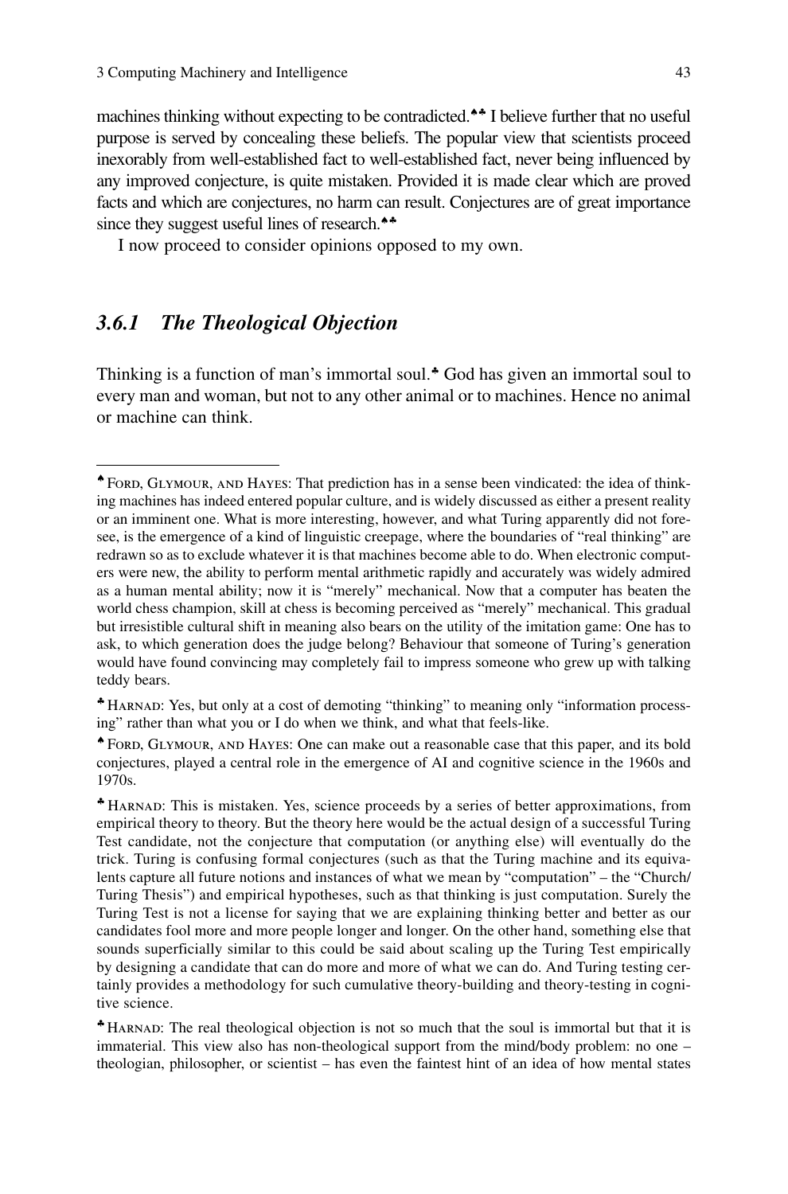machines thinking without expecting to be contradicted.♠♣ I believe further that no useful purpose is served by concealing these beliefs. The popular view that scientists proceed inexorably from well-established fact to well-established fact, never being influenced by any improved conjecture, is quite mistaken. Provided it is made clear which are proved facts and which are conjectures, no harm can result. Conjectures are of great importance since they suggest useful lines of research.♠♣

I now proceed to consider opinions opposed to my own.

### *3.6.1 The Theological Objection*

Thinking is a function of man's immortal soul.♣ God has given an immortal soul to every man and woman, but not to any other animal or to machines. Hence no animal or machine can think.

---

♠ Ford, Glymour, and Hayes: That prediction has in a sense been vindicated: the idea of thinking machines has indeed entered popular culture, and is widely discussed as either a present reality or an imminent one. What is more interesting, however, and what Turing apparently did not foresee, is the emergence of a kind of linguistic creepage, where the boundaries of "real thinking" are redrawn so as to exclude whatever it is that machines become able to do. When electronic computers were new, the ability to perform mental arithmetic rapidly and accurately was widely admired as a human mental ability; now it is "merely" mechanical. Now that a computer has beaten the world chess champion, skill at chess is becoming perceived as "merely" mechanical. This gradual but irresistible cultural shift in meaning also bears on the utility of the imitation game: One has to ask, to which generation does the judge belong? Behaviour that someone of Turing's generation would have found convincing may completely fail to impress someone who grew up with talking teddy bears.

♣ Harnad: Yes, but only at a cost of demoting "thinking" to meaning only "information processing" rather than what you or I do when we think, and what that feels-like.

♠ Ford, Glymour, and Hayes: One can make out a reasonable case that this paper, and its bold conjectures, played a central role in the emergence of AI and cognitive science in the 1960s and 1970s.

♣ Harnad: This is mistaken. Yes, science proceeds by a series of better approximations, from empirical theory to theory. But the theory here would be the actual design of a successful Turing Test candidate, not the conjecture that computation (or anything else) will eventually do the trick. Turing is confusing formal conjectures (such as that the Turing machine and its equivalents capture all future notions and instances of what we mean by "computation" – the "Church/Turing Thesis") and empirical hypotheses, such as that thinking is just computation. Surely the Turing Test is not a license for saying that we are explaining thinking better and better as our candidates fool more and more people longer and longer. On the other hand, something else that sounds superficially similar to this could be said about scaling up the Turing Test empirically by designing a candidate that can do more and more of what we can do. And Turing testing certainly provides a methodology for such cumulative theory-building and theory-testing in cognitive science.

♣ Harnad: The real theological objection is not so much that the soul is immortal but that it is immaterial. This view also has non-theological support from the mind/body problem: no one – theologian, philosopher, or scientist – has even the faintest hint of an idea of how mental states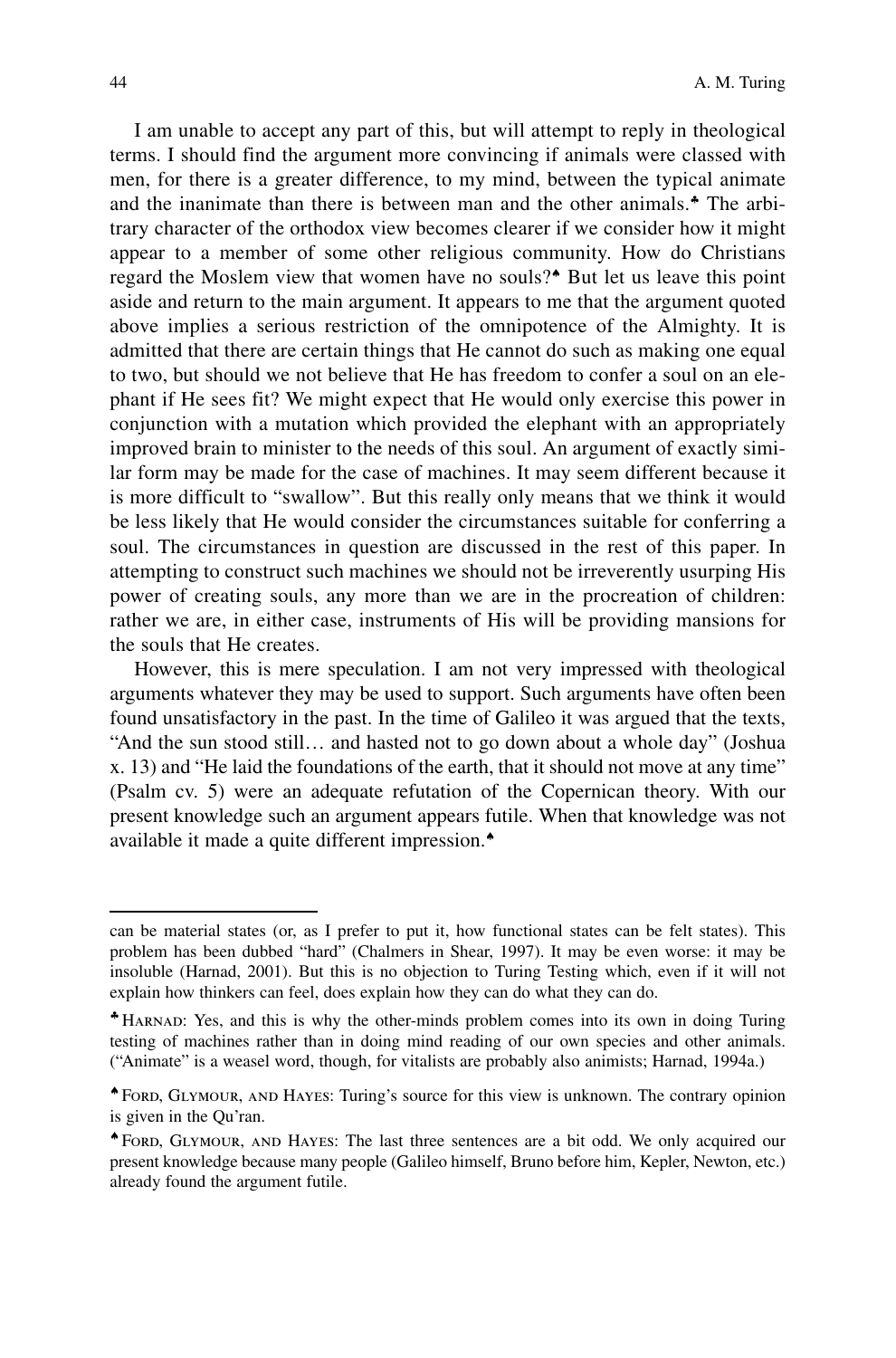I am unable to accept any part of this, but will attempt to reply in theological terms. I should find the argument more convincing if animals were classed with men, for there is a greater difference, to my mind, between the typical animate and the inanimate than there is between man and the other animals.♣ The arbitrary character of the orthodox view becomes clearer if we consider how it might appear to a member of some other religious community. How do Christians regard the Moslem view that women have no souls?♠ But let us leave this point aside and return to the main argument. It appears to me that the argument quoted above implies a serious restriction of the omnipotence of the Almighty. It is admitted that there are certain things that He cannot do such as making one equal to two, but should we not believe that He has freedom to confer a soul on an elephant if He sees fit? We might expect that He would only exercise this power in conjunction with a mutation which provided the elephant with an appropriately improved brain to minister to the needs of this soul. An argument of exactly similar form may be made for the case of machines. It may seem different because it is more difficult to "swallow". But this really only means that we think it would be less likely that He would consider the circumstances suitable for conferring a soul. The circumstances in question are discussed in the rest of this paper. In attempting to construct such machines we should not be irreverently usurping His power of creating souls, any more than we are in the procreation of children: rather we are, in either case, instruments of His will be providing mansions for the souls that He creates.

However, this is mere speculation. I am not very impressed with theological arguments whatever they may be used to support. Such arguments have often been found unsatisfactory in the past. In the time of Galileo it was argued that the texts, "And the sun stood still… and hasted not to go down about a whole day" (Joshua x. 13) and "He laid the foundations of the earth, that it should not move at any time" (Psalm cv. 5) were an adequate refutation of the Copernican theory. With our present knowledge such an argument appears futile. When that knowledge was not available it made a quite different impression.♠

---

can be material states (or, as I prefer to put it, how functional states can be felt states). This problem has been dubbed "hard" (Chalmers in Shear, 1997). It may be even worse: it may be insoluble (Harnad, 2001). But this is no objection to Turing Testing which, even if it will not explain how thinkers can feel, does explain how they can do what they can do.

♣ Harnad: Yes, and this is why the other-minds problem comes into its own in doing Turing testing of machines rather than in doing mind reading of our own species and other animals. ("Animate" is a weasel word, though, for vitalists are probably also animists; Harnad, 1994a.)

♠ Ford, Glymour, and Hayes: Turing's source for this view is unknown. The contrary opinion is given in the Qu'ran.

♠ Ford, Glymour, and Hayes: The last three sentences are a bit odd. We only acquired our present knowledge because many people (Galileo himself, Bruno before him, Kepler, Newton, etc.) already found the argument futile.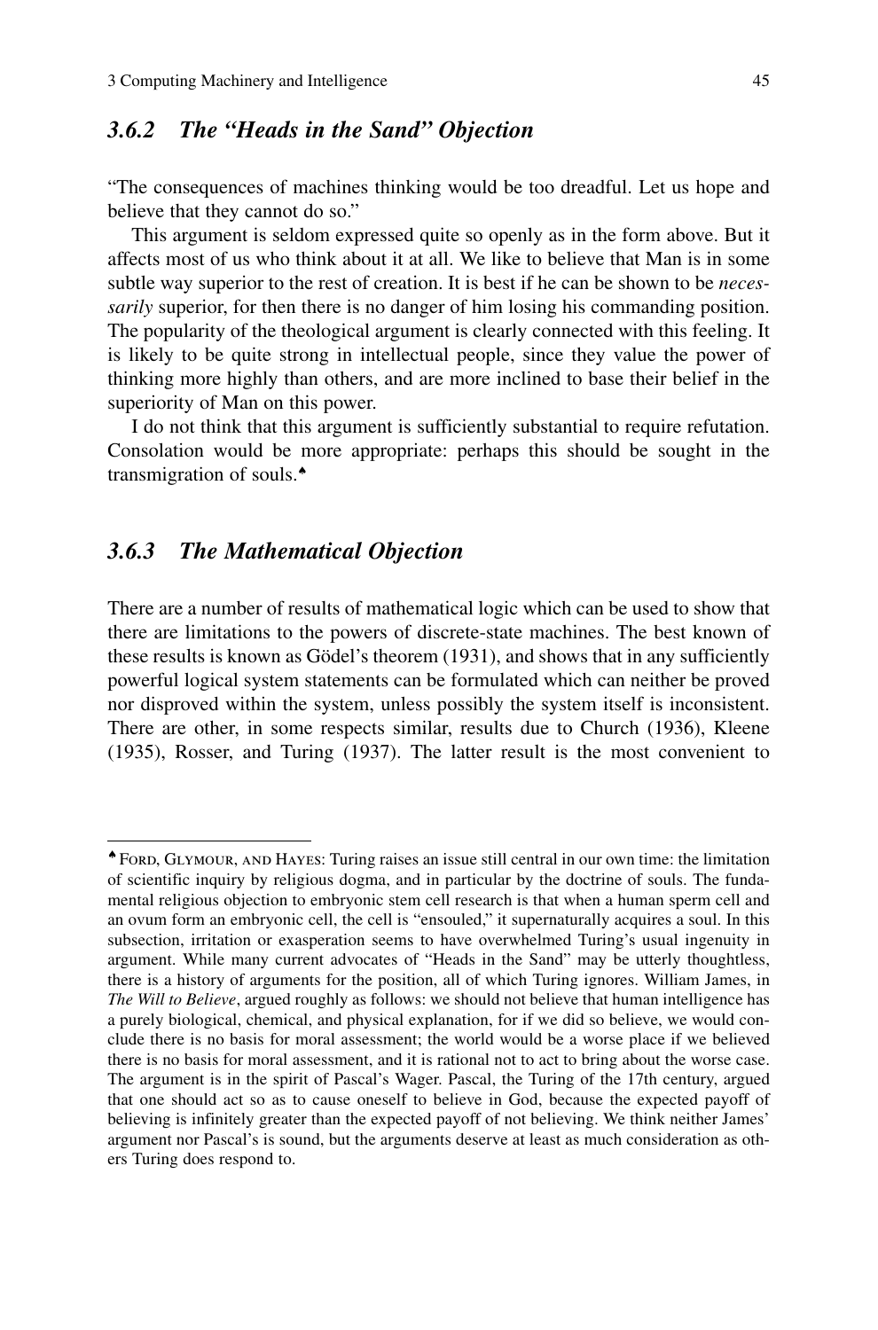### 3.6.2 The "Heads in the Sand" Objection

"The consequences of machines thinking would be too dreadful. Let us hope and believe that they cannot do so."

This argument is seldom expressed quite so openly as in the form above. But it affects most of us who think about it at all. We like to believe that Man is in some subtle way superior to the rest of creation. It is best if he can be shown to be *necessarily* superior, for then there is no danger of him losing his commanding position. The popularity of the theological argument is clearly connected with this feeling. It is likely to be quite strong in intellectual people, since they value the power of thinking more highly than others, and are more inclined to base their belief in the superiority of Man on this power.

I do not think that this argument is sufficiently substantial to require refutation. Consolation would be more appropriate: perhaps this should be sought in the transmigration of souls.♠

### 3.6.3 The Mathematical Objection

There are a number of results of mathematical logic which can be used to show that there are limitations to the powers of discrete-state machines. The best known of these results is known as Gödel's theorem (1931), and shows that in any sufficiently powerful logical system statements can be formulated which can neither be proved nor disproved within the system, unless possibly the system itself is inconsistent. There are other, in some respects similar, results due to Church (1936), Kleene (1935), Rosser, and Turing (1937). The latter result is the most convenient to

---

♠ Ford, Glymour, and Hayes: Turing raises an issue still central in our own time: the limitation of scientific inquiry by religious dogma, and in particular by the doctrine of souls. The fundamental religious objection to embryonic stem cell research is that when a human sperm cell and an ovum form an embryonic cell, the cell is "ensouled," it supernaturally acquires a soul. In this subsection, irritation or exasperation seems to have overwhelmed Turing's usual ingenuity in argument. While many current advocates of "Heads in the Sand" may be utterly thoughtless, there is a history of arguments for the position, all of which Turing ignores. William James, in *The Will to Believe*, argued roughly as follows: we should not believe that human intelligence has a purely biological, chemical, and physical explanation, for if we did so believe, we would conclude there is no basis for moral assessment; the world would be a worse place if we believed there is no basis for moral assessment, and it is rational not to act to bring about the worse case. The argument is in the spirit of Pascal's Wager. Pascal, the Turing of the 17th century, argued that one should act so as to cause oneself to believe in God, because the expected payoff of believing is infinitely greater than the expected payoff of not believing. We think neither James' argument nor Pascal's is sound, but the arguments deserve at least as much consideration as others Turing does respond to.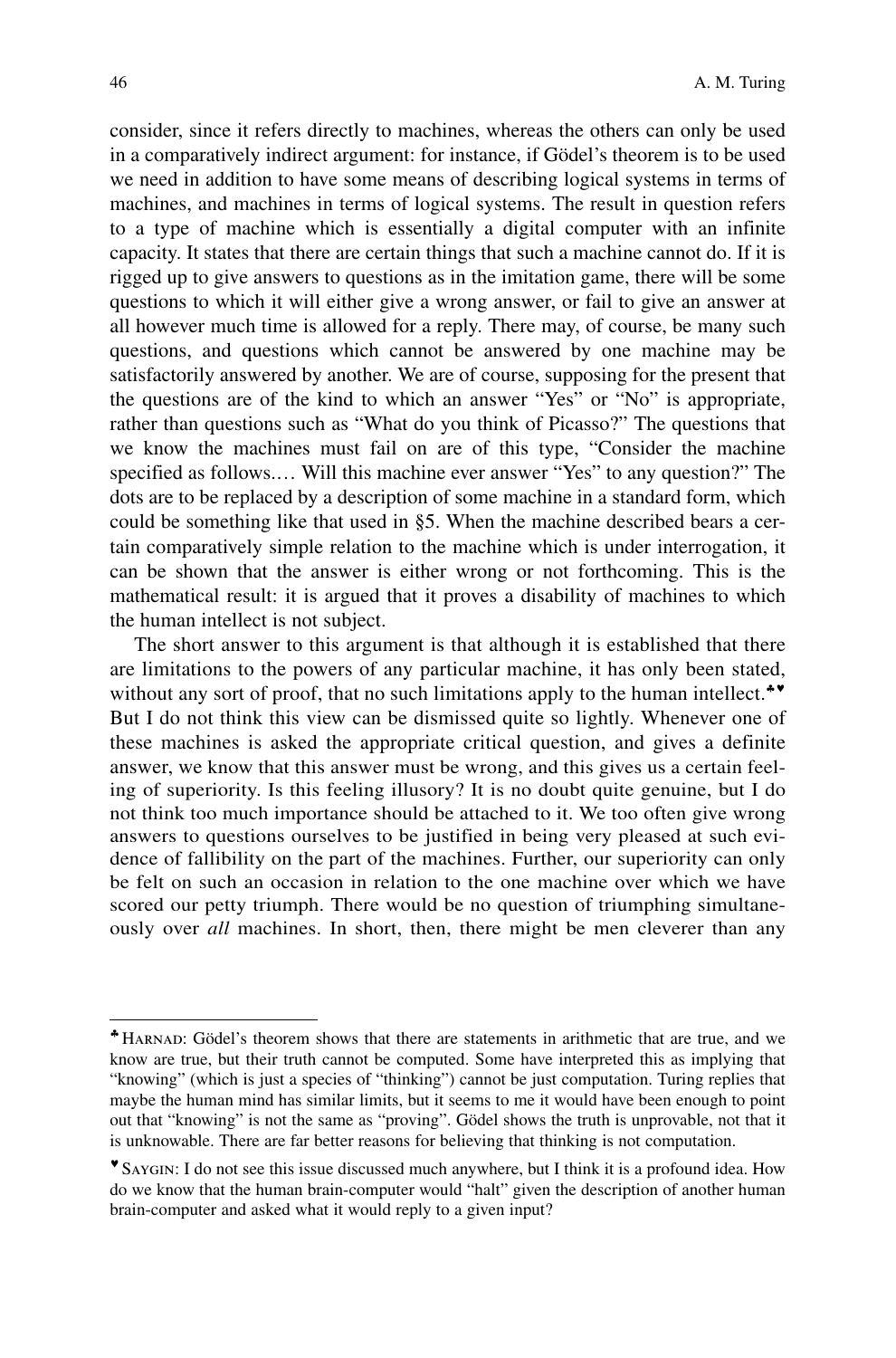consider, since it refers directly to machines, whereas the others can only be used in a comparatively indirect argument: for instance, if Gödel's theorem is to be used we need in addition to have some means of describing logical systems in terms of machines, and machines in terms of logical systems. The result in question refers to a type of machine which is essentially a digital computer with an infinite capacity. It states that there are certain things that such a machine cannot do. If it is rigged up to give answers to questions as in the imitation game, there will be some questions to which it will either give a wrong answer, or fail to give an answer at all however much time is allowed for a reply. There may, of course, be many such questions, and questions which cannot be answered by one machine may be satisfactorily answered by another. We are of course, supposing for the present that the questions are of the kind to which an answer "Yes" or "No" is appropriate, rather than questions such as "What do you think of Picasso?" The questions that we know the machines must fail on are of this type, "Consider the machine specified as follows.… Will this machine ever answer "Yes" to any question?" The dots are to be replaced by a description of some machine in a standard form, which could be something like that used in §5. When the machine described bears a certain comparatively simple relation to the machine which is under interrogation, it can be shown that the answer is either wrong or not forthcoming. This is the mathematical result: it is argued that it proves a disability of machines to which the human intellect is not subject.

The short answer to this argument is that although it is established that there are limitations to the powers of any particular machine, it has only been stated, without any sort of proof, that no such limitations apply to the human intellect.♣♥ But I do not think this view can be dismissed quite so lightly. Whenever one of these machines is asked the appropriate critical question, and gives a definite answer, we know that this answer must be wrong, and this gives us a certain feeling of superiority. Is this feeling illusory? It is no doubt quite genuine, but I do not think too much importance should be attached to it. We too often give wrong answers to questions ourselves to be justified in being very pleased at such evidence of fallibility on the part of the machines. Further, our superiority can only be felt on such an occasion in relation to the one machine over which we have scored our petty triumph. There would be no question of triumphing simultaneously over *all* machines. In short, then, there might be men cleverer than any

---

♣ HARNAD: Gödel's theorem shows that there are statements in arithmetic that are true, and we know are true, but their truth cannot be computed. Some have interpreted this as implying that "knowing" (which is just a species of "thinking") cannot be just computation. Turing replies that maybe the human mind has similar limits, but it seems to me it would have been enough to point out that "knowing" is not the same as "proving". Gödel shows the truth is unprovable, not that it is unknowable. There are far better reasons for believing that thinking is not computation.

♥ SAYGIN: I do not see this issue discussed much anywhere, but I think it is a profound idea. How do we know that the human brain-computer would "halt" given the description of another human brain-computer and asked what it would reply to a given input?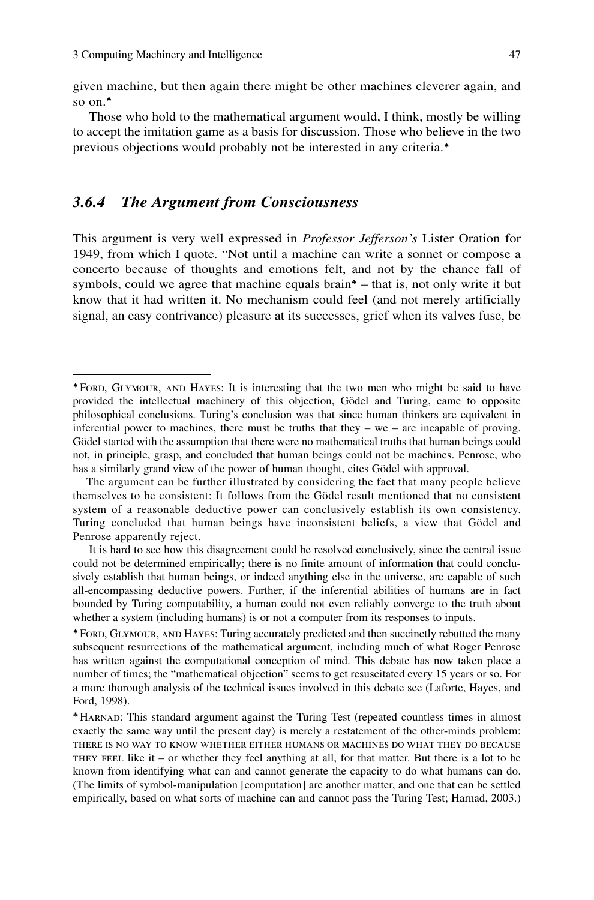given machine, but then again there might be other machines cleverer again, and so on.♠

Those who hold to the mathematical argument would, I think, mostly be willing to accept the imitation game as a basis for discussion. Those who believe in the two previous objections would probably not be interested in any criteria.♠

### 3.6.4 *The Argument from Consciousness*

This argument is very well expressed in *Professor Jefferson's* Lister Oration for 1949, from which I quote. "Not until a machine can write a sonnet or compose a concerto because of thoughts and emotions felt, and not by the chance fall of symbols, could we agree that machine equals brain♣ – that is, not only write it but know that it had written it. No mechanism could feel (and not merely artificially signal, an easy contrivance) pleasure at its successes, grief when its valves fuse, be

---

♠ Ford, Glymour, and Hayes: It is interesting that the two men who might be said to have provided the intellectual machinery of this objection, Gödel and Turing, came to opposite philosophical conclusions. Turing's conclusion was that since human thinkers are equivalent in inferential power to machines, there must be truths that they – we – are incapable of proving. Gödel started with the assumption that there were no mathematical truths that human beings could not, in principle, grasp, and concluded that human beings could not be machines. Penrose, who has a similarly grand view of the power of human thought, cites Gödel with approval.

The argument can be further illustrated by considering the fact that many people believe themselves to be consistent: It follows from the Gödel result mentioned that no consistent system of a reasonable deductive power can conclusively establish its own consistency. Turing concluded that human beings have inconsistent beliefs, a view that Gödel and Penrose apparently reject.

It is hard to see how this disagreement could be resolved conclusively, since the central issue could not be determined empirically; there is no finite amount of information that could conclusively establish that human beings, or indeed anything else in the universe, are capable of such all-encompassing deductive powers. Further, if the inferential abilities of humans are in fact bounded by Turing computability, a human could not even reliably converge to the truth about whether a system (including humans) is or not a computer from its responses to inputs.

♠ Ford, Glymour, and Hayes: Turing accurately predicted and then succinctly rebutted the many subsequent resurrections of the mathematical argument, including much of what Roger Penrose has written against the computational conception of mind. This debate has now taken place a number of times; the "mathematical objection" seems to get resuscitated every 15 years or so. For a more thorough analysis of the technical issues involved in this debate see (Laforte, Hayes, and Ford, 1998).

♣ Harnad: This standard argument against the Turing Test (repeated countless times in almost exactly the same way until the present day) is merely a restatement of the other-minds problem: there is no way to know whether either humans or machines do what they do because they feel like it – or whether they feel anything at all, for that matter. But there is a lot to be known from identifying what can and cannot generate the capacity to do what humans can do. (The limits of symbol-manipulation [computation] are another matter, and one that can be settled empirically, based on what sorts of machine can and cannot pass the Turing Test; Harnad, 2003.)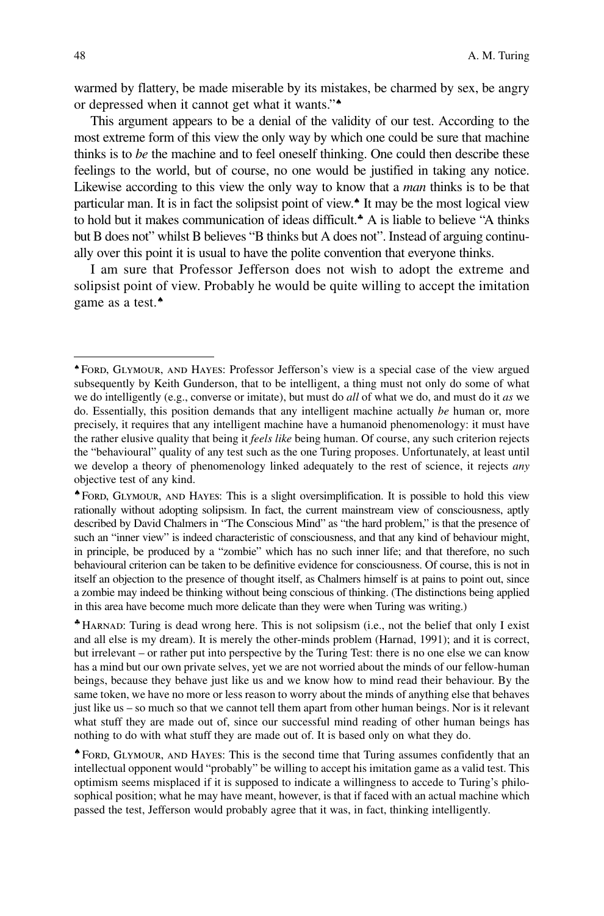warmed by flattery, be made miserable by its mistakes, be charmed by sex, be angry or depressed when it cannot get what it wants."♠

This argument appears to be a denial of the validity of our test. According to the most extreme form of this view the only way by which one could be sure that machine thinks is to *be* the machine and to feel oneself thinking. One could then describe these feelings to the world, but of course, no one would be justified in taking any notice. Likewise according to this view the only way to know that a *man* thinks is to be that particular man. It is in fact the solipsist point of view.♠ It may be the most logical view to hold but it makes communication of ideas difficult.♣ A is liable to believe "A thinks but B does not" whilst B believes "B thinks but A does not". Instead of arguing continually over this point it is usual to have the polite convention that everyone thinks.

I am sure that Professor Jefferson does not wish to adopt the extreme and solipsist point of view. Probably he would be quite willing to accept the imitation game as a test.♠

---

♠ FORD, GLYMOUR, AND HAYES: Professor Jefferson's view is a special case of the view argued subsequently by Keith Gunderson, that to be intelligent, a thing must not only do some of what we do intelligently (e.g., converse or imitate), but must do *all* of what we do, and must do it *as* we do. Essentially, this position demands that any intelligent machine actually *be* human or, more precisely, it requires that any intelligent machine have a humanoid phenomenology: it must have the rather elusive quality that being it *feels like* being human. Of course, any such criterion rejects the "behavioural" quality of any test such as the one Turing proposes. Unfortunately, at least until we develop a theory of phenomenology linked adequately to the rest of science, it rejects *any* objective test of any kind.

♠ FORD, GLYMOUR, AND HAYES: This is a slight oversimplification. It is possible to hold this view rationally without adopting solipsism. In fact, the current mainstream view of consciousness, aptly described by David Chalmers in "The Conscious Mind" as "the hard problem," is that the presence of such an "inner view" is indeed characteristic of consciousness, and that any kind of behaviour might, in principle, be produced by a "zombie" which has no such inner life; and that therefore, no such behavioural criterion can be taken to be definitive evidence for consciousness. Of course, this is not in itself an objection to the presence of thought itself, as Chalmers himself is at pains to point out, since a zombie may indeed be thinking without being conscious of thinking. (The distinctions being applied in this area have become much more delicate than they were when Turing was writing.)

♣ HARNAD: Turing is dead wrong here. This is not solipsism (i.e., not the belief that only I exist and all else is my dream). It is merely the other-minds problem (Harnad, 1991); and it is correct, but irrelevant – or rather put into perspective by the Turing Test: there is no one else we can know has a mind but our own private selves, yet we are not worried about the minds of our fellow-human beings, because they behave just like us and we know how to mind read their behaviour. By the same token, we have no more or less reason to worry about the minds of anything else that behaves just like us – so much so that we cannot tell them apart from other human beings. Nor is it relevant what stuff they are made out of, since our successful mind reading of other human beings has nothing to do with what stuff they are made out of. It is based only on what they do.

♠ FORD, GLYMOUR, AND HAYES: This is the second time that Turing assumes confidently that an intellectual opponent would "probably" be willing to accept his imitation game as a valid test. This optimism seems misplaced if it is supposed to indicate a willingness to accede to Turing's philosophical position; what he may have meant, however, is that if faced with an actual machine which passed the test, Jefferson would probably agree that it was, in fact, thinking intelligently.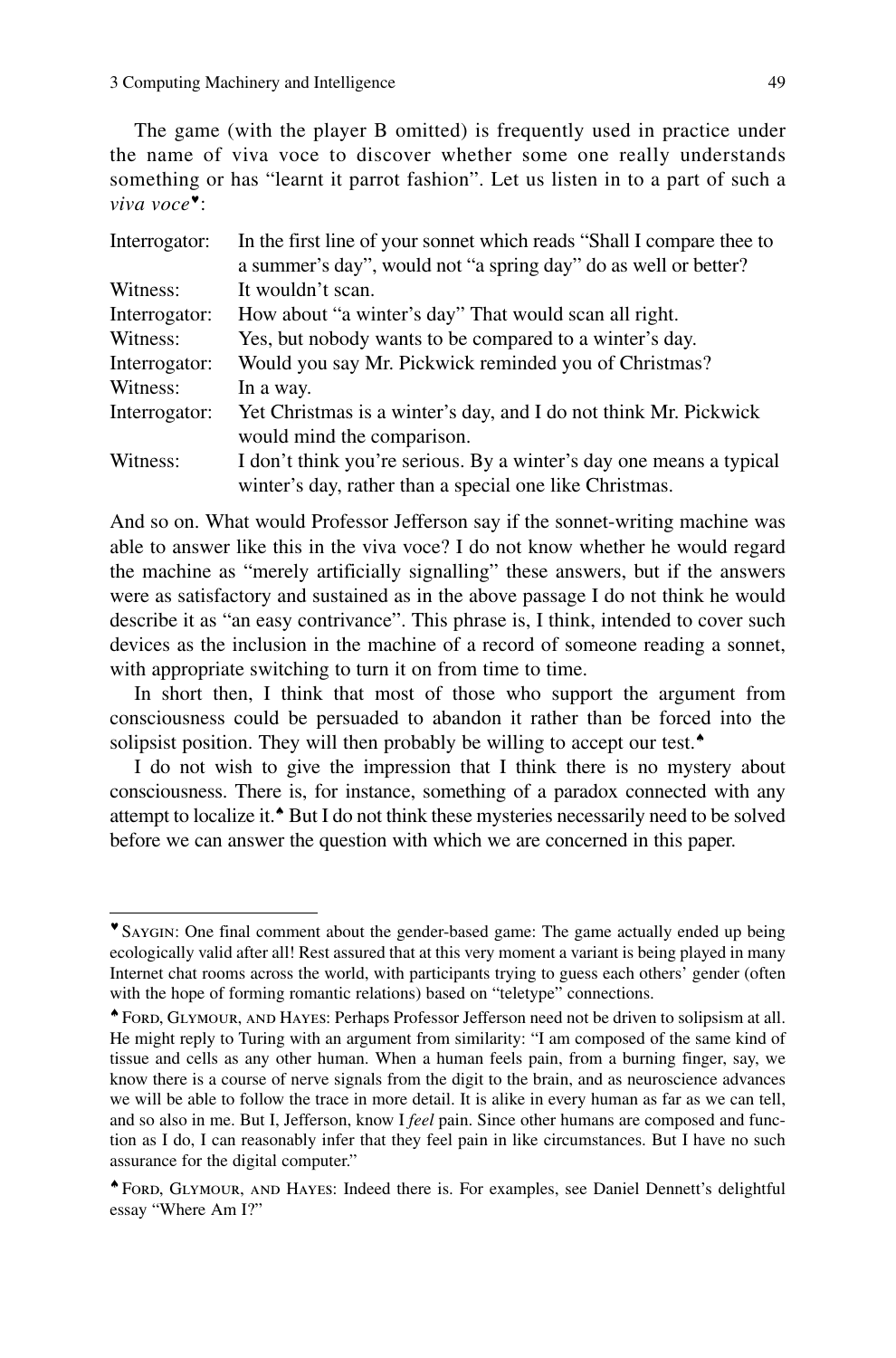The game (with the player B omitted) is frequently used in practice under the name of viva voce to discover whether some one really understands something or has "learnt it parrot fashion". Let us listen in to a part of such a *viva voce*♥:

| | |
|---|---|
| Interrogator: | In the first line of your sonnet which reads "Shall I compare thee to a summer's day", would not "a spring day" do as well or better? |
| Witness: | It wouldn't scan. |
| Interrogator: | How about "a winter's day" That would scan all right. |
| Witness: | Yes, but nobody wants to be compared to a winter's day. |
| Interrogator: | Would you say Mr. Pickwick reminded you of Christmas? |
| Witness: | In a way. |
| Interrogator: | Yet Christmas is a winter's day, and I do not think Mr. Pickwick would mind the comparison. |
| Witness: | I don't think you're serious. By a winter's day one means a typical winter's day, rather than a special one like Christmas. |

And so on. What would Professor Jefferson say if the sonnet-writing machine was able to answer like this in the viva voce? I do not know whether he would regard the machine as "merely artificially signalling" these answers, but if the answers were as satisfactory and sustained as in the above passage I do not think he would describe it as "an easy contrivance". This phrase is, I think, intended to cover such devices as the inclusion in the machine of a record of someone reading a sonnet, with appropriate switching to turn it on from time to time.

In short then, I think that most of those who support the argument from consciousness could be persuaded to abandon it rather than be forced into the solipsist position. They will then probably be willing to accept our test.♠

I do not wish to give the impression that I think there is no mystery about consciousness. There is, for instance, something of a paradox connected with any attempt to localize it.♠ But I do not think these mysteries necessarily need to be solved before we can answer the question with which we are concerned in this paper.

---

♥ Saygin: One final comment about the gender-based game: The game actually ended up being ecologically valid after all! Rest assured that at this very moment a variant is being played in many Internet chat rooms across the world, with participants trying to guess each others' gender (often with the hope of forming romantic relations) based on "teletype" connections.

♠ Ford, Glymour, and Hayes: Perhaps Professor Jefferson need not be driven to solipsism at all. He might reply to Turing with an argument from similarity: "I am composed of the same kind of tissue and cells as any other human. When a human feels pain, from a burning finger, say, we know there is a course of nerve signals from the digit to the brain, and as neuroscience advances we will be able to follow the trace in more detail. It is alike in every human as far as we can tell, and so also in me. But I, Jefferson, know I *feel* pain. Since other humans are composed and function as I do, I can reasonably infer that they feel pain in like circumstances. But I have no such assurance for the digital computer."

♠ Ford, Glymour, and Hayes: Indeed there is. For examples, see Daniel Dennett's delightful essay "Where Am I?"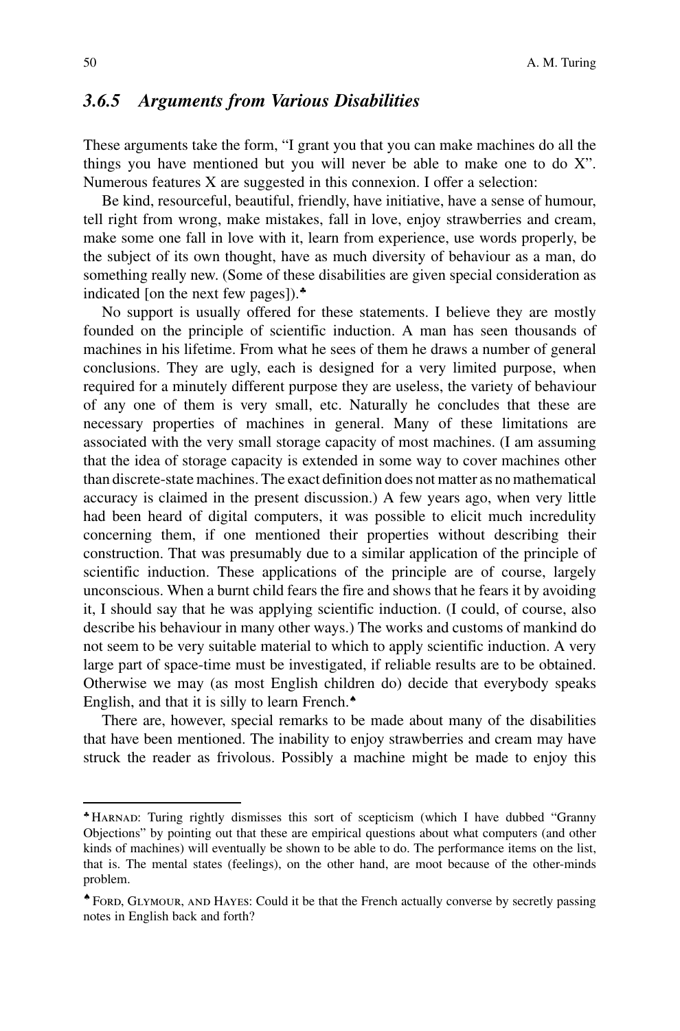### 3.6.5 *Arguments from Various Disabilities*

These arguments take the form, "I grant you that you can make machines do all the things you have mentioned but you will never be able to make one to do X". Numerous features X are suggested in this connexion. I offer a selection:

Be kind, resourceful, beautiful, friendly, have initiative, have a sense of humour, tell right from wrong, make mistakes, fall in love, enjoy strawberries and cream, make some one fall in love with it, learn from experience, use words properly, be the subject of its own thought, have as much diversity of behaviour as a man, do something really new. (Some of these disabilities are given special consideration as indicated [on the next few pages]).♣

No support is usually offered for these statements. I believe they are mostly founded on the principle of scientific induction. A man has seen thousands of machines in his lifetime. From what he sees of them he draws a number of general conclusions. They are ugly, each is designed for a very limited purpose, when required for a minutely different purpose they are useless, the variety of behaviour of any one of them is very small, etc. Naturally he concludes that these are necessary properties of machines in general. Many of these limitations are associated with the very small storage capacity of most machines. (I am assuming that the idea of storage capacity is extended in some way to cover machines other than discrete-state machines. The exact definition does not matter as no mathematical accuracy is claimed in the present discussion.) A few years ago, when very little had been heard of digital computers, it was possible to elicit much incredulity concerning them, if one mentioned their properties without describing their construction. That was presumably due to a similar application of the principle of scientific induction. These applications of the principle are of course, largely unconscious. When a burnt child fears the fire and shows that he fears it by avoiding it, I should say that he was applying scientific induction. (I could, of course, also describe his behaviour in many other ways.) The works and customs of mankind do not seem to be very suitable material to which to apply scientific induction. A very large part of space-time must be investigated, if reliable results are to be obtained. Otherwise we may (as most English children do) decide that everybody speaks English, and that it is silly to learn French.♠

There are, however, special remarks to be made about many of the disabilities that have been mentioned. The inability to enjoy strawberries and cream may have struck the reader as frivolous. Possibly a machine might be made to enjoy this

---

♣ Harnad: Turing rightly dismisses this sort of scepticism (which I have dubbed "Granny Objections" by pointing out that these are empirical questions about what computers (and other kinds of machines) will eventually be shown to be able to do. The performance items on the list, that is. The mental states (feelings), on the other hand, are moot because of the other-minds problem.

♠ Ford, Glymour, and Hayes: Could it be that the French actually converse by secretly passing notes in English back and forth?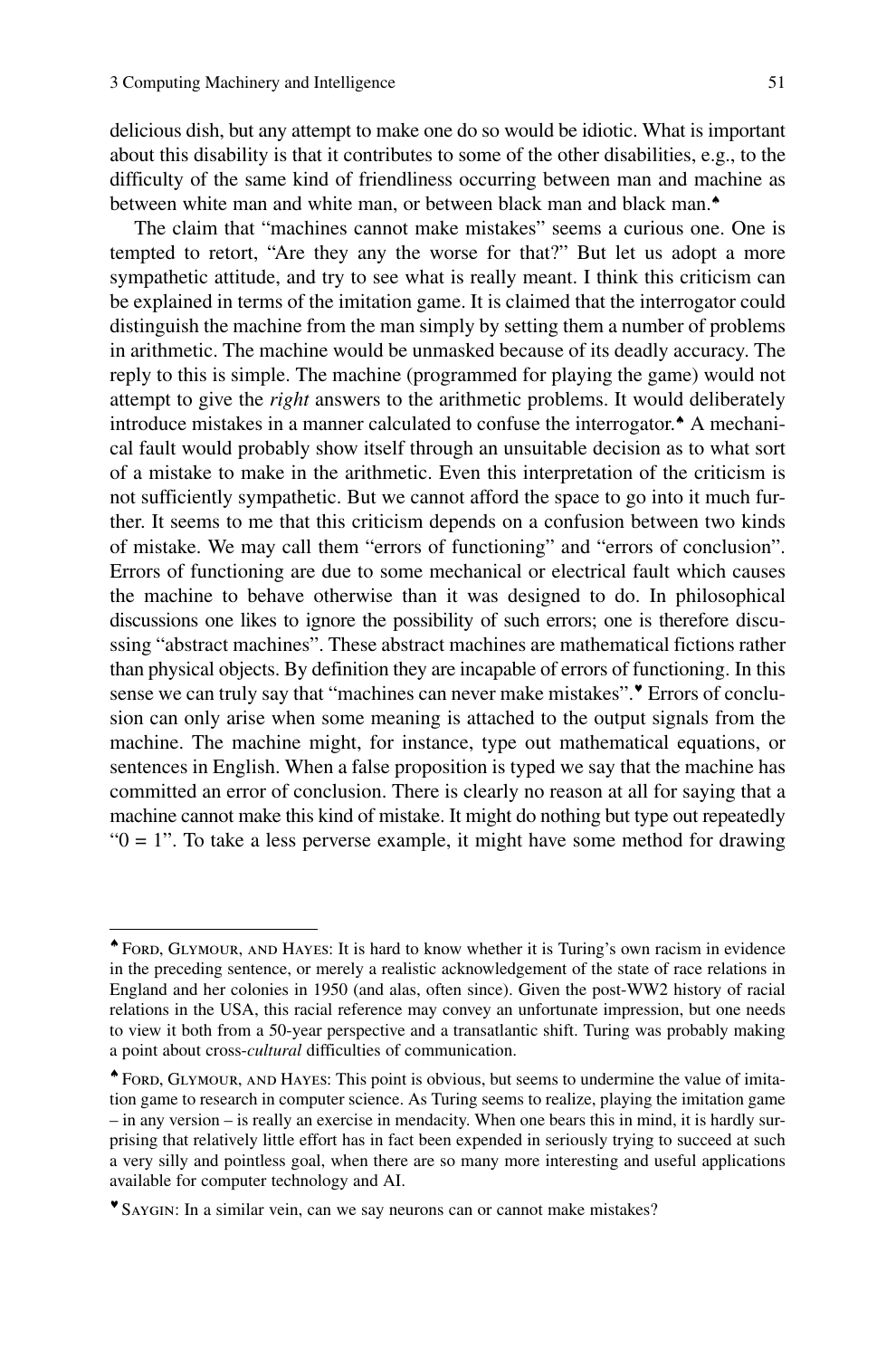delicious dish, but any attempt to make one do so would be idiotic. What is important about this disability is that it contributes to some of the other disabilities, e.g., to the difficulty of the same kind of friendliness occurring between man and machine as between white man and white man, or between black man and black man.♠

The claim that "machines cannot make mistakes" seems a curious one. One is tempted to retort, "Are they any the worse for that?" But let us adopt a more sympathetic attitude, and try to see what is really meant. I think this criticism can be explained in terms of the imitation game. It is claimed that the interrogator could distinguish the machine from the man simply by setting them a number of problems in arithmetic. The machine would be unmasked because of its deadly accuracy. The reply to this is simple. The machine (programmed for playing the game) would not attempt to give the *right* answers to the arithmetic problems. It would deliberately introduce mistakes in a manner calculated to confuse the interrogator.♠ A mechanical fault would probably show itself through an unsuitable decision as to what sort of a mistake to make in the arithmetic. Even this interpretation of the criticism is not sufficiently sympathetic. But we cannot afford the space to go into it much further. It seems to me that this criticism depends on a confusion between two kinds of mistake. We may call them "errors of functioning" and "errors of conclusion". Errors of functioning are due to some mechanical or electrical fault which causes the machine to behave otherwise than it was designed to do. In philosophical discussions one likes to ignore the possibility of such errors; one is therefore discussing "abstract machines". These abstract machines are mathematical fictions rather than physical objects. By definition they are incapable of errors of functioning. In this sense we can truly say that "machines can never make mistakes".♥ Errors of conclusion can only arise when some meaning is attached to the output signals from the machine. The machine might, for instance, type out mathematical equations, or sentences in English. When a false proposition is typed we say that the machine has committed an error of conclusion. There is clearly no reason at all for saying that a machine cannot make this kind of mistake. It might do nothing but type out repeatedly "0 = 1". To take a less perverse example, it might have some method for drawing

---

♠ Ford, Glymour, and Hayes: It is hard to know whether it is Turing's own racism in evidence in the preceding sentence, or merely a realistic acknowledgement of the state of race relations in England and her colonies in 1950 (and alas, often since). Given the post-WW2 history of racial relations in the USA, this racial reference may convey an unfortunate impression, but one needs to view it both from a 50-year perspective and a transatlantic shift. Turing was probably making a point about cross-*cultural* difficulties of communication.

♠ Ford, Glymour, and Hayes: This point is obvious, but seems to undermine the value of imitation game to research in computer science. As Turing seems to realize, playing the imitation game – in any version – is really an exercise in mendacity. When one bears this in mind, it is hardly surprising that relatively little effort has in fact been expended in seriously trying to succeed at such a very silly and pointless goal, when there are so many more interesting and useful applications available for computer technology and AI.

♥ Saygin: In a similar vein, can we say neurons can or cannot make mistakes?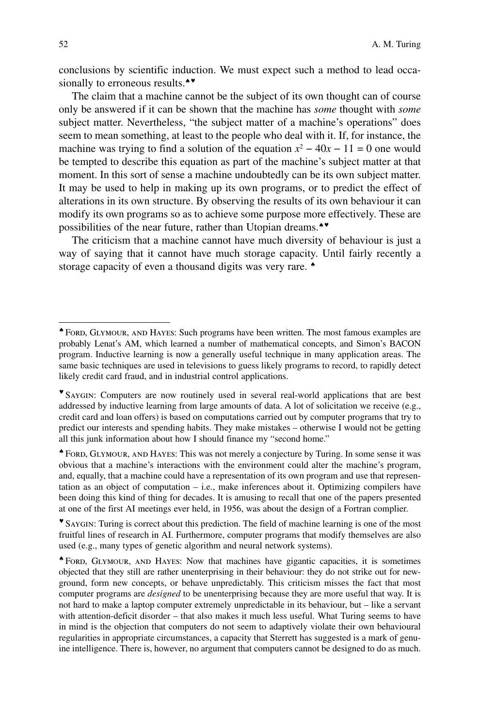conclusions by scientific induction. We must expect such a method to lead occasionally to erroneous results.♠♥

The claim that a machine cannot be the subject of its own thought can of course only be answered if it can be shown that the machine has *some* thought with *some* subject matter. Nevertheless, "the subject matter of a machine's operations" does seem to mean something, at least to the people who deal with it. If, for instance, the machine was trying to find a solution of the equation $x^2 - 40x - 11 = 0$ one would be tempted to describe this equation as part of the machine's subject matter at that moment. In this sort of sense a machine undoubtedly can be its own subject matter. It may be used to help in making up its own programs, or to predict the effect of alterations in its own structure. By observing the results of its own behaviour it can modify its own programs so as to achieve some purpose more effectively. These are possibilities of the near future, rather than Utopian dreams.♠♥

The criticism that a machine cannot have much diversity of behaviour is just a way of saying that it cannot have much storage capacity. Until fairly recently a storage capacity of even a thousand digits was very rare. ♠

---

♠ Ford, Glymour, and Hayes: Such programs have been written. The most famous examples are probably Lenat's AM, which learned a number of mathematical concepts, and Simon's BACON program. Inductive learning is now a generally useful technique in many application areas. The same basic techniques are used in televisions to guess likely programs to record, to rapidly detect likely credit card fraud, and in industrial control applications.

♥ Saygin: Computers are now routinely used in several real-world applications that are best addressed by inductive learning from large amounts of data. A lot of solicitation we receive (e.g., credit card and loan offers) is based on computations carried out by computer programs that try to predict our interests and spending habits. They make mistakes – otherwise I would not be getting all this junk information about how I should finance my "second home."

♠ Ford, Glymour, and Hayes: This was not merely a conjecture by Turing. In some sense it was obvious that a machine's interactions with the environment could alter the machine's program, and, equally, that a machine could have a representation of its own program and use that representation as an object of computation – i.e., make inferences about it. Optimizing compilers have been doing this kind of thing for decades. It is amusing to recall that one of the papers presented at one of the first AI meetings ever held, in 1956, was about the design of a Fortran complier.

♥ Saygin: Turing is correct about this prediction. The field of machine learning is one of the most fruitful lines of research in AI. Furthermore, computer programs that modify themselves are also used (e.g., many types of genetic algorithm and neural network systems).

♠ Ford, Glymour, and Hayes: Now that machines have gigantic capacities, it is sometimes objected that they still are rather unenterprising in their behaviour: they do not strike out for new-ground, form new concepts, or behave unpredictably. This criticism misses the fact that most computer programs are *designed* to be unenterprising because they are more useful that way. It is not hard to make a laptop computer extremely unpredictable in its behaviour, but – like a servant with attention-deficit disorder – that also makes it much less useful. What Turing seems to have in mind is the objection that computers do not seem to adaptively violate their own behavioural regularities in appropriate circumstances, a capacity that Sterrett has suggested is a mark of genuine intelligence. There is, however, no argument that computers cannot be designed to do as much.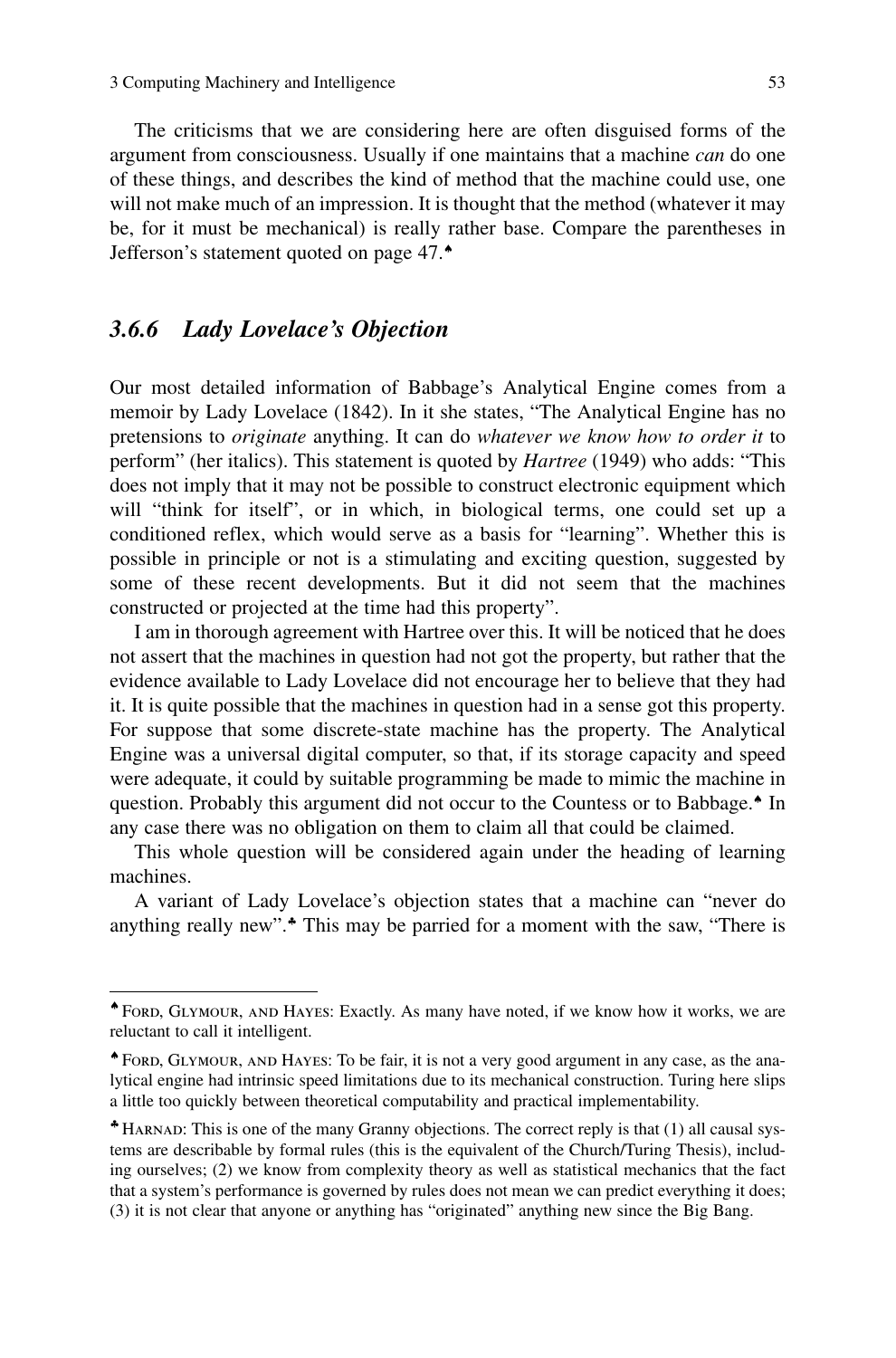The criticisms that we are considering here are often disguised forms of the argument from consciousness. Usually if one maintains that a machine *can* do one of these things, and describes the kind of method that the machine could use, one will not make much of an impression. It is thought that the method (whatever it may be, for it must be mechanical) is really rather base. Compare the parentheses in Jefferson's statement quoted on page 47.♠

### *3.6.6 Lady Lovelace's Objection*

Our most detailed information of Babbage's Analytical Engine comes from a memoir by Lady Lovelace (1842). In it she states, "The Analytical Engine has no pretensions to *originate* anything. It can do *whatever we know how to order it* to perform" (her italics). This statement is quoted by *Hartree* (1949) who adds: "This does not imply that it may not be possible to construct electronic equipment which will "think for itself", or in which, in biological terms, one could set up a conditioned reflex, which would serve as a basis for "learning". Whether this is possible in principle or not is a stimulating and exciting question, suggested by some of these recent developments. But it did not seem that the machines constructed or projected at the time had this property".

I am in thorough agreement with Hartree over this. It will be noticed that he does not assert that the machines in question had not got the property, but rather that the evidence available to Lady Lovelace did not encourage her to believe that they had it. It is quite possible that the machines in question had in a sense got this property. For suppose that some discrete-state machine has the property. The Analytical Engine was a universal digital computer, so that, if its storage capacity and speed were adequate, it could by suitable programming be made to mimic the machine in question. Probably this argument did not occur to the Countess or to Babbage.♠ In any case there was no obligation on them to claim all that could be claimed.

This whole question will be considered again under the heading of learning machines.

A variant of Lady Lovelace's objection states that a machine can "never do anything really new".♣ This may be parried for a moment with the saw, "There is

---

♠ Ford, Glymour, and Hayes: Exactly. As many have noted, if we know how it works, we are reluctant to call it intelligent.

♠ Ford, Glymour, and Hayes: To be fair, it is not a very good argument in any case, as the analytical engine had intrinsic speed limitations due to its mechanical construction. Turing here slips a little too quickly between theoretical computability and practical implementability.

♣ Harnad: This is one of the many Granny objections. The correct reply is that (1) all causal systems are describable by formal rules (this is the equivalent of the Church/Turing Thesis), including ourselves; (2) we know from complexity theory as well as statistical mechanics that the fact that a system's performance is governed by rules does not mean we can predict everything it does; (3) it is not clear that anyone or anything has "originated" anything new since the Big Bang.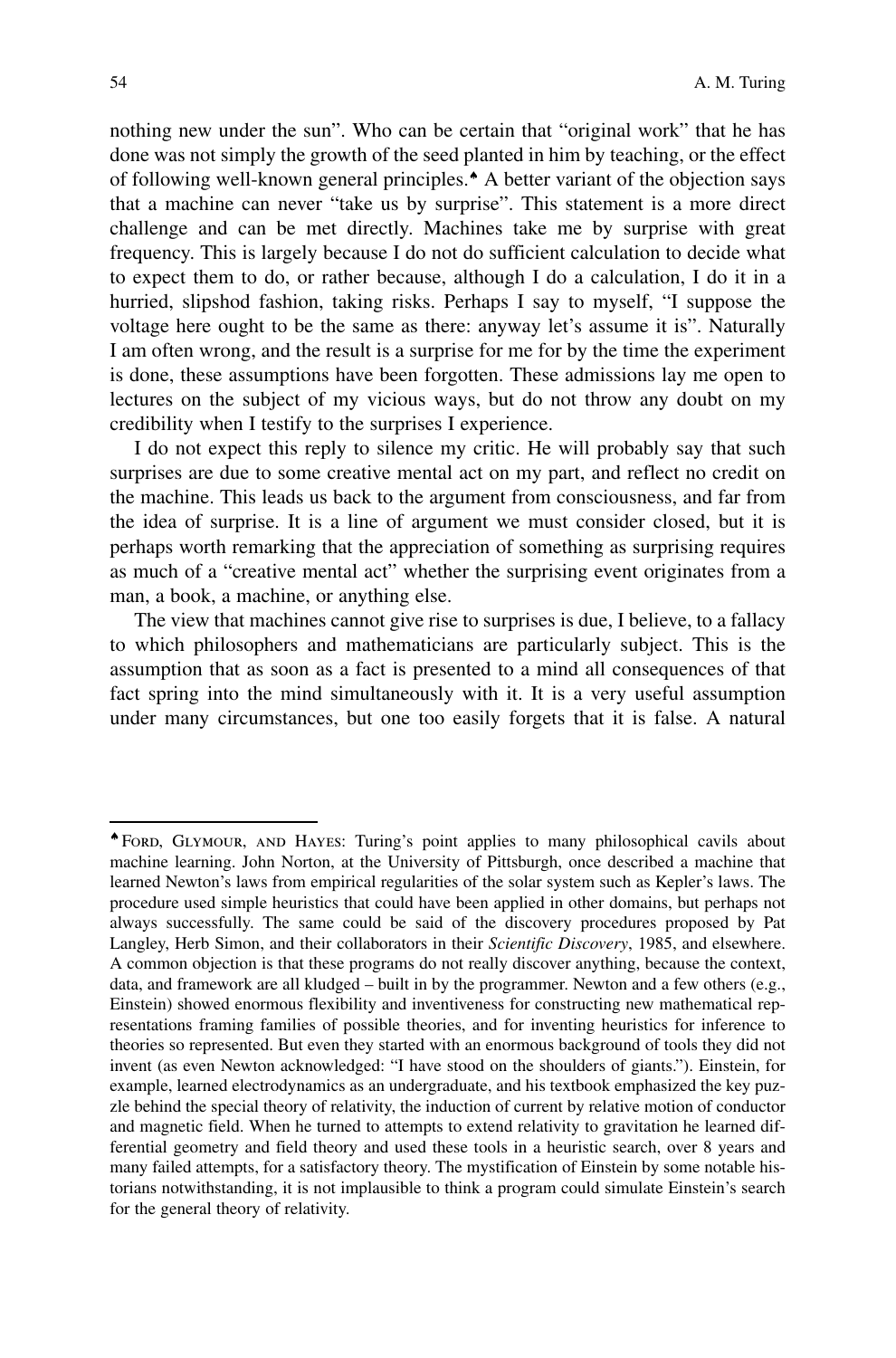nothing new under the sun". Who can be certain that "original work" that he has done was not simply the growth of the seed planted in him by teaching, or the effect of following well-known general principles.♠ A better variant of the objection says that a machine can never "take us by surprise". This statement is a more direct challenge and can be met directly. Machines take me by surprise with great frequency. This is largely because I do not do sufficient calculation to decide what to expect them to do, or rather because, although I do a calculation, I do it in a hurried, slipshod fashion, taking risks. Perhaps I say to myself, "I suppose the voltage here ought to be the same as there: anyway let's assume it is". Naturally I am often wrong, and the result is a surprise for me for by the time the experiment is done, these assumptions have been forgotten. These admissions lay me open to lectures on the subject of my vicious ways, but do not throw any doubt on my credibility when I testify to the surprises I experience.

I do not expect this reply to silence my critic. He will probably say that such surprises are due to some creative mental act on my part, and reflect no credit on the machine. This leads us back to the argument from consciousness, and far from the idea of surprise. It is a line of argument we must consider closed, but it is perhaps worth remarking that the appreciation of something as surprising requires as much of a "creative mental act" whether the surprising event originates from a man, a book, a machine, or anything else.

The view that machines cannot give rise to surprises is due, I believe, to a fallacy to which philosophers and mathematicians are particularly subject. This is the assumption that as soon as a fact is presented to a mind all consequences of that fact spring into the mind simultaneously with it. It is a very useful assumption under many circumstances, but one too easily forgets that it is false. A natural

---

♠ Ford, Glymour, and Hayes: Turing's point applies to many philosophical cavils about machine learning. John Norton, at the University of Pittsburgh, once described a machine that learned Newton's laws from empirical regularities of the solar system such as Kepler's laws. The procedure used simple heuristics that could have been applied in other domains, but perhaps not always successfully. The same could be said of the discovery procedures proposed by Pat Langley, Herb Simon, and their collaborators in their *Scientific Discovery*, 1985, and elsewhere. A common objection is that these programs do not really discover anything, because the context, data, and framework are all kludged – built in by the programmer. Newton and a few others (e.g., Einstein) showed enormous flexibility and inventiveness for constructing new mathematical representations framing families of possible theories, and for inventing heuristics for inference to theories so represented. But even they started with an enormous background of tools they did not invent (as even Newton acknowledged: "I have stood on the shoulders of giants."). Einstein, for example, learned electrodynamics as an undergraduate, and his textbook emphasized the key puzzle behind the special theory of relativity, the induction of current by relative motion of conductor and magnetic field. When he turned to attempts to extend relativity to gravitation he learned differential geometry and field theory and used these tools in a heuristic search, over 8 years and many failed attempts, for a satisfactory theory. The mystification of Einstein by some notable historians notwithstanding, it is not implausible to think a program could simulate Einstein's search for the general theory of relativity.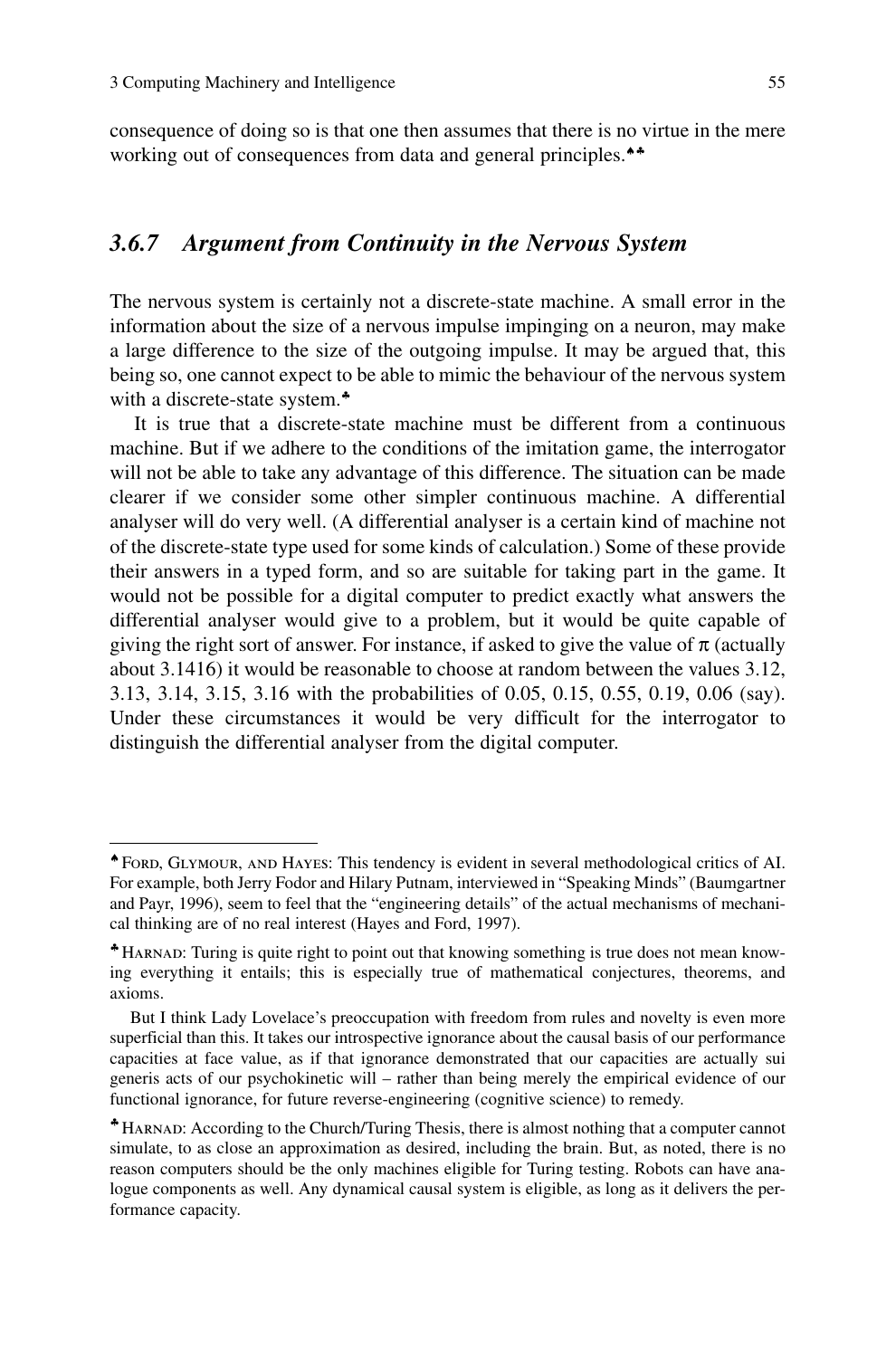consequence of doing so is that one then assumes that there is no virtue in the mere working out of consequences from data and general principles.♠♣

### *3.6.7 Argument from Continuity in the Nervous System*

The nervous system is certainly not a discrete-state machine. A small error in the information about the size of a nervous impulse impinging on a neuron, may make a large difference to the size of the outgoing impulse. It may be argued that, this being so, one cannot expect to be able to mimic the behaviour of the nervous system with a discrete-state system.♣

It is true that a discrete-state machine must be different from a continuous machine. But if we adhere to the conditions of the imitation game, the interrogator will not be able to take any advantage of this difference. The situation can be made clearer if we consider some other simpler continuous machine. A differential analyser will do very well. (A differential analyser is a certain kind of machine not of the discrete-state type used for some kinds of calculation.) Some of these provide their answers in a typed form, and so are suitable for taking part in the game. It would not be possible for a digital computer to predict exactly what answers the differential analyser would give to a problem, but it would be quite capable of giving the right sort of answer. For instance, if asked to give the value of $\pi$ (actually about 3.1416) it would be reasonable to choose at random between the values 3.12, 3.13, 3.14, 3.15, 3.16 with the probabilities of 0.05, 0.15, 0.55, 0.19, 0.06 (say). Under these circumstances it would be very difficult for the interrogator to distinguish the differential analyser from the digital computer.

---

♠ Ford, Glymour, and Hayes: This tendency is evident in several methodological critics of AI. For example, both Jerry Fodor and Hilary Putnam, interviewed in "Speaking Minds" (Baumgartner and Payr, 1996), seem to feel that the "engineering details" of the actual mechanisms of mechanical thinking are of no real interest (Hayes and Ford, 1997).

♣ Harnad: Turing is quite right to point out that knowing something is true does not mean knowing everything it entails; this is especially true of mathematical conjectures, theorems, and axioms.

But I think Lady Lovelace's preoccupation with freedom from rules and novelty is even more superficial than this. It takes our introspective ignorance about the causal basis of our performance capacities at face value, as if that ignorance demonstrated that our capacities are actually sui generis acts of our psychokinetic will – rather than being merely the empirical evidence of our functional ignorance, for future reverse-engineering (cognitive science) to remedy.

♣ Harnad: According to the Church/Turing Thesis, there is almost nothing that a computer cannot simulate, to as close an approximation as desired, including the brain. But, as noted, there is no reason computers should be the only machines eligible for Turing testing. Robots can have analogue components as well. Any dynamical causal system is eligible, as long as it delivers the performance capacity.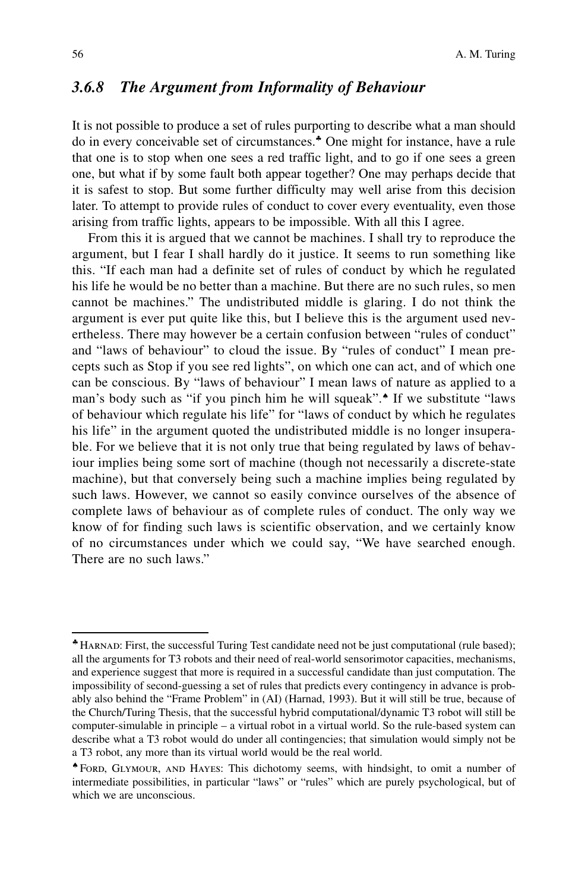### 3.6.8 *The Argument from Informality of Behaviour*

It is not possible to produce a set of rules purporting to describe what a man should do in every conceivable set of circumstances.♣ One might for instance, have a rule that one is to stop when one sees a red traffic light, and to go if one sees a green one, but what if by some fault both appear together? One may perhaps decide that it is safest to stop. But some further difficulty may well arise from this decision later. To attempt to provide rules of conduct to cover every eventuality, even those arising from traffic lights, appears to be impossible. With all this I agree.

From this it is argued that we cannot be machines. I shall try to reproduce the argument, but I fear I shall hardly do it justice. It seems to run something like this. "If each man had a definite set of rules of conduct by which he regulated his life he would be no better than a machine. But there are no such rules, so men cannot be machines." The undistributed middle is glaring. I do not think the argument is ever put quite like this, but I believe this is the argument used nevertheless. There may however be a certain confusion between "rules of conduct" and "laws of behaviour" to cloud the issue. By "rules of conduct" I mean precepts such as Stop if you see red lights", on which one can act, and of which one can be conscious. By "laws of behaviour" I mean laws of nature as applied to a man's body such as "if you pinch him he will squeak".♠ If we substitute "laws of behaviour which regulate his life" for "laws of conduct by which he regulates his life" in the argument quoted the undistributed middle is no longer insuperable. For we believe that it is not only true that being regulated by laws of behaviour implies being some sort of machine (though not necessarily a discrete-state machine), but that conversely being such a machine implies being regulated by such laws. However, we cannot so easily convince ourselves of the absence of complete laws of behaviour as of complete rules of conduct. The only way we know of for finding such laws is scientific observation, and we certainly know of no circumstances under which we could say, "We have searched enough. There are no such laws."

---

♣ HARNAD: First, the successful Turing Test candidate need not be just computational (rule based); all the arguments for T3 robots and their need of real-world sensorimotor capacities, mechanisms, and experience suggest that more is required in a successful candidate than just computation. The impossibility of second-guessing a set of rules that predicts every contingency in advance is probably also behind the "Frame Problem" in (AI) (Harnad, 1993). But it will still be true, because of the Church/Turing Thesis, that the successful hybrid computational/dynamic T3 robot will still be computer-simulable in principle – a virtual robot in a virtual world. So the rule-based system can describe what a T3 robot would do under all contingencies; that simulation would simply not be a T3 robot, any more than its virtual world would be the real world.

♠ FORD, GLYMOUR, AND HAYES: This dichotomy seems, with hindsight, to omit a number of intermediate possibilities, in particular "laws" or "rules" which are purely psychological, but of which we are unconscious.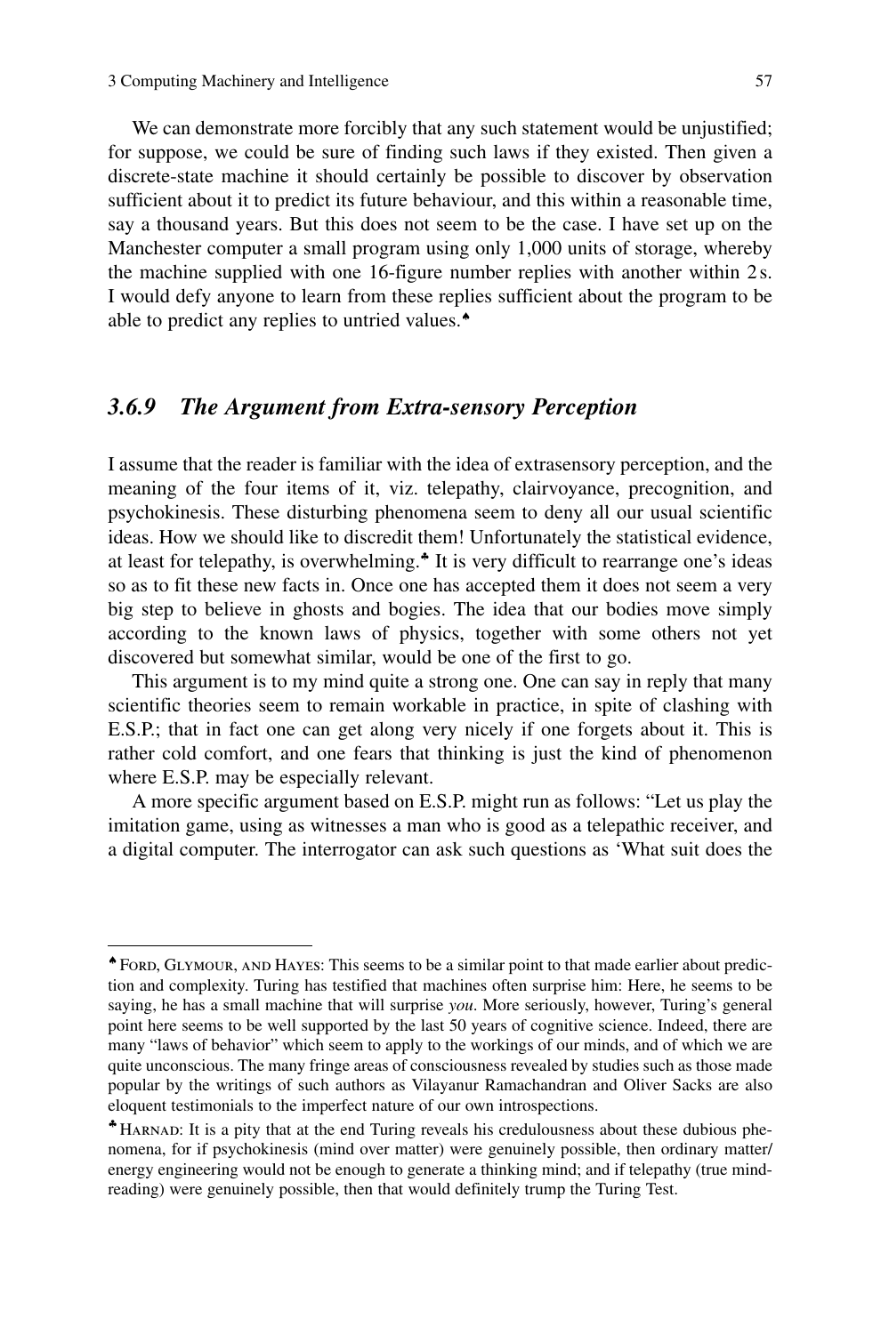We can demonstrate more forcibly that any such statement would be unjustified; for suppose, we could be sure of finding such laws if they existed. Then given a discrete-state machine it should certainly be possible to discover by observation sufficient about it to predict its future behaviour, and this within a reasonable time, say a thousand years. But this does not seem to be the case. I have set up on the Manchester computer a small program using only 1,000 units of storage, whereby the machine supplied with one 16-figure number replies with another within 2 s. I would defy anyone to learn from these replies sufficient about the program to be able to predict any replies to untried values.♠

### *3.6.9 The Argument from Extra-sensory Perception*

I assume that the reader is familiar with the idea of extrasensory perception, and the meaning of the four items of it, viz. telepathy, clairvoyance, precognition, and psychokinesis. These disturbing phenomena seem to deny all our usual scientific ideas. How we should like to discredit them! Unfortunately the statistical evidence, at least for telepathy, is overwhelming.♣ It is very difficult to rearrange one's ideas so as to fit these new facts in. Once one has accepted them it does not seem a very big step to believe in ghosts and bogies. The idea that our bodies move simply according to the known laws of physics, together with some others not yet discovered but somewhat similar, would be one of the first to go.

This argument is to my mind quite a strong one. One can say in reply that many scientific theories seem to remain workable in practice, in spite of clashing with E.S.P.; that in fact one can get along very nicely if one forgets about it. This is rather cold comfort, and one fears that thinking is just the kind of phenomenon where E.S.P. may be especially relevant.

A more specific argument based on E.S.P. might run as follows: "Let us play the imitation game, using as witnesses a man who is good as a telepathic receiver, and a digital computer. The interrogator can ask such questions as 'What suit does the

---

♠ Ford, Glymour, and Hayes: This seems to be a similar point to that made earlier about prediction and complexity. Turing has testified that machines often surprise him: Here, he seems to be saying, he has a small machine that will surprise *you*. More seriously, however, Turing's general point here seems to be well supported by the last 50 years of cognitive science. Indeed, there are many "laws of behavior" which seem to apply to the workings of our minds, and of which we are quite unconscious. The many fringe areas of consciousness revealed by studies such as those made popular by the writings of such authors as Vilayanur Ramachandran and Oliver Sacks are also eloquent testimonials to the imperfect nature of our own introspections.

♣ Harnad: It is a pity that at the end Turing reveals his credulousness about these dubious phenomena, for if psychokinesis (mind over matter) were genuinely possible, then ordinary matter/energy engineering would not be enough to generate a thinking mind; and if telepathy (true mind-reading) were genuinely possible, then that would definitely trump the Turing Test.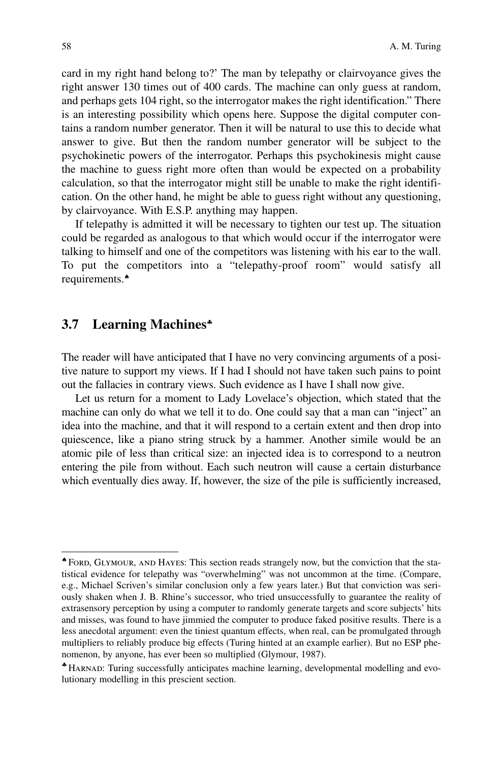card in my right hand belong to?' The man by telepathy or clairvoyance gives the right answer 130 times out of 400 cards. The machine can only guess at random, and perhaps gets 104 right, so the interrogator makes the right identification." There is an interesting possibility which opens here. Suppose the digital computer contains a random number generator. Then it will be natural to use this to decide what answer to give. But then the random number generator will be subject to the psychokinetic powers of the interrogator. Perhaps this psychokinesis might cause the machine to guess right more often than would be expected on a probability calculation, so that the interrogator might still be unable to make the right identification. On the other hand, he might be able to guess right without any questioning, by clairvoyance. With E.S.P. anything may happen.

If telepathy is admitted it will be necessary to tighten our test up. The situation could be regarded as analogous to that which would occur if the interrogator were talking to himself and one of the competitors was listening with his ear to the wall. To put the competitors into a "telepathy-proof room" would satisfy all requirements.♠

## 3.7 Learning Machines♣

The reader will have anticipated that I have no very convincing arguments of a positive nature to support my views. If I had I should not have taken such pains to point out the fallacies in contrary views. Such evidence as I have I shall now give.

Let us return for a moment to Lady Lovelace's objection, which stated that the machine can only do what we tell it to do. One could say that a man can "inject" an idea into the machine, and that it will respond to a certain extent and then drop into quiescence, like a piano string struck by a hammer. Another simile would be an atomic pile of less than critical size: an injected idea is to correspond to a neutron entering the pile from without. Each such neutron will cause a certain disturbance which eventually dies away. If, however, the size of the pile is sufficiently increased,

---

♠ Ford, Glymour, and Hayes: This section reads strangely now, but the conviction that the statistical evidence for telepathy was "overwhelming" was not uncommon at the time. (Compare, e.g., Michael Scriven's similar conclusion only a few years later.) But that conviction was seriously shaken when J. B. Rhine's successor, who tried unsuccessfully to guarantee the reality of extrasensory perception by using a computer to randomly generate targets and score subjects' hits and misses, was found to have jimmied the computer to produce faked positive results. There is a less anecdotal argument: even the tiniest quantum effects, when real, can be promulgated through multipliers to reliably produce big effects (Turing hinted at an example earlier). But no ESP phenomenon, by anyone, has ever been so multiplied (Glymour, 1987).

♣ Harnad: Turing successfully anticipates machine learning, developmental modelling and evolutionary modelling in this prescient section.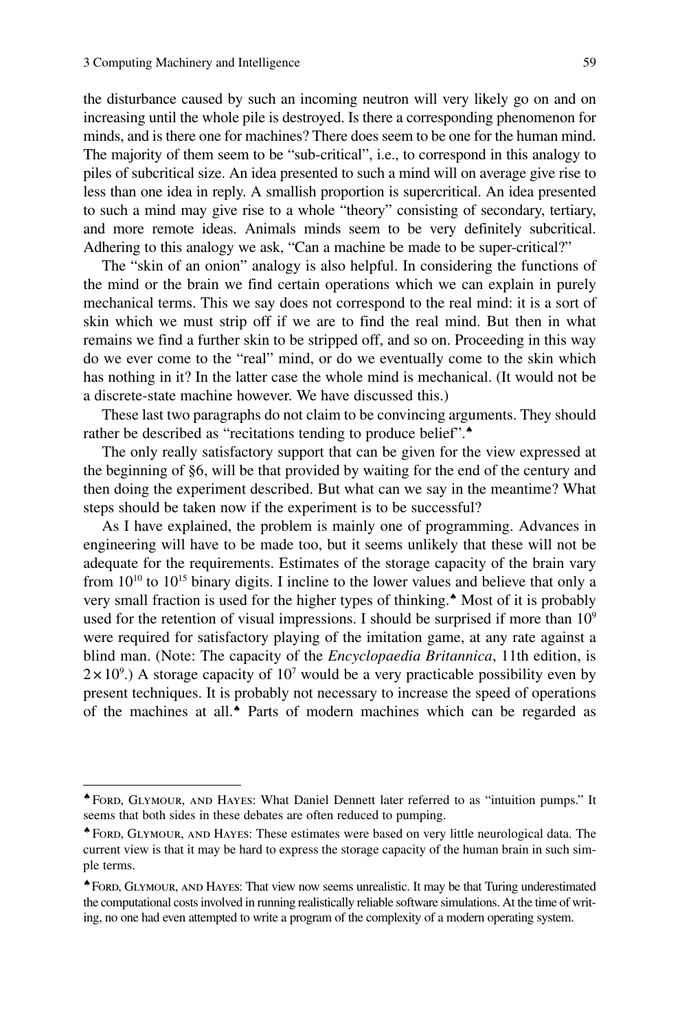the disturbance caused by such an incoming neutron will very likely go on and on increasing until the whole pile is destroyed. Is there a corresponding phenomenon for minds, and is there one for machines? There does seem to be one for the human mind. The majority of them seem to be "sub-critical", i.e., to correspond in this analogy to piles of subcritical size. An idea presented to such a mind will on average give rise to less than one idea in reply. A smallish proportion is supercritical. An idea presented to such a mind may give rise to a whole "theory" consisting of secondary, tertiary, and more remote ideas. Animals minds seem to be very definitely subcritical. Adhering to this analogy we ask, "Can a machine be made to be super-critical?"

The "skin of an onion" analogy is also helpful. In considering the functions of the mind or the brain we find certain operations which we can explain in purely mechanical terms. This we say does not correspond to the real mind: it is a sort of skin which we must strip off if we are to find the real mind. But then in what remains we find a further skin to be stripped off, and so on. Proceeding in this way do we ever come to the "real" mind, or do we eventually come to the skin which has nothing in it? In the latter case the whole mind is mechanical. (It would not be a discrete-state machine however. We have discussed this.)

These last two paragraphs do not claim to be convincing arguments. They should rather be described as "recitations tending to produce belief".♠

The only really satisfactory support that can be given for the view expressed at the beginning of §6, will be that provided by waiting for the end of the century and then doing the experiment described. But what can we say in the meantime? What steps should be taken now if the experiment is to be successful?

As I have explained, the problem is mainly one of programming. Advances in engineering will have to be made too, but it seems unlikely that these will not be adequate for the requirements. Estimates of the storage capacity of the brain vary from $10^{10}$ to $10^{15}$ binary digits. I incline to the lower values and believe that only a very small fraction is used for the higher types of thinking.♠ Most of it is probably used for the retention of visual impressions. I should be surprised if more than $10^9$ were required for satisfactory playing of the imitation game, at any rate against a blind man. (Note: The capacity of the *Encyclopaedia Britannica*, 11th edition, is $2 \times 10^9$.) A storage capacity of $10^7$ would be a very practicable possibility even by present techniques. It is probably not necessary to increase the speed of operations of the machines at all.♠ Parts of modern machines which can be regarded as

---

♠ Ford, Glymour, and Hayes: What Daniel Dennett later referred to as "intuition pumps." It seems that both sides in these debates are often reduced to pumping.

♠ Ford, Glymour, and Hayes: These estimates were based on very little neurological data. The current view is that it may be hard to express the storage capacity of the human brain in such simple terms.

♠ Ford, Glymour, and Hayes: That view now seems unrealistic. It may be that Turing underestimated the computational costs involved in running realistically reliable software simulations. At the time of writing, no one had even attempted to write a program of the complexity of a modern operating system.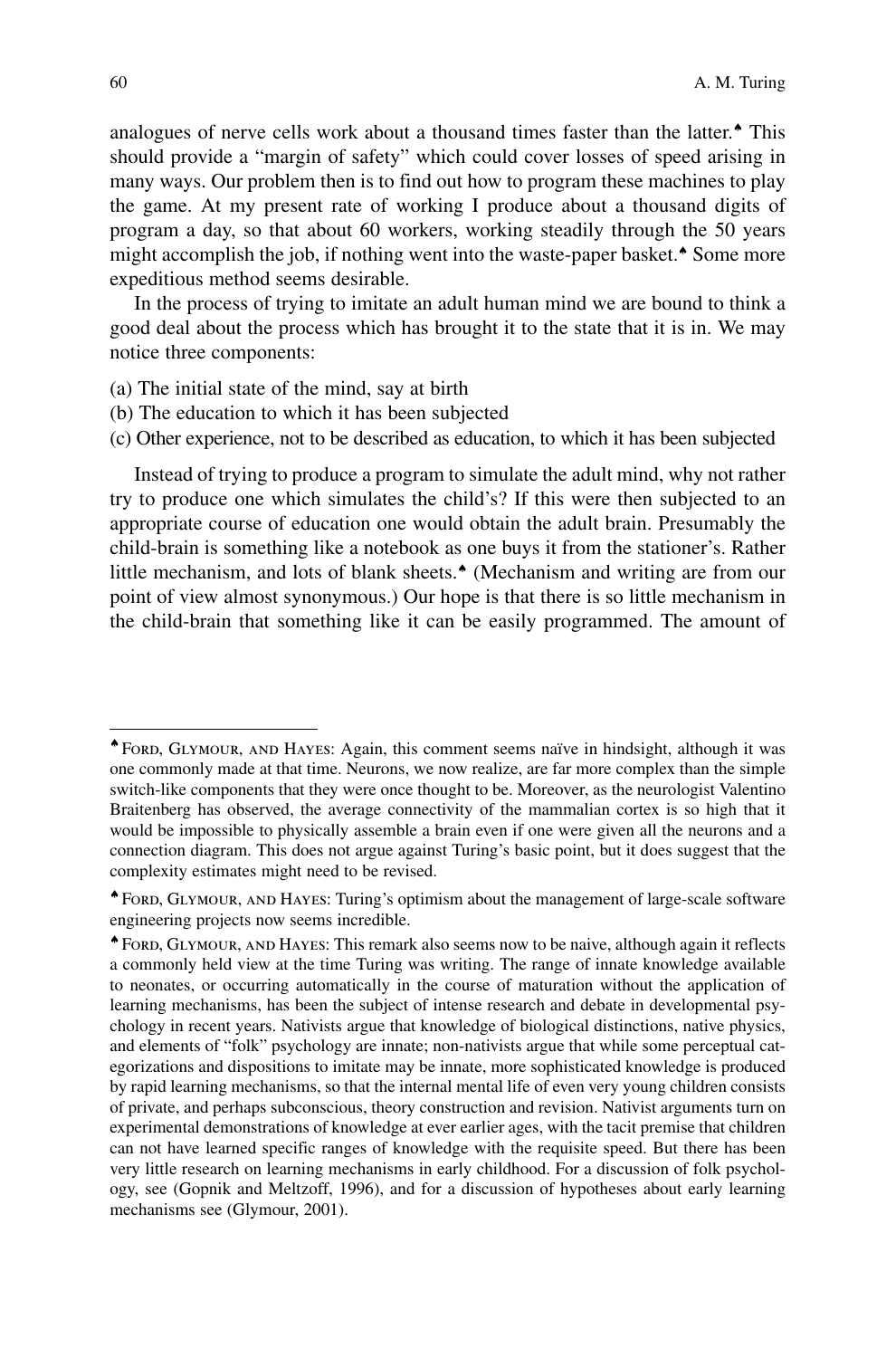analogues of nerve cells work about a thousand times faster than the latter.♠ This should provide a "margin of safety" which could cover losses of speed arising in many ways. Our problem then is to find out how to program these machines to play the game. At my present rate of working I produce about a thousand digits of program a day, so that about 60 workers, working steadily through the 50 years might accomplish the job, if nothing went into the waste-paper basket.♠ Some more expeditious method seems desirable.

In the process of trying to imitate an adult human mind we are bound to think a good deal about the process which has brought it to the state that it is in. We may notice three components:

(a) The initial state of the mind, say at birth
(b) The education to which it has been subjected
(c) Other experience, not to be described as education, to which it has been subjected

Instead of trying to produce a program to simulate the adult mind, why not rather try to produce one which simulates the child's? If this were then subjected to an appropriate course of education one would obtain the adult brain. Presumably the child-brain is something like a notebook as one buys it from the stationer's. Rather little mechanism, and lots of blank sheets.♠ (Mechanism and writing are from our point of view almost synonymous.) Our hope is that there is so little mechanism in the child-brain that something like it can be easily programmed. The amount of

---

♠ Ford, Glymour, and Hayes: Again, this comment seems naïve in hindsight, although it was one commonly made at that time. Neurons, we now realize, are far more complex than the simple switch-like components that they were once thought to be. Moreover, as the neurologist Valentino Braitenberg has observed, the average connectivity of the mammalian cortex is so high that it would be impossible to physically assemble a brain even if one were given all the neurons and a connection diagram. This does not argue against Turing's basic point, but it does suggest that the complexity estimates might need to be revised.

♠ Ford, Glymour, and Hayes: Turing's optimism about the management of large-scale software engineering projects now seems incredible.

♠ Ford, Glymour, and Hayes: This remark also seems now to be naive, although again it reflects a commonly held view at the time Turing was writing. The range of innate knowledge available to neonates, or occurring automatically in the course of maturation without the application of learning mechanisms, has been the subject of intense research and debate in developmental psychology in recent years. Nativists argue that knowledge of biological distinctions, native physics, and elements of "folk" psychology are innate; non-nativists argue that while some perceptual categorizations and dispositions to imitate may be innate, more sophisticated knowledge is produced by rapid learning mechanisms, so that the internal mental life of even very young children consists of private, and perhaps subconscious, theory construction and revision. Nativist arguments turn on experimental demonstrations of knowledge at ever earlier ages, with the tacit premise that children can not have learned specific ranges of knowledge with the requisite speed. But there has been very little research on learning mechanisms in early childhood. For a discussion of folk psychology, see (Gopnik and Meltzoff, 1996), and for a discussion of hypotheses about early learning mechanisms see (Glymour, 2001).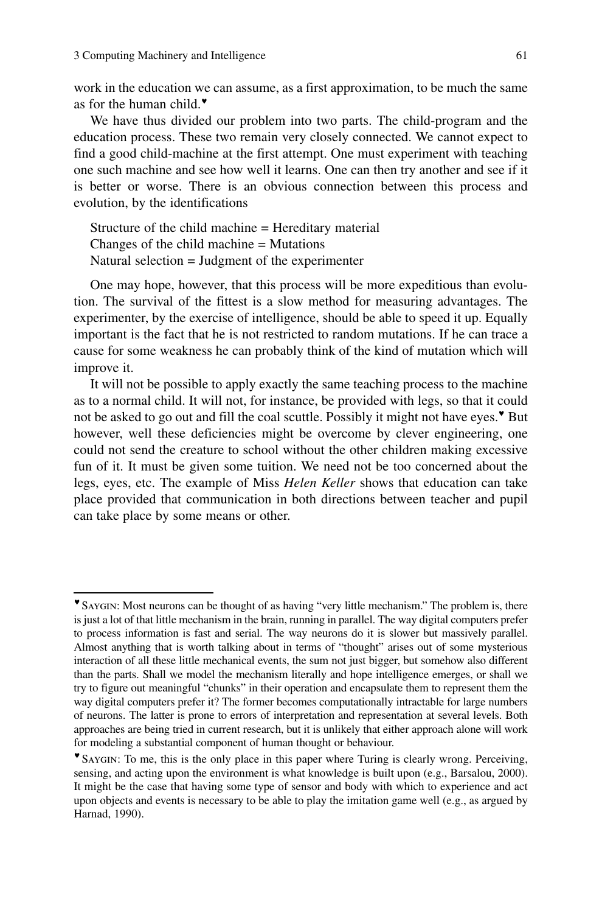work in the education we can assume, as a first approximation, to be much the same as for the human child.♥

We have thus divided our problem into two parts. The child-program and the education process. These two remain very closely connected. We cannot expect to find a good child-machine at the first attempt. One must experiment with teaching one such machine and see how well it learns. One can then try another and see if it is better or worse. There is an obvious connection between this process and evolution, by the identifications

Structure of the child machine = Hereditary material
Changes of the child machine = Mutations
Natural selection = Judgment of the experimenter

One may hope, however, that this process will be more expeditious than evolution. The survival of the fittest is a slow method for measuring advantages. The experimenter, by the exercise of intelligence, should be able to speed it up. Equally important is the fact that he is not restricted to random mutations. If he can trace a cause for some weakness he can probably think of the kind of mutation which will improve it.

It will not be possible to apply exactly the same teaching process to the machine as to a normal child. It will not, for instance, be provided with legs, so that it could not be asked to go out and fill the coal scuttle. Possibly it might not have eyes.♥ But however, well these deficiencies might be overcome by clever engineering, one could not send the creature to school without the other children making excessive fun of it. It must be given some tuition. We need not be too concerned about the legs, eyes, etc. The example of Miss *Helen Keller* shows that education can take place provided that communication in both directions between teacher and pupil can take place by some means or other.

---

♥ Saygin: Most neurons can be thought of as having "very little mechanism." The problem is, there is just a lot of that little mechanism in the brain, running in parallel. The way digital computers prefer to process information is fast and serial. The way neurons do it is slower but massively parallel. Almost anything that is worth talking about in terms of "thought" arises out of some mysterious interaction of all these little mechanical events, the sum not just bigger, but somehow also different than the parts. Shall we model the mechanism literally and hope intelligence emerges, or shall we try to figure out meaningful "chunks" in their operation and encapsulate them to represent them the way digital computers prefer it? The former becomes computationally intractable for large numbers of neurons. The latter is prone to errors of interpretation and representation at several levels. Both approaches are being tried in current research, but it is unlikely that either approach alone will work for modeling a substantial component of human thought or behaviour.

♥ Saygin: To me, this is the only place in this paper where Turing is clearly wrong. Perceiving, sensing, and acting upon the environment is what knowledge is built upon (e.g., Barsalou, 2000). It might be the case that having some type of sensor and body with which to experience and act upon objects and events is necessary to be able to play the imitation game well (e.g., as argued by Harnad, 1990).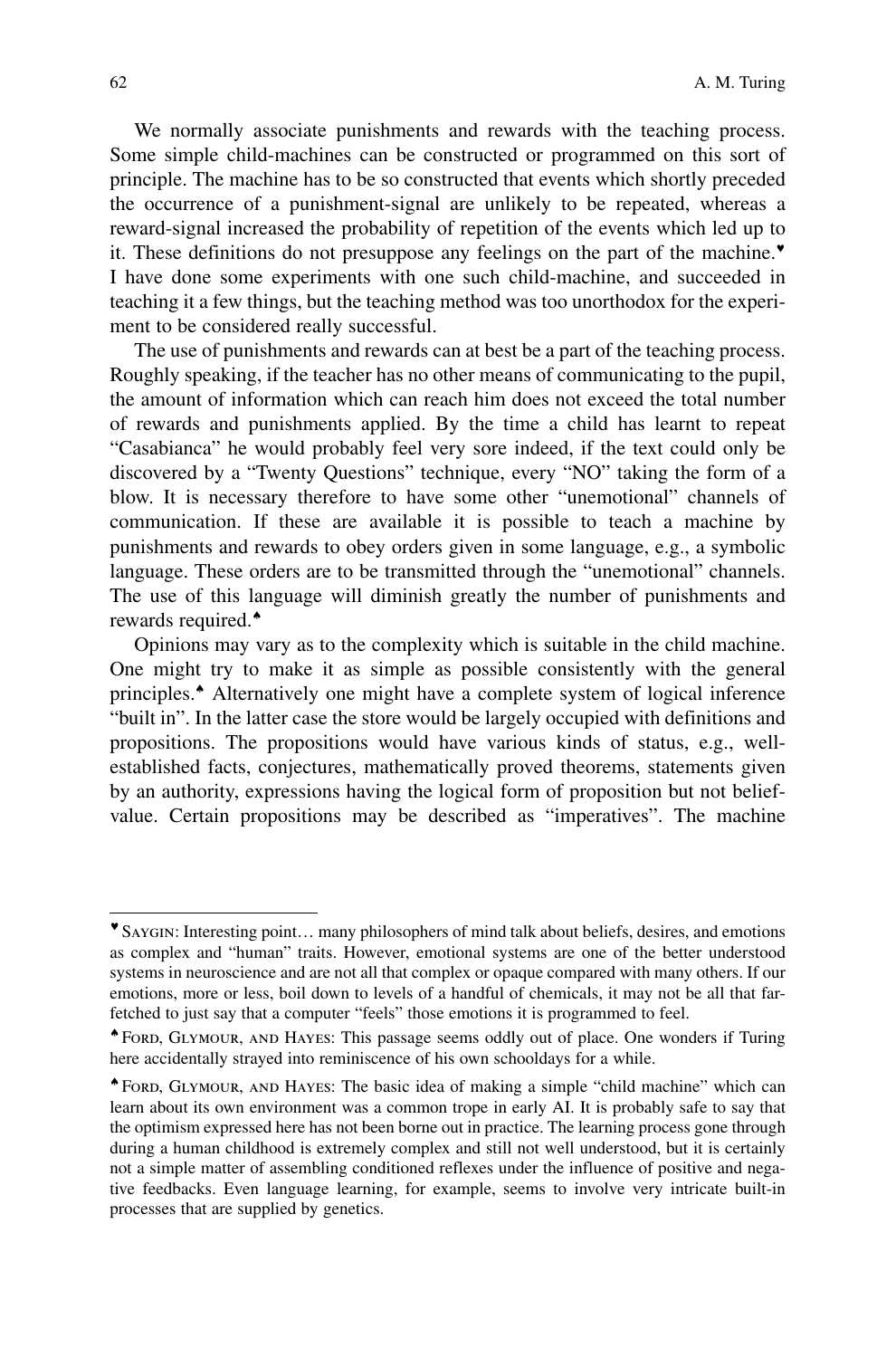We normally associate punishments and rewards with the teaching process. Some simple child-machines can be constructed or programmed on this sort of principle. The machine has to be so constructed that events which shortly preceded the occurrence of a punishment-signal are unlikely to be repeated, whereas a reward-signal increased the probability of repetition of the events which led up to it. These definitions do not presuppose any feelings on the part of the machine.♥ I have done some experiments with one such child-machine, and succeeded in teaching it a few things, but the teaching method was too unorthodox for the experiment to be considered really successful.

The use of punishments and rewards can at best be a part of the teaching process. Roughly speaking, if the teacher has no other means of communicating to the pupil, the amount of information which can reach him does not exceed the total number of rewards and punishments applied. By the time a child has learnt to repeat "Casabianca" he would probably feel very sore indeed, if the text could only be discovered by a "Twenty Questions" technique, every "NO" taking the form of a blow. It is necessary therefore to have some other "unemotional" channels of communication. If these are available it is possible to teach a machine by punishments and rewards to obey orders given in some language, e.g., a symbolic language. These orders are to be transmitted through the "unemotional" channels. The use of this language will diminish greatly the number of punishments and rewards required.♠

Opinions may vary as to the complexity which is suitable in the child machine. One might try to make it as simple as possible consistently with the general principles.♠ Alternatively one might have a complete system of logical inference "built in". In the latter case the store would be largely occupied with definitions and propositions. The propositions would have various kinds of status, e.g., well-established facts, conjectures, mathematically proved theorems, statements given by an authority, expressions having the logical form of proposition but not belief-value. Certain propositions may be described as "imperatives". The machine

---

♥ Saygin: Interesting point… many philosophers of mind talk about beliefs, desires, and emotions as complex and "human" traits. However, emotional systems are one of the better understood systems in neuroscience and are not all that complex or opaque compared with many others. If our emotions, more or less, boil down to levels of a handful of chemicals, it may not be all that far-fetched to just say that a computer "feels" those emotions it is programmed to feel.

♠ Ford, Glymour, and Hayes: This passage seems oddly out of place. One wonders if Turing here accidentally strayed into reminiscence of his own schooldays for a while.

♠ Ford, Glymour, and Hayes: The basic idea of making a simple "child machine" which can learn about its own environment was a common trope in early AI. It is probably safe to say that the optimism expressed here has not been borne out in practice. The learning process gone through during a human childhood is extremely complex and still not well understood, but it is certainly not a simple matter of assembling conditioned reflexes under the influence of positive and negative feedbacks. Even language learning, for example, seems to involve very intricate built-in processes that are supplied by genetics.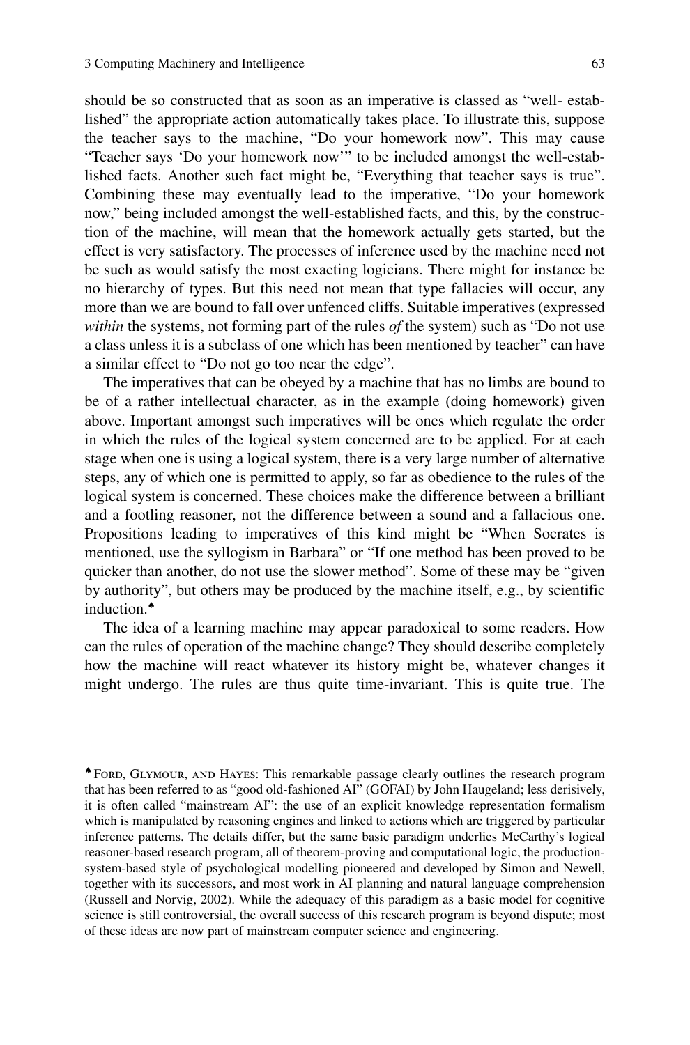should be so constructed that as soon as an imperative is classed as "well- established" the appropriate action automatically takes place. To illustrate this, suppose the teacher says to the machine, "Do your homework now". This may cause "Teacher says 'Do your homework now'" to be included amongst the well-established facts. Another such fact might be, "Everything that teacher says is true". Combining these may eventually lead to the imperative, "Do your homework now," being included amongst the well-established facts, and this, by the construction of the machine, will mean that the homework actually gets started, but the effect is very satisfactory. The processes of inference used by the machine need not be such as would satisfy the most exacting logicians. There might for instance be no hierarchy of types. But this need not mean that type fallacies will occur, any more than we are bound to fall over unfenced cliffs. Suitable imperatives (expressed *within* the systems, not forming part of the rules *of* the system) such as "Do not use a class unless it is a subclass of one which has been mentioned by teacher" can have a similar effect to "Do not go too near the edge".

The imperatives that can be obeyed by a machine that has no limbs are bound to be of a rather intellectual character, as in the example (doing homework) given above. Important amongst such imperatives will be ones which regulate the order in which the rules of the logical system concerned are to be applied. For at each stage when one is using a logical system, there is a very large number of alternative steps, any of which one is permitted to apply, so far as obedience to the rules of the logical system is concerned. These choices make the difference between a brilliant and a footling reasoner, not the difference between a sound and a fallacious one. Propositions leading to imperatives of this kind might be "When Socrates is mentioned, use the syllogism in Barbara" or "If one method has been proved to be quicker than another, do not use the slower method". Some of these may be "given by authority", but others may be produced by the machine itself, e.g., by scientific induction.♠

The idea of a learning machine may appear paradoxical to some readers. How can the rules of operation of the machine change? They should describe completely how the machine will react whatever its history might be, whatever changes it might undergo. The rules are thus quite time-invariant. This is quite true. The

---

♠ Ford, Glymour, and Hayes: This remarkable passage clearly outlines the research program that has been referred to as "good old-fashioned AI" (GOFAI) by John Haugeland; less derisively, it is often called "mainstream AI": the use of an explicit knowledge representation formalism which is manipulated by reasoning engines and linked to actions which are triggered by particular inference patterns. The details differ, but the same basic paradigm underlies McCarthy's logical reasoner-based research program, all of theorem-proving and computational logic, the production-system-based style of psychological modelling pioneered and developed by Simon and Newell, together with its successors, and most work in AI planning and natural language comprehension (Russell and Norvig, 2002). While the adequacy of this paradigm as a basic model for cognitive science is still controversial, the overall success of this research program is beyond dispute; most of these ideas are now part of mainstream computer science and engineering.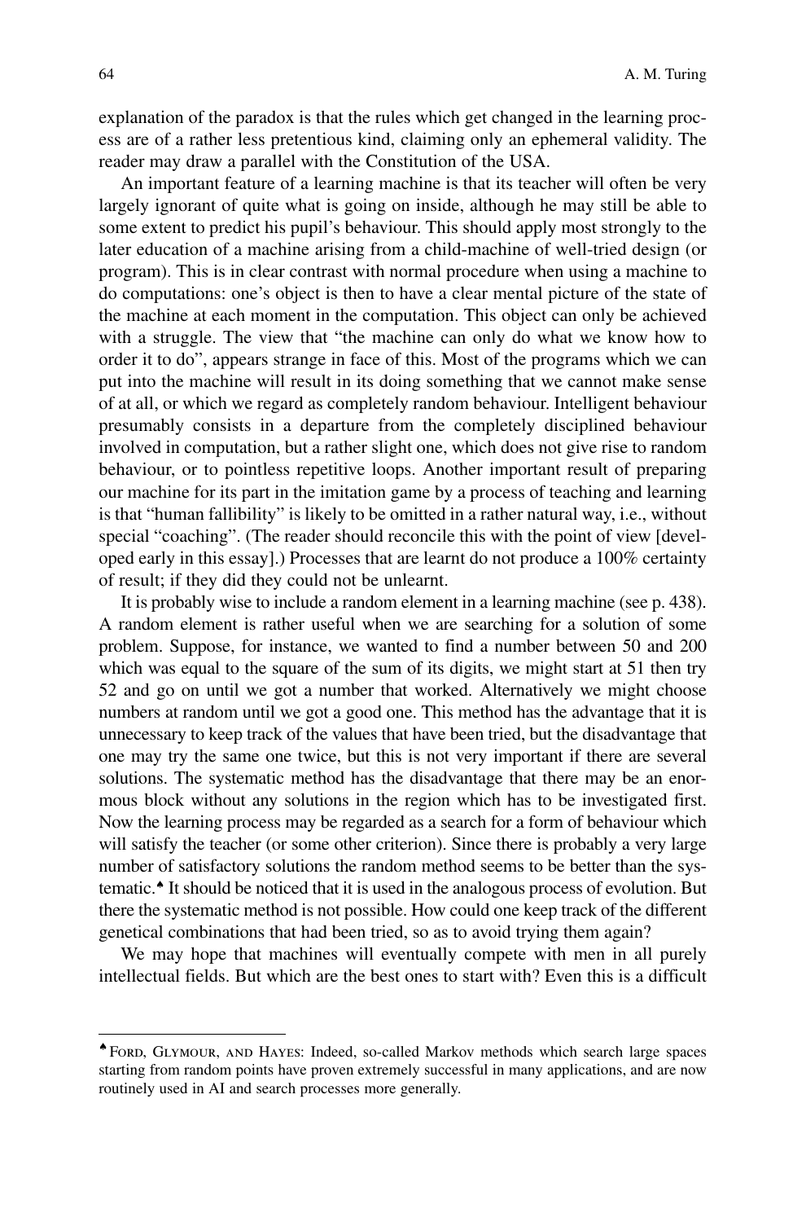explanation of the paradox is that the rules which get changed in the learning process are of a rather less pretentious kind, claiming only an ephemeral validity. The reader may draw a parallel with the Constitution of the USA.

An important feature of a learning machine is that its teacher will often be very largely ignorant of quite what is going on inside, although he may still be able to some extent to predict his pupil's behaviour. This should apply most strongly to the later education of a machine arising from a child-machine of well-tried design (or program). This is in clear contrast with normal procedure when using a machine to do computations: one's object is then to have a clear mental picture of the state of the machine at each moment in the computation. This object can only be achieved with a struggle. The view that "the machine can only do what we know how to order it to do", appears strange in face of this. Most of the programs which we can put into the machine will result in its doing something that we cannot make sense of at all, or which we regard as completely random behaviour. Intelligent behaviour presumably consists in a departure from the completely disciplined behaviour involved in computation, but a rather slight one, which does not give rise to random behaviour, or to pointless repetitive loops. Another important result of preparing our machine for its part in the imitation game by a process of teaching and learning is that "human fallibility" is likely to be omitted in a rather natural way, i.e., without special "coaching". (The reader should reconcile this with the point of view [developed early in this essay].) Processes that are learnt do not produce a 100% certainty of result; if they did they could not be unlearnt.

It is probably wise to include a random element in a learning machine (see p. 438). A random element is rather useful when we are searching for a solution of some problem. Suppose, for instance, we wanted to find a number between 50 and 200 which was equal to the square of the sum of its digits, we might start at 51 then try 52 and go on until we got a number that worked. Alternatively we might choose numbers at random until we got a good one. This method has the advantage that it is unnecessary to keep track of the values that have been tried, but the disadvantage that one may try the same one twice, but this is not very important if there are several solutions. The systematic method has the disadvantage that there may be an enormous block without any solutions in the region which has to be investigated first. Now the learning process may be regarded as a search for a form of behaviour which will satisfy the teacher (or some other criterion). Since there is probably a very large number of satisfactory solutions the random method seems to be better than the systematic.♠ It should be noticed that it is used in the analogous process of evolution. But there the systematic method is not possible. How could one keep track of the different genetical combinations that had been tried, so as to avoid trying them again?

We may hope that machines will eventually compete with men in all purely intellectual fields. But which are the best ones to start with? Even this is a difficult

---

♠ Ford, Glymour, and Hayes: Indeed, so-called Markov methods which search large spaces starting from random points have proven extremely successful in many applications, and are now routinely used in AI and search processes more generally.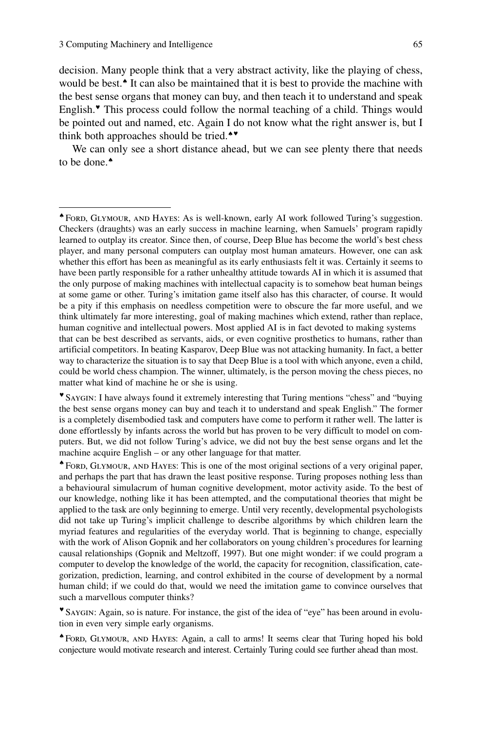decision. Many people think that a very abstract activity, like the playing of chess, would be best.♠ It can also be maintained that it is best to provide the machine with the best sense organs that money can buy, and then teach it to understand and speak English.♥ This process could follow the normal teaching of a child. Things would be pointed out and named, etc. Again I do not know what the right answer is, but I think both approaches should be tried.♠♥

We can only see a short distance ahead, but we can see plenty there that needs to be done.♠

---

♠ Ford, Glymour, and Hayes: As is well-known, early AI work followed Turing's suggestion. Checkers (draughts) was an early success in machine learning, when Samuels' program rapidly learned to outplay its creator. Since then, of course, Deep Blue has become the world's best chess player, and many personal computers can outplay most human amateurs. However, one can ask whether this effort has been as meaningful as its early enthusiasts felt it was. Certainly it seems to have been partly responsible for a rather unhealthy attitude towards AI in which it is assumed that the only purpose of making machines with intellectual capacity is to somehow beat human beings at some game or other. Turing's imitation game itself also has this character, of course. It would be a pity if this emphasis on needless competition were to obscure the far more useful, and we think ultimately far more interesting, goal of making machines which extend, rather than replace, human cognitive and intellectual powers. Most applied AI is in fact devoted to making systems that can be best described as servants, aids, or even cognitive prosthetics to humans, rather than artificial competitors. In beating Kasparov, Deep Blue was not attacking humanity. In fact, a better way to characterize the situation is to say that Deep Blue is a tool with which anyone, even a child, could be world chess champion. The winner, ultimately, is the person moving the chess pieces, no matter what kind of machine he or she is using.

♥ Saygin: I have always found it extremely interesting that Turing mentions "chess" and "buying the best sense organs money can buy and teach it to understand and speak English." The former is a completely disembodied task and computers have come to perform it rather well. The latter is done effortlessly by infants across the world but has proven to be very difficult to model on computers. But, we did not follow Turing's advice, we did not buy the best sense organs and let the machine acquire English – or any other language for that matter.

♠ Ford, Glymour, and Hayes: This is one of the most original sections of a very original paper, and perhaps the part that has drawn the least positive response. Turing proposes nothing less than a behavioural simulacrum of human cognitive development, motor activity aside. To the best of our knowledge, nothing like it has been attempted, and the computational theories that might be applied to the task are only beginning to emerge. Until very recently, developmental psychologists did not take up Turing's implicit challenge to describe algorithms by which children learn the myriad features and regularities of the everyday world. That is beginning to change, especially with the work of Alison Gopnik and her collaborators on young children's procedures for learning causal relationships (Gopnik and Meltzoff, 1997). But one might wonder: if we could program a computer to develop the knowledge of the world, the capacity for recognition, classification, categorization, prediction, learning, and control exhibited in the course of development by a normal human child; if we could do that, would we need the imitation game to convince ourselves that such a marvellous computer thinks?

♥ Saygin: Again, so is nature. For instance, the gist of the idea of "eye" has been around in evolution in even very simple early organisms.

♠ Ford, Glymour, and Hayes: Again, a call to arms! It seems clear that Turing hoped his bold conjecture would motivate research and interest. Certainly Turing could see further ahead than most.